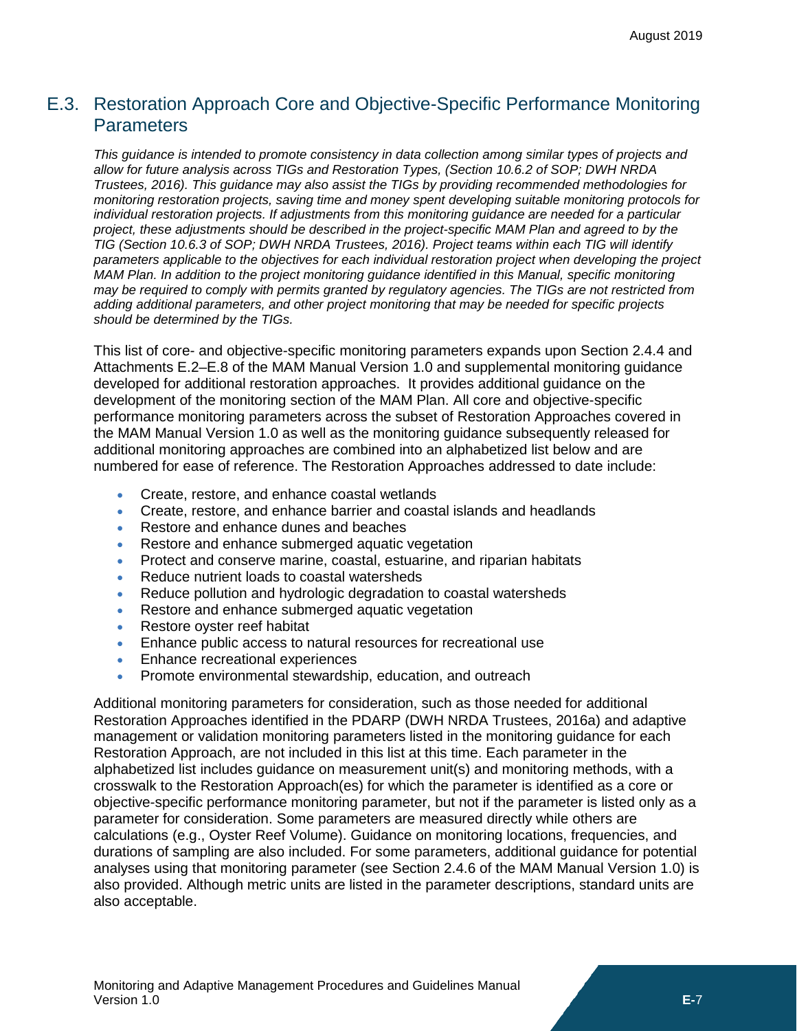## E.3. Restoration Approach Core and Objective-Specific Performance Monitoring Parameters

*This guidance is intended to promote consistency in data collection among similar types of projects and allow for future analysis across TIGs and Restoration Types, (Section 10.6.2 of SOP; DWH NRDA Trustees, 2016). This guidance may also assist the TIGs by providing recommended methodologies for monitoring restoration projects, saving time and money spent developing suitable monitoring protocols for individual restoration projects. If adjustments from this monitoring guidance are needed for a particular project, these adjustments should be described in the project-specific MAM Plan and agreed to by the TIG (Section 10.6.3 of SOP; DWH NRDA Trustees, 2016). Project teams within each TIG will identify parameters applicable to the objectives for each individual restoration project when developing the project MAM Plan. In addition to the project monitoring guidance identified in this Manual, specific monitoring may be required to comply with permits granted by regulatory agencies. The TIGs are not restricted from adding additional parameters, and other project monitoring that may be needed for specific projects should be determined by the TIGs.*

This list of core- and objective-specific monitoring parameters expands upon Section 2.4.4 and Attachments E.2–E.8 of the MAM Manual Version 1.0 and supplemental monitoring guidance developed for additional restoration approaches. It provides additional guidance on the development of the monitoring section of the MAM Plan. All core and objective-specific performance monitoring parameters across the subset of Restoration Approaches covered in the MAM Manual Version 1.0 as well as the monitoring guidance subsequently released for additional monitoring approaches are combined into an alphabetized list below and are numbered for ease of reference. The Restoration Approaches addressed to date include:

- Create, restore, and enhance coastal wetlands
- Create, restore, and enhance barrier and coastal islands and headlands
- Restore and enhance dunes and beaches
- Restore and enhance submerged aquatic vegetation
- Protect and conserve marine, coastal, estuarine, and riparian habitats
- Reduce nutrient loads to coastal watersheds
- Reduce pollution and hydrologic degradation to coastal watersheds
- Restore and enhance submerged aquatic vegetation
- Restore oyster reef habitat
- Enhance public access to natural resources for recreational use
- Enhance recreational experiences
- Promote environmental stewardship, education, and outreach

Additional monitoring parameters for consideration, such as those needed for additional Restoration Approaches identified in the PDARP (DWH NRDA Trustees, 2016a) and adaptive management or validation monitoring parameters listed in the monitoring guidance for each Restoration Approach, are not included in this list at this time. Each parameter in the alphabetized list includes guidance on measurement unit(s) and monitoring methods, with a crosswalk to the Restoration Approach(es) for which the parameter is identified as a core or objective-specific performance monitoring parameter, but not if the parameter is listed only as a parameter for consideration. Some parameters are measured directly while others are calculations (e.g., Oyster Reef Volume). Guidance on monitoring locations, frequencies, and durations of sampling are also included. For some parameters, additional guidance for potential analyses using that monitoring parameter (see Section 2.4.6 of the MAM Manual Version 1.0) is also provided. Although metric units are listed in the parameter descriptions, standard units are also acceptable.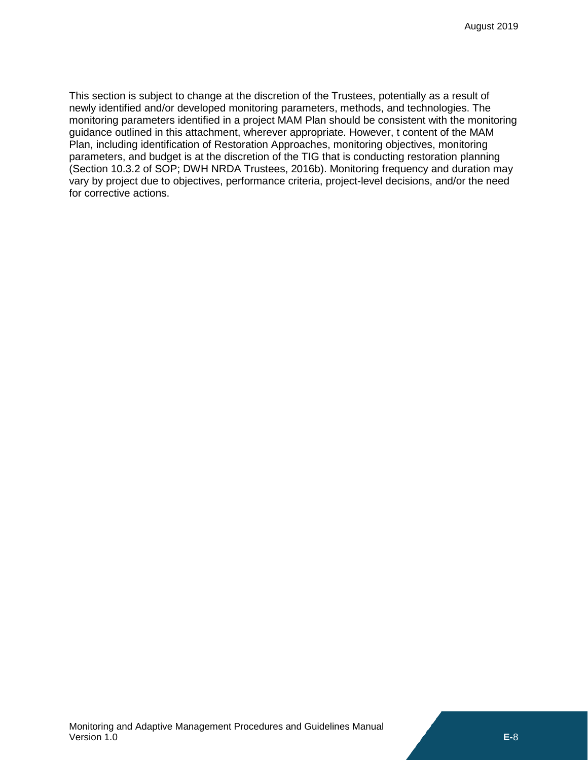This section is subject to change at the discretion of the Trustees, potentially as a result of newly identified and/or developed monitoring parameters, methods, and technologies. The monitoring parameters identified in a project MAM Plan should be consistent with the monitoring guidance outlined in this attachment, wherever appropriate. However, t content of the MAM Plan, including identification of Restoration Approaches, monitoring objectives, monitoring parameters, and budget is at the discretion of the TIG that is conducting restoration planning (Section 10.3.2 of SOP; DWH NRDA Trustees, 2016b). Monitoring frequency and duration may vary by project due to objectives, performance criteria, project-level decisions, and/or the need for corrective actions.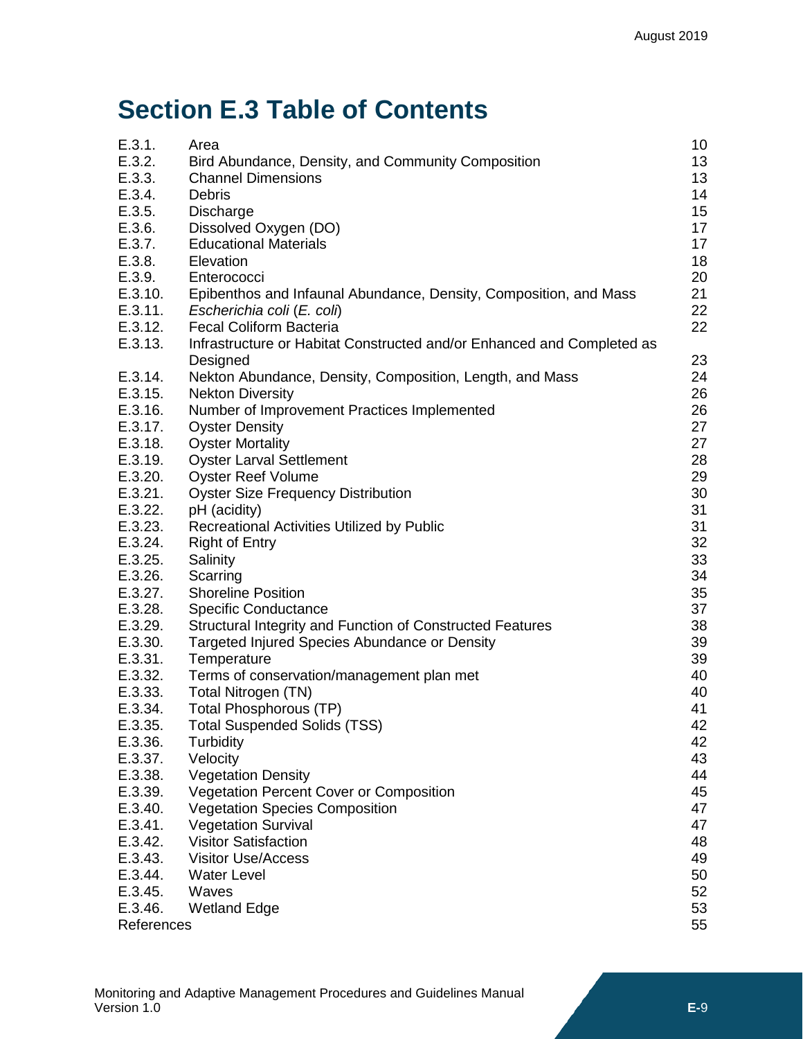# Section E.3 Table of Contents

| | | |
|---|---|---|
| E.3.1. | Area | 10 |
| E.3.2. | Bird Abundance, Density, and Community Composition | 13 |
| E.3.3. | Channel Dimensions | 13 |
| E.3.4. | Debris | 14 |
| E.3.5. | Discharge | 15 |
| E.3.6. | Dissolved Oxygen (DO) | 17 |
| E.3.7. | Educational Materials | 17 |
| E.3.8. | Elevation | 18 |
| E.3.9. | Enterococci | 20 |
| E.3.10. | Epibenthos and Infaunal Abundance, Density, Composition, and Mass | 21 |
| E.3.11. | *Escherichia coli* (*E. coli*) | 22 |
| E.3.12. | Fecal Coliform Bacteria | 22 |
| E.3.13. | Infrastructure or Habitat Constructed and/or Enhanced and Completed as Designed | 23 |
| E.3.14. | Nekton Abundance, Density, Composition, Length, and Mass | 24 |
| E.3.15. | Nekton Diversity | 26 |
| E.3.16. | Number of Improvement Practices Implemented | 26 |
| E.3.17. | Oyster Density | 27 |
| E.3.18. | Oyster Mortality | 27 |
| E.3.19. | Oyster Larval Settlement | 28 |
| E.3.20. | Oyster Reef Volume | 29 |
| E.3.21. | Oyster Size Frequency Distribution | 30 |
| E.3.22. | pH (acidity) | 31 |
| E.3.23. | Recreational Activities Utilized by Public | 31 |
| E.3.24. | Right of Entry | 32 |
| E.3.25. | Salinity | 33 |
| E.3.26. | Scarring | 34 |
| E.3.27. | Shoreline Position | 35 |
| E.3.28. | Specific Conductance | 37 |
| E.3.29. | Structural Integrity and Function of Constructed Features | 38 |
| E.3.30. | Targeted Injured Species Abundance or Density | 39 |
| E.3.31. | Temperature | 39 |
| E.3.32. | Terms of conservation/management plan met | 40 |
| E.3.33. | Total Nitrogen (TN) | 40 |
| E.3.34. | Total Phosphorous (TP) | 41 |
| E.3.35. | Total Suspended Solids (TSS) | 42 |
| E.3.36. | Turbidity | 42 |
| E.3.37. | Velocity | 43 |
| E.3.38. | Vegetation Density | 44 |
| E.3.39. | Vegetation Percent Cover or Composition | 45 |
| E.3.40. | Vegetation Species Composition | 47 |
| E.3.41. | Vegetation Survival | 47 |
| E.3.42. | Visitor Satisfaction | 48 |
| E.3.43. | Visitor Use/Access | 49 |
| E.3.44. | Water Level | 50 |
| E.3.45. | Waves | 52 |
| E.3.46. | Wetland Edge | 53 |
| References | | 55 |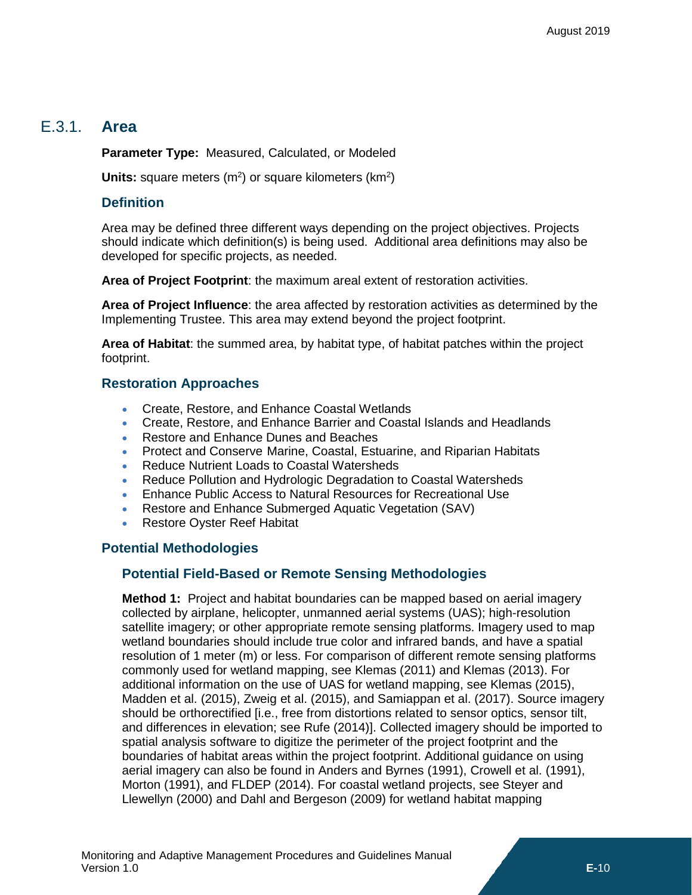## E.3.1. Area

**Parameter Type:** Measured, Calculated, or Modeled

**Units:** square meters ($m^2$) or square kilometers ($km^2$)

### Definition

Area may be defined three different ways depending on the project objectives. Projects should indicate which definition(s) is being used. Additional area definitions may also be developed for specific projects, as needed.

**Area of Project Footprint**: the maximum areal extent of restoration activities.

**Area of Project Influence**: the area affected by restoration activities as determined by the Implementing Trustee. This area may extend beyond the project footprint.

**Area of Habitat**: the summed area, by habitat type, of habitat patches within the project footprint.

### Restoration Approaches

- Create, Restore, and Enhance Coastal Wetlands
- Create, Restore, and Enhance Barrier and Coastal Islands and Headlands
- Restore and Enhance Dunes and Beaches
- Protect and Conserve Marine, Coastal, Estuarine, and Riparian Habitats
- Reduce Nutrient Loads to Coastal Watersheds
- Reduce Pollution and Hydrologic Degradation to Coastal Watersheds
- Enhance Public Access to Natural Resources for Recreational Use
- Restore and Enhance Submerged Aquatic Vegetation (SAV)
- Restore Oyster Reef Habitat

### Potential Methodologies

#### Potential Field-Based or Remote Sensing Methodologies

**Method 1:** Project and habitat boundaries can be mapped based on aerial imagery collected by airplane, helicopter, unmanned aerial systems (UAS); high-resolution satellite imagery; or other appropriate remote sensing platforms. Imagery used to map wetland boundaries should include true color and infrared bands, and have a spatial resolution of 1 meter (m) or less. For comparison of different remote sensing platforms commonly used for wetland mapping, see Klemas (2011) and Klemas (2013). For additional information on the use of UAS for wetland mapping, see Klemas (2015), Madden et al. (2015), Zweig et al. (2015), and Samiappan et al. (2017). Source imagery should be orthorectified [i.e., free from distortions related to sensor optics, sensor tilt, and differences in elevation; see Rufe (2014)]. Collected imagery should be imported to spatial analysis software to digitize the perimeter of the project footprint and the boundaries of habitat areas within the project footprint. Additional guidance on using aerial imagery can also be found in Anders and Byrnes (1991), Crowell et al. (1991), Morton (1991), and FLDEP (2014). For coastal wetland projects, see Steyer and Llewellyn (2000) and Dahl and Bergeson (2009) for wetland habitat mapping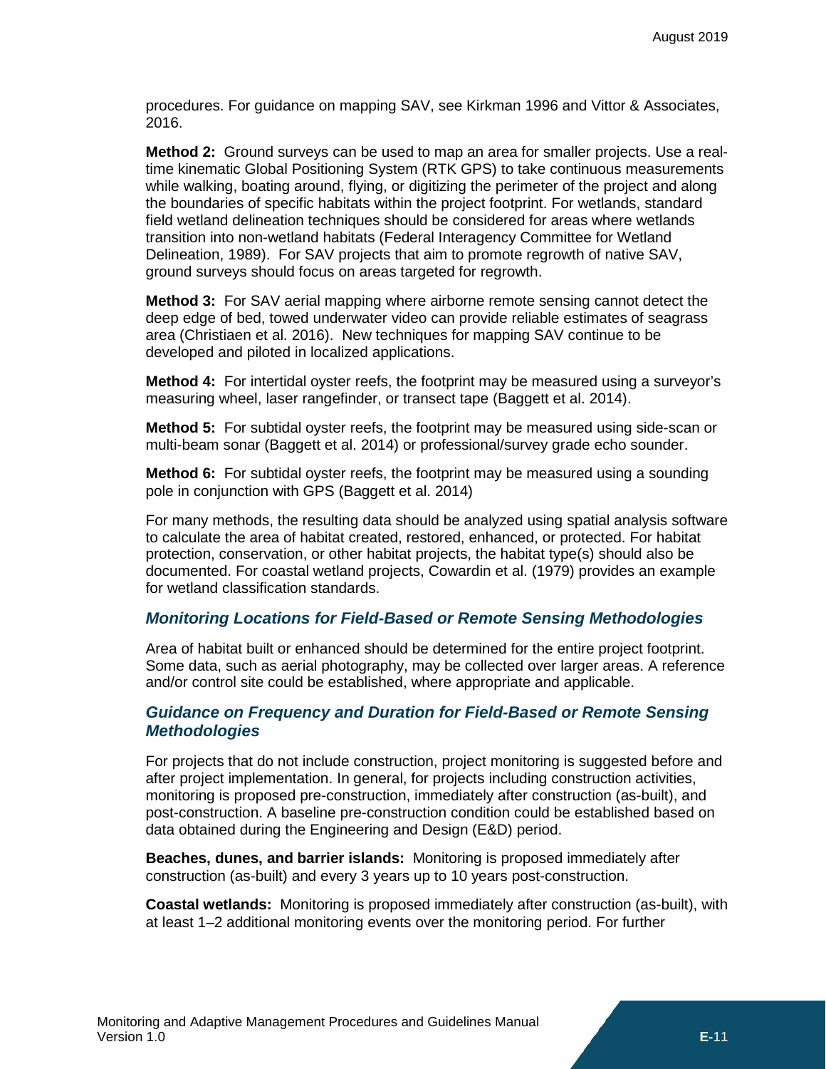procedures. For guidance on mapping SAV, see Kirkman 1996 and Vittor & Associates, 2016.

**Method 2:** Ground surveys can be used to map an area for smaller projects. Use a real-time kinematic Global Positioning System (RTK GPS) to take continuous measurements while walking, boating around, flying, or digitizing the perimeter of the project and along the boundaries of specific habitats within the project footprint. For wetlands, standard field wetland delineation techniques should be considered for areas where wetlands transition into non-wetland habitats (Federal Interagency Committee for Wetland Delineation, 1989). For SAV projects that aim to promote regrowth of native SAV, ground surveys should focus on areas targeted for regrowth.

**Method 3:** For SAV aerial mapping where airborne remote sensing cannot detect the deep edge of bed, towed underwater video can provide reliable estimates of seagrass area (Christiaen et al. 2016). New techniques for mapping SAV continue to be developed and piloted in localized applications.

**Method 4:** For intertidal oyster reefs, the footprint may be measured using a surveyor's measuring wheel, laser rangefinder, or transect tape (Baggett et al. 2014).

**Method 5:** For subtidal oyster reefs, the footprint may be measured using side-scan or multi-beam sonar (Baggett et al. 2014) or professional/survey grade echo sounder.

**Method 6:** For subtidal oyster reefs, the footprint may be measured using a sounding pole in conjunction with GPS (Baggett et al. 2014)

For many methods, the resulting data should be analyzed using spatial analysis software to calculate the area of habitat created, restored, enhanced, or protected. For habitat protection, conservation, or other habitat projects, the habitat type(s) should also be documented. For coastal wetland projects, Cowardin et al. (1979) provides an example for wetland classification standards.

### *Monitoring Locations for Field-Based or Remote Sensing Methodologies*

Area of habitat built or enhanced should be determined for the entire project footprint. Some data, such as aerial photography, may be collected over larger areas. A reference and/or control site could be established, where appropriate and applicable.

### *Guidance on Frequency and Duration for Field-Based or Remote Sensing Methodologies*

For projects that do not include construction, project monitoring is suggested before and after project implementation. In general, for projects including construction activities, monitoring is proposed pre-construction, immediately after construction (as-built), and post-construction. A baseline pre-construction condition could be established based on data obtained during the Engineering and Design (E&D) period.

**Beaches, dunes, and barrier islands:** Monitoring is proposed immediately after construction (as-built) and every 3 years up to 10 years post-construction.

**Coastal wetlands:** Monitoring is proposed immediately after construction (as-built), with at least 1–2 additional monitoring events over the monitoring period. For further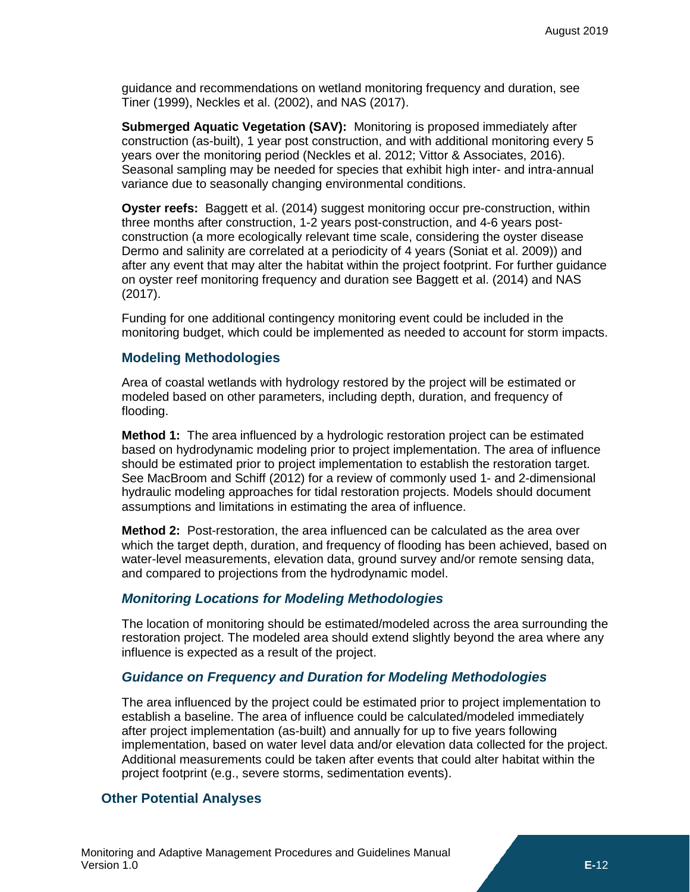guidance and recommendations on wetland monitoring frequency and duration, see Tiner (1999), Neckles et al. (2002), and NAS (2017).

**Submerged Aquatic Vegetation (SAV):** Monitoring is proposed immediately after construction (as-built), 1 year post construction, and with additional monitoring every 5 years over the monitoring period (Neckles et al. 2012; Vittor & Associates, 2016). Seasonal sampling may be needed for species that exhibit high inter- and intra-annual variance due to seasonally changing environmental conditions.

**Oyster reefs:** Baggett et al. (2014) suggest monitoring occur pre-construction, within three months after construction, 1-2 years post-construction, and 4-6 years post-construction (a more ecologically relevant time scale, considering the oyster disease Dermo and salinity are correlated at a periodicity of 4 years (Soniat et al. 2009)) and after any event that may alter the habitat within the project footprint. For further guidance on oyster reef monitoring frequency and duration see Baggett et al. (2014) and NAS (2017).

Funding for one additional contingency monitoring event could be included in the monitoring budget, which could be implemented as needed to account for storm impacts.

### Modeling Methodologies

Area of coastal wetlands with hydrology restored by the project will be estimated or modeled based on other parameters, including depth, duration, and frequency of flooding.

**Method 1:** The area influenced by a hydrologic restoration project can be estimated based on hydrodynamic modeling prior to project implementation. The area of influence should be estimated prior to project implementation to establish the restoration target. See MacBroom and Schiff (2012) for a review of commonly used 1- and 2-dimensional hydraulic modeling approaches for tidal restoration projects. Models should document assumptions and limitations in estimating the area of influence.

**Method 2:** Post-restoration, the area influenced can be calculated as the area over which the target depth, duration, and frequency of flooding has been achieved, based on water-level measurements, elevation data, ground survey and/or remote sensing data, and compared to projections from the hydrodynamic model.

#### *Monitoring Locations for Modeling Methodologies*

The location of monitoring should be estimated/modeled across the area surrounding the restoration project. The modeled area should extend slightly beyond the area where any influence is expected as a result of the project.

#### *Guidance on Frequency and Duration for Modeling Methodologies*

The area influenced by the project could be estimated prior to project implementation to establish a baseline. The area of influence could be calculated/modeled immediately after project implementation (as-built) and annually for up to five years following implementation, based on water level data and/or elevation data collected for the project. Additional measurements could be taken after events that could alter habitat within the project footprint (e.g., severe storms, sedimentation events).

## Other Potential Analyses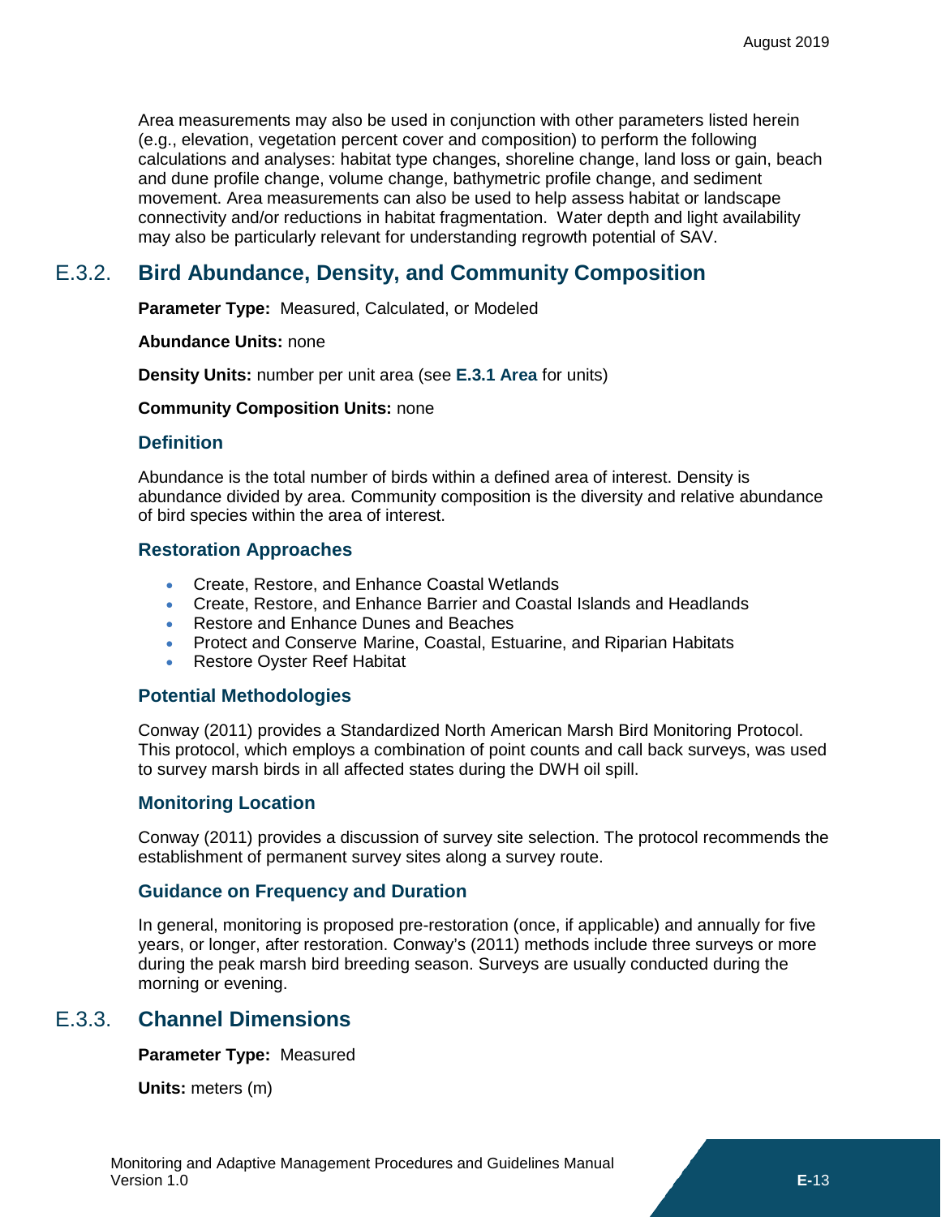Area measurements may also be used in conjunction with other parameters listed herein (e.g., elevation, vegetation percent cover and composition) to perform the following calculations and analyses: habitat type changes, shoreline change, land loss or gain, beach and dune profile change, volume change, bathymetric profile change, and sediment movement. Area measurements can also be used to help assess habitat or landscape connectivity and/or reductions in habitat fragmentation. Water depth and light availability may also be particularly relevant for understanding regrowth potential of SAV.

## E.3.2. Bird Abundance, Density, and Community Composition

**Parameter Type:** Measured, Calculated, or Modeled

**Abundance Units:** none

**Density Units:** number per unit area (see **E.3.1 Area** for units)

**Community Composition Units:** none

### Definition

Abundance is the total number of birds within a defined area of interest. Density is abundance divided by area. Community composition is the diversity and relative abundance of bird species within the area of interest.

### Restoration Approaches

- Create, Restore, and Enhance Coastal Wetlands
- Create, Restore, and Enhance Barrier and Coastal Islands and Headlands
- Restore and Enhance Dunes and Beaches
- Protect and Conserve Marine, Coastal, Estuarine, and Riparian Habitats
- Restore Oyster Reef Habitat

### Potential Methodologies

Conway (2011) provides a Standardized North American Marsh Bird Monitoring Protocol. This protocol, which employs a combination of point counts and call back surveys, was used to survey marsh birds in all affected states during the DWH oil spill.

### Monitoring Location

Conway (2011) provides a discussion of survey site selection. The protocol recommends the establishment of permanent survey sites along a survey route.

### Guidance on Frequency and Duration

In general, monitoring is proposed pre-restoration (once, if applicable) and annually for five years, or longer, after restoration. Conway's (2011) methods include three surveys or more during the peak marsh bird breeding season. Surveys are usually conducted during the morning or evening.

## E.3.3. Channel Dimensions

**Parameter Type:** Measured

**Units:** meters (m)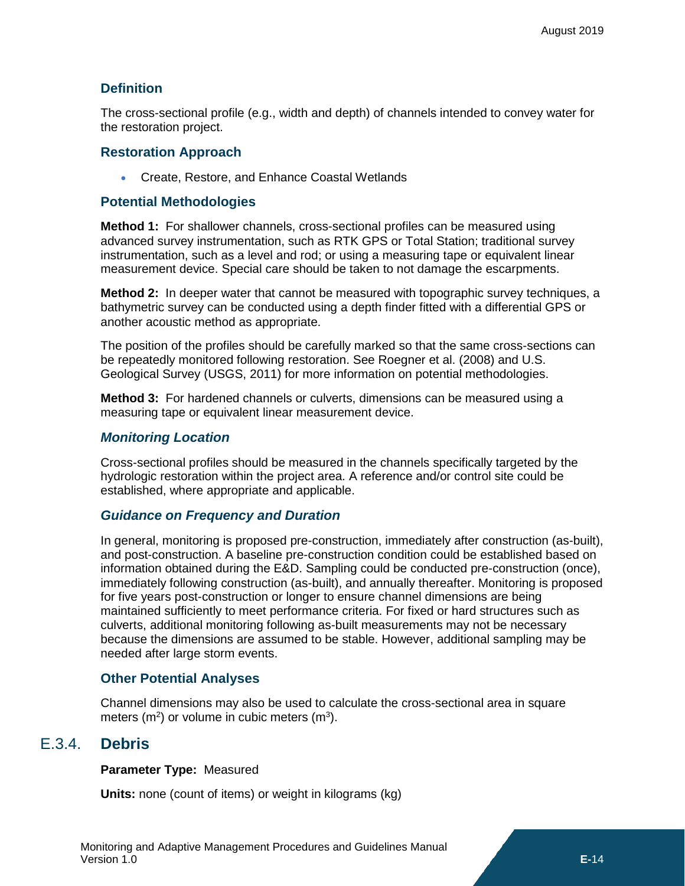### Definition

The cross-sectional profile (e.g., width and depth) of channels intended to convey water for the restoration project.

### Restoration Approach

- Create, Restore, and Enhance Coastal Wetlands

### Potential Methodologies

**Method 1:** For shallower channels, cross-sectional profiles can be measured using advanced survey instrumentation, such as RTK GPS or Total Station; traditional survey instrumentation, such as a level and rod; or using a measuring tape or equivalent linear measurement device. Special care should be taken to not damage the escarpments.

**Method 2:** In deeper water that cannot be measured with topographic survey techniques, a bathymetric survey can be conducted using a depth finder fitted with a differential GPS or another acoustic method as appropriate.

The position of the profiles should be carefully marked so that the same cross-sections can be repeatedly monitored following restoration. See Roegner et al. (2008) and U.S. Geological Survey (USGS, 2011) for more information on potential methodologies.

**Method 3:** For hardened channels or culverts, dimensions can be measured using a measuring tape or equivalent linear measurement device.

#### *Monitoring Location*

Cross-sectional profiles should be measured in the channels specifically targeted by the hydrologic restoration within the project area. A reference and/or control site could be established, where appropriate and applicable.

#### *Guidance on Frequency and Duration*

In general, monitoring is proposed pre-construction, immediately after construction (as-built), and post-construction. A baseline pre-construction condition could be established based on information obtained during the E&D. Sampling could be conducted pre-construction (once), immediately following construction (as-built), and annually thereafter. Monitoring is proposed for five years post-construction or longer to ensure channel dimensions are being maintained sufficiently to meet performance criteria. For fixed or hard structures such as culverts, additional monitoring following as-built measurements may not be necessary because the dimensions are assumed to be stable. However, additional sampling may be needed after large storm events.

### Other Potential Analyses

Channel dimensions may also be used to calculate the cross-sectional area in square meters ($m^2$) or volume in cubic meters ($m^3$).

## E.3.4. Debris

**Parameter Type:** Measured

**Units:** none (count of items) or weight in kilograms (kg)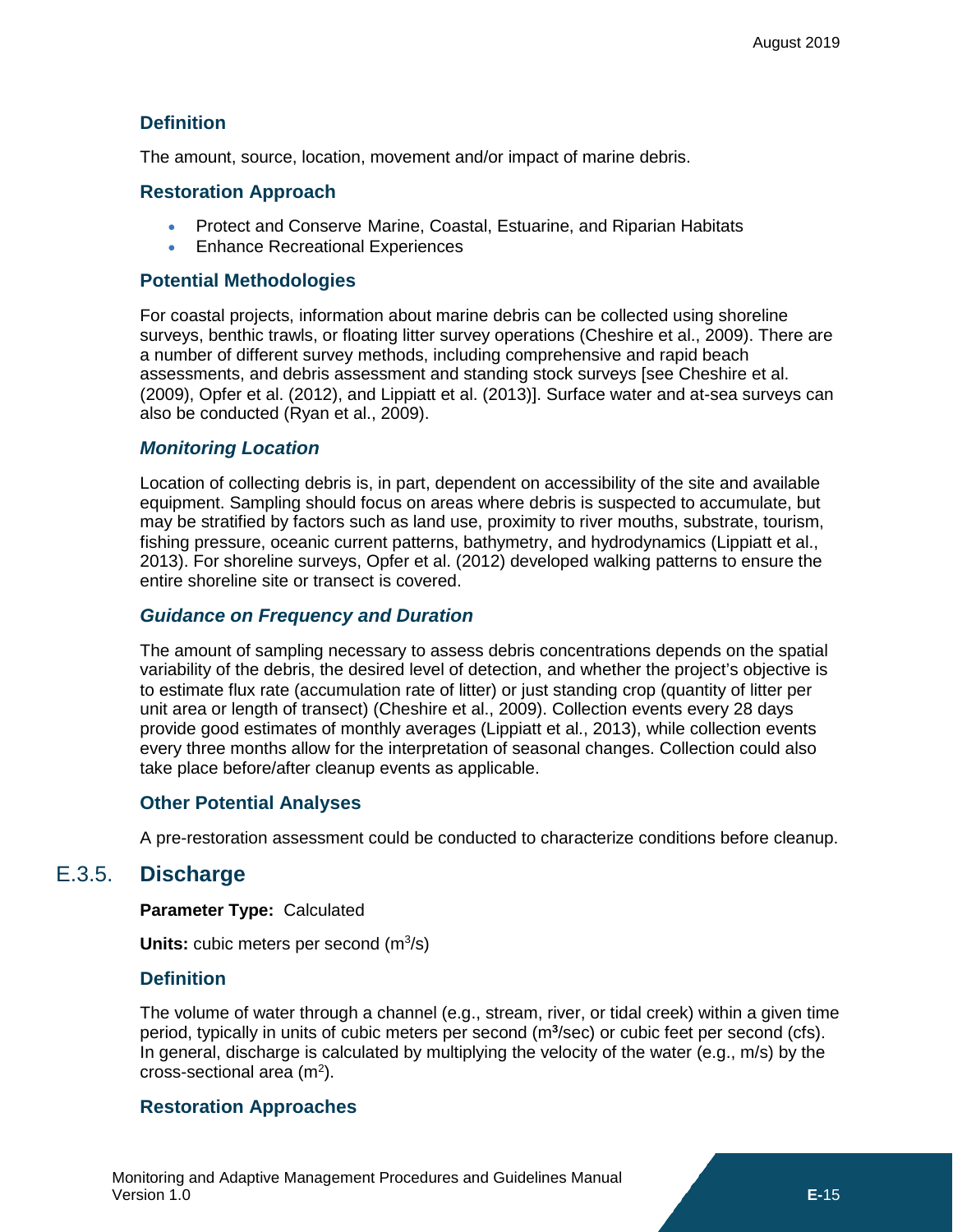### Definition

The amount, source, location, movement and/or impact of marine debris.

### Restoration Approach

- Protect and Conserve Marine, Coastal, Estuarine, and Riparian Habitats
- Enhance Recreational Experiences

### Potential Methodologies

For coastal projects, information about marine debris can be collected using shoreline surveys, benthic trawls, or floating litter survey operations (Cheshire et al., 2009). There are a number of different survey methods, including comprehensive and rapid beach assessments, and debris assessment and standing stock surveys [see Cheshire et al. (2009), Opfer et al. (2012), and Lippiatt et al. (2013)]. Surface water and at-sea surveys can also be conducted (Ryan et al., 2009).

#### *Monitoring Location*

Location of collecting debris is, in part, dependent on accessibility of the site and available equipment. Sampling should focus on areas where debris is suspected to accumulate, but may be stratified by factors such as land use, proximity to river mouths, substrate, tourism, fishing pressure, oceanic current patterns, bathymetry, and hydrodynamics (Lippiatt et al., 2013). For shoreline surveys, Opfer et al. (2012) developed walking patterns to ensure the entire shoreline site or transect is covered.

#### *Guidance on Frequency and Duration*

The amount of sampling necessary to assess debris concentrations depends on the spatial variability of the debris, the desired level of detection, and whether the project's objective is to estimate flux rate (accumulation rate of litter) or just standing crop (quantity of litter per unit area or length of transect) (Cheshire et al., 2009). Collection events every 28 days provide good estimates of monthly averages (Lippiatt et al., 2013), while collection events every three months allow for the interpretation of seasonal changes. Collection could also take place before/after cleanup events as applicable.

### Other Potential Analyses

A pre-restoration assessment could be conducted to characterize conditions before cleanup.

## E.3.5. Discharge

**Parameter Type:** Calculated

**Units:** cubic meters per second ($m^3/s$)

### Definition

The volume of water through a channel (e.g., stream, river, or tidal creek) within a given time period, typically in units of cubic meters per second ($m^3/sec$) or cubic feet per second (cfs). In general, discharge is calculated by multiplying the velocity of the water (e.g., m/s) by the cross-sectional area ($m^2$).

### Restoration Approaches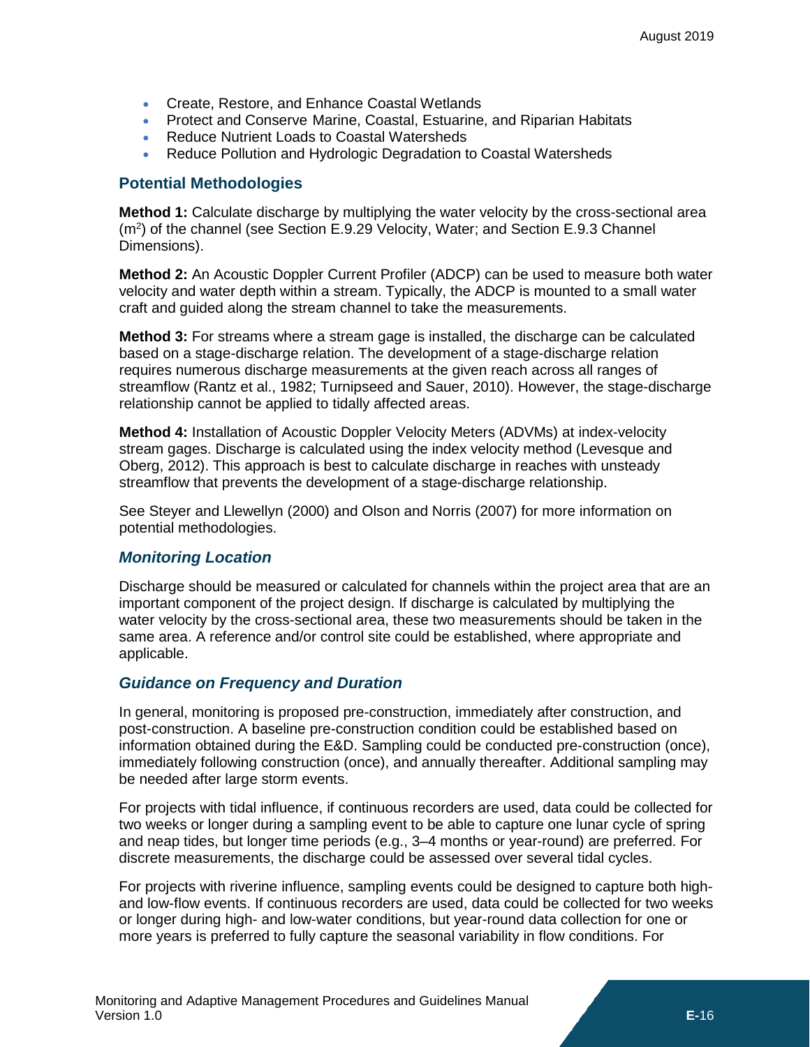- Create, Restore, and Enhance Coastal Wetlands
- Protect and Conserve Marine, Coastal, Estuarine, and Riparian Habitats
- Reduce Nutrient Loads to Coastal Watersheds
- Reduce Pollution and Hydrologic Degradation to Coastal Watersheds

### Potential Methodologies

**Method 1:** Calculate discharge by multiplying the water velocity by the cross-sectional area ($m^2$) of the channel (see Section E.9.29 Velocity, Water; and Section E.9.3 Channel Dimensions).

**Method 2:** An Acoustic Doppler Current Profiler (ADCP) can be used to measure both water velocity and water depth within a stream. Typically, the ADCP is mounted to a small water craft and guided along the stream channel to take the measurements.

**Method 3:** For streams where a stream gage is installed, the discharge can be calculated based on a stage-discharge relation. The development of a stage-discharge relation requires numerous discharge measurements at the given reach across all ranges of streamflow (Rantz et al., 1982; Turnipseed and Sauer, 2010). However, the stage-discharge relationship cannot be applied to tidally affected areas.

**Method 4:** Installation of Acoustic Doppler Velocity Meters (ADVMs) at index-velocity stream gages. Discharge is calculated using the index velocity method (Levesque and Oberg, 2012). This approach is best to calculate discharge in reaches with unsteady streamflow that prevents the development of a stage-discharge relationship.

See Steyer and Llewellyn (2000) and Olson and Norris (2007) for more information on potential methodologies.

### *Monitoring Location*

Discharge should be measured or calculated for channels within the project area that are an important component of the project design. If discharge is calculated by multiplying the water velocity by the cross-sectional area, these two measurements should be taken in the same area. A reference and/or control site could be established, where appropriate and applicable.

### *Guidance on Frequency and Duration*

In general, monitoring is proposed pre-construction, immediately after construction, and post-construction. A baseline pre-construction condition could be established based on information obtained during the E&D. Sampling could be conducted pre-construction (once), immediately following construction (once), and annually thereafter. Additional sampling may be needed after large storm events.

For projects with tidal influence, if continuous recorders are used, data could be collected for two weeks or longer during a sampling event to be able to capture one lunar cycle of spring and neap tides, but longer time periods (e.g., 3–4 months or year-round) are preferred. For discrete measurements, the discharge could be assessed over several tidal cycles.

For projects with riverine influence, sampling events could be designed to capture both high- and low-flow events. If continuous recorders are used, data could be collected for two weeks or longer during high- and low-water conditions, but year-round data collection for one or more years is preferred to fully capture the seasonal variability in flow conditions. For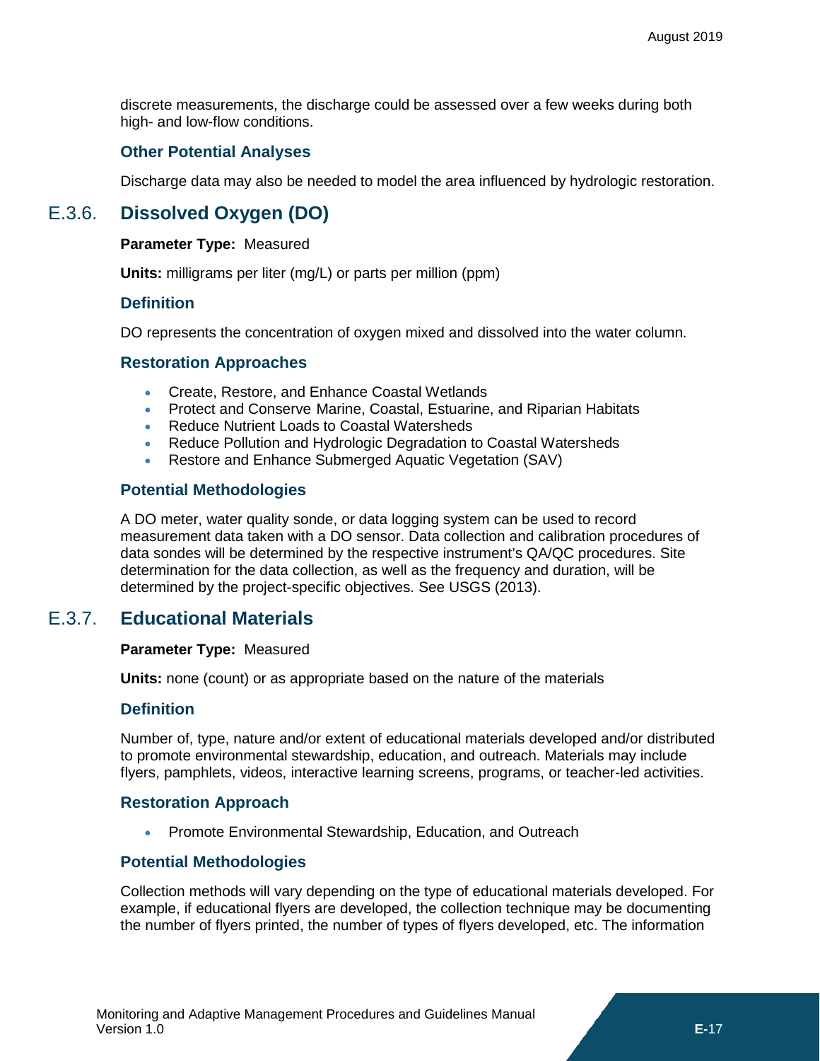discrete measurements, the discharge could be assessed over a few weeks during both high- and low-flow conditions.

### Other Potential Analyses

Discharge data may also be needed to model the area influenced by hydrologic restoration.

## E.3.6. Dissolved Oxygen (DO)

**Parameter Type:** Measured

**Units:** milligrams per liter (mg/L) or parts per million (ppm)

### Definition

DO represents the concentration of oxygen mixed and dissolved into the water column.

### Restoration Approaches

- Create, Restore, and Enhance Coastal Wetlands
- Protect and Conserve Marine, Coastal, Estuarine, and Riparian Habitats
- Reduce Nutrient Loads to Coastal Watersheds
- Reduce Pollution and Hydrologic Degradation to Coastal Watersheds
- Restore and Enhance Submerged Aquatic Vegetation (SAV)

### Potential Methodologies

A DO meter, water quality sonde, or data logging system can be used to record measurement data taken with a DO sensor. Data collection and calibration procedures of data sondes will be determined by the respective instrument's QA/QC procedures. Site determination for the data collection, as well as the frequency and duration, will be determined by the project-specific objectives. See USGS (2013).

## E.3.7. Educational Materials

**Parameter Type:** Measured

**Units:** none (count) or as appropriate based on the nature of the materials

### Definition

Number of, type, nature and/or extent of educational materials developed and/or distributed to promote environmental stewardship, education, and outreach. Materials may include flyers, pamphlets, videos, interactive learning screens, programs, or teacher-led activities.

### Restoration Approach

- Promote Environmental Stewardship, Education, and Outreach

### Potential Methodologies

Collection methods will vary depending on the type of educational materials developed. For example, if educational flyers are developed, the collection technique may be documenting the number of flyers printed, the number of types of flyers developed, etc. The information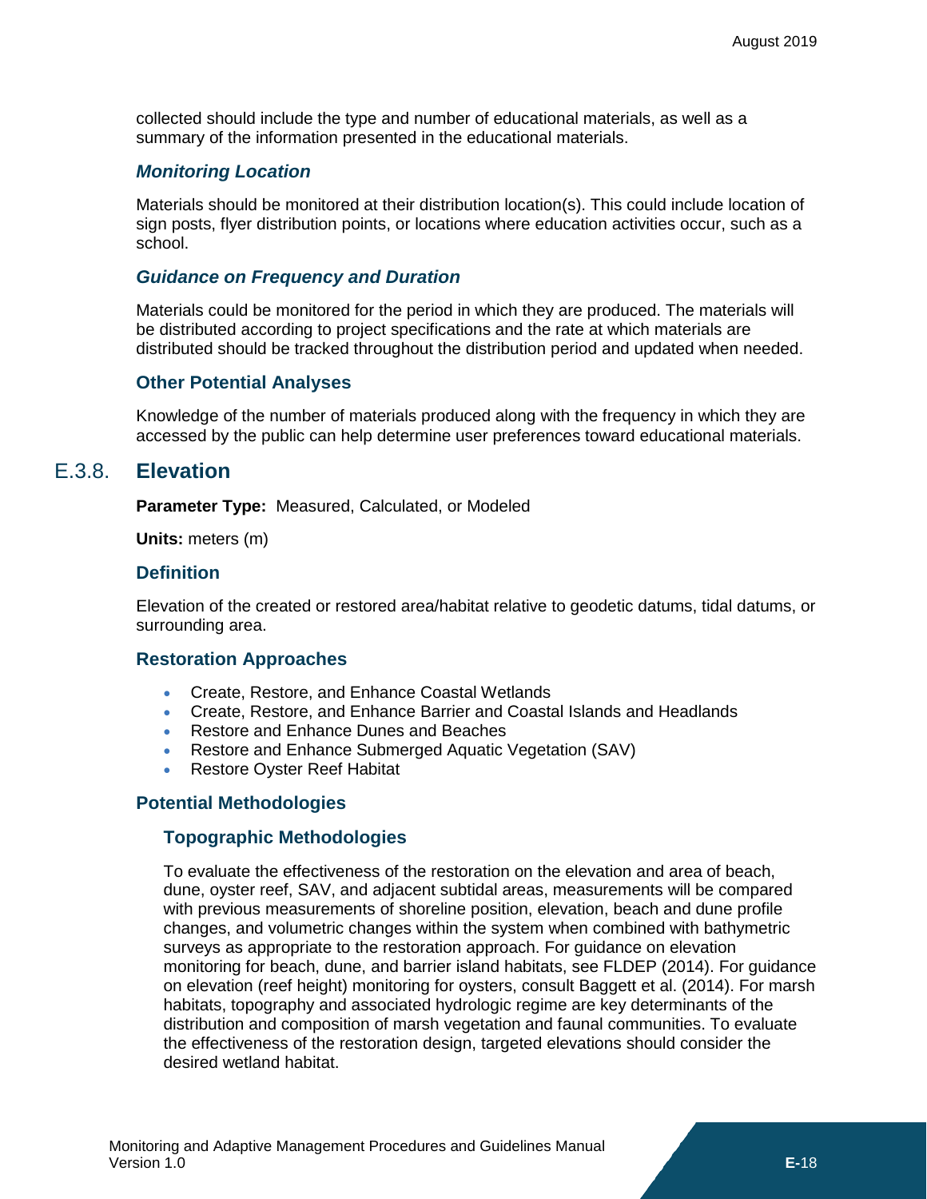collected should include the type and number of educational materials, as well as a summary of the information presented in the educational materials.

#### *Monitoring Location*

Materials should be monitored at their distribution location(s). This could include location of sign posts, flyer distribution points, or locations where education activities occur, such as a school.

#### *Guidance on Frequency and Duration*

Materials could be monitored for the period in which they are produced. The materials will be distributed according to project specifications and the rate at which materials are distributed should be tracked throughout the distribution period and updated when needed.

### Other Potential Analyses

Knowledge of the number of materials produced along with the frequency in which they are accessed by the public can help determine user preferences toward educational materials.

## E.3.8. Elevation

**Parameter Type:** Measured, Calculated, or Modeled

**Units:** meters (m)

### Definition

Elevation of the created or restored area/habitat relative to geodetic datums, tidal datums, or surrounding area.

### Restoration Approaches

- Create, Restore, and Enhance Coastal Wetlands
- Create, Restore, and Enhance Barrier and Coastal Islands and Headlands
- Restore and Enhance Dunes and Beaches
- Restore and Enhance Submerged Aquatic Vegetation (SAV)
- Restore Oyster Reef Habitat

### Potential Methodologies

#### Topographic Methodologies

To evaluate the effectiveness of the restoration on the elevation and area of beach, dune, oyster reef, SAV, and adjacent subtidal areas, measurements will be compared with previous measurements of shoreline position, elevation, beach and dune profile changes, and volumetric changes within the system when combined with bathymetric surveys as appropriate to the restoration approach. For guidance on elevation monitoring for beach, dune, and barrier island habitats, see FLDEP (2014). For guidance on elevation (reef height) monitoring for oysters, consult Baggett et al. (2014). For marsh habitats, topography and associated hydrologic regime are key determinants of the distribution and composition of marsh vegetation and faunal communities. To evaluate the effectiveness of the restoration design, targeted elevations should consider the desired wetland habitat.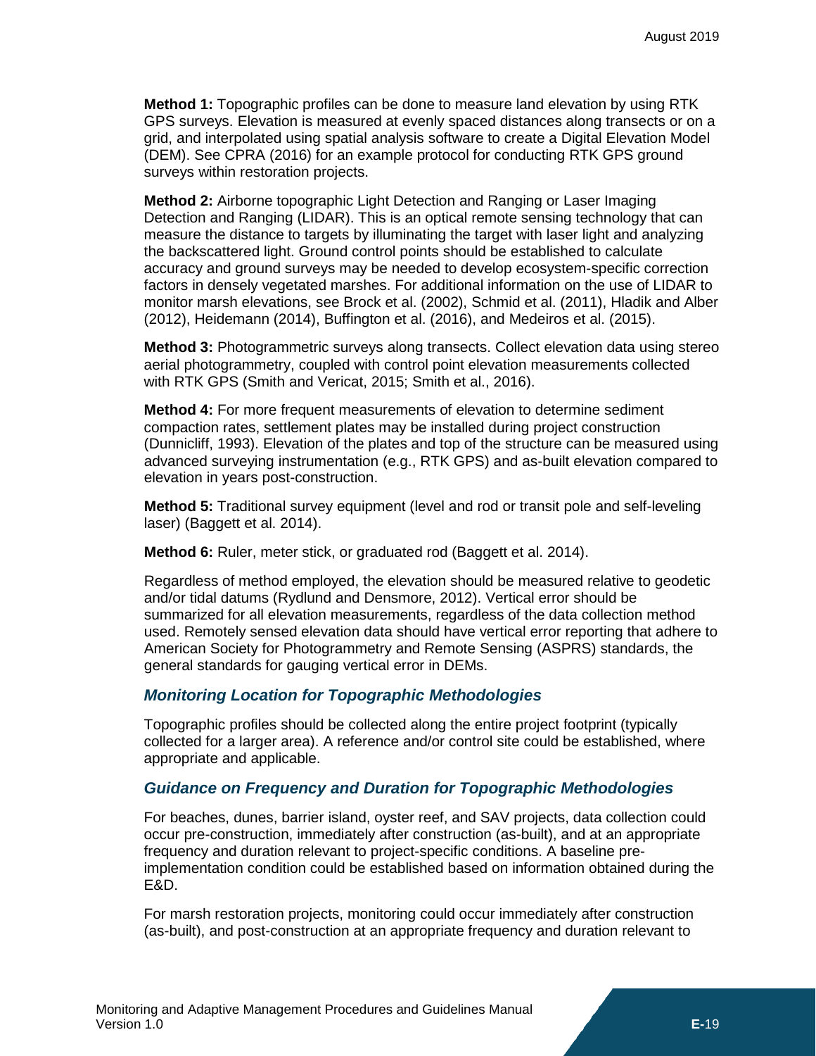**Method 1:** Topographic profiles can be done to measure land elevation by using RTK GPS surveys. Elevation is measured at evenly spaced distances along transects or on a grid, and interpolated using spatial analysis software to create a Digital Elevation Model (DEM). See CPRA (2016) for an example protocol for conducting RTK GPS ground surveys within restoration projects.

**Method 2:** Airborne topographic Light Detection and Ranging or Laser Imaging Detection and Ranging (LIDAR). This is an optical remote sensing technology that can measure the distance to targets by illuminating the target with laser light and analyzing the backscattered light. Ground control points should be established to calculate accuracy and ground surveys may be needed to develop ecosystem-specific correction factors in densely vegetated marshes. For additional information on the use of LIDAR to monitor marsh elevations, see Brock et al. (2002), Schmid et al. (2011), Hladik and Alber (2012), Heidemann (2014), Buffington et al. (2016), and Medeiros et al. (2015).

**Method 3:** Photogrammetric surveys along transects. Collect elevation data using stereo aerial photogrammetry, coupled with control point elevation measurements collected with RTK GPS (Smith and Vericat, 2015; Smith et al., 2016).

**Method 4:** For more frequent measurements of elevation to determine sediment compaction rates, settlement plates may be installed during project construction (Dunnicliff, 1993). Elevation of the plates and top of the structure can be measured using advanced surveying instrumentation (e.g., RTK GPS) and as-built elevation compared to elevation in years post-construction.

**Method 5:** Traditional survey equipment (level and rod or transit pole and self-leveling laser) (Baggett et al. 2014).

**Method 6:** Ruler, meter stick, or graduated rod (Baggett et al. 2014).

Regardless of method employed, the elevation should be measured relative to geodetic and/or tidal datums (Rydlund and Densmore, 2012). Vertical error should be summarized for all elevation measurements, regardless of the data collection method used. Remotely sensed elevation data should have vertical error reporting that adhere to American Society for Photogrammetry and Remote Sensing (ASPRS) standards, the general standards for gauging vertical error in DEMs.

### *Monitoring Location for Topographic Methodologies*

Topographic profiles should be collected along the entire project footprint (typically collected for a larger area). A reference and/or control site could be established, where appropriate and applicable.

### *Guidance on Frequency and Duration for Topographic Methodologies*

For beaches, dunes, barrier island, oyster reef, and SAV projects, data collection could occur pre-construction, immediately after construction (as-built), and at an appropriate frequency and duration relevant to project-specific conditions. A baseline pre-implementation condition could be established based on information obtained during the E&D.

For marsh restoration projects, monitoring could occur immediately after construction (as-built), and post-construction at an appropriate frequency and duration relevant to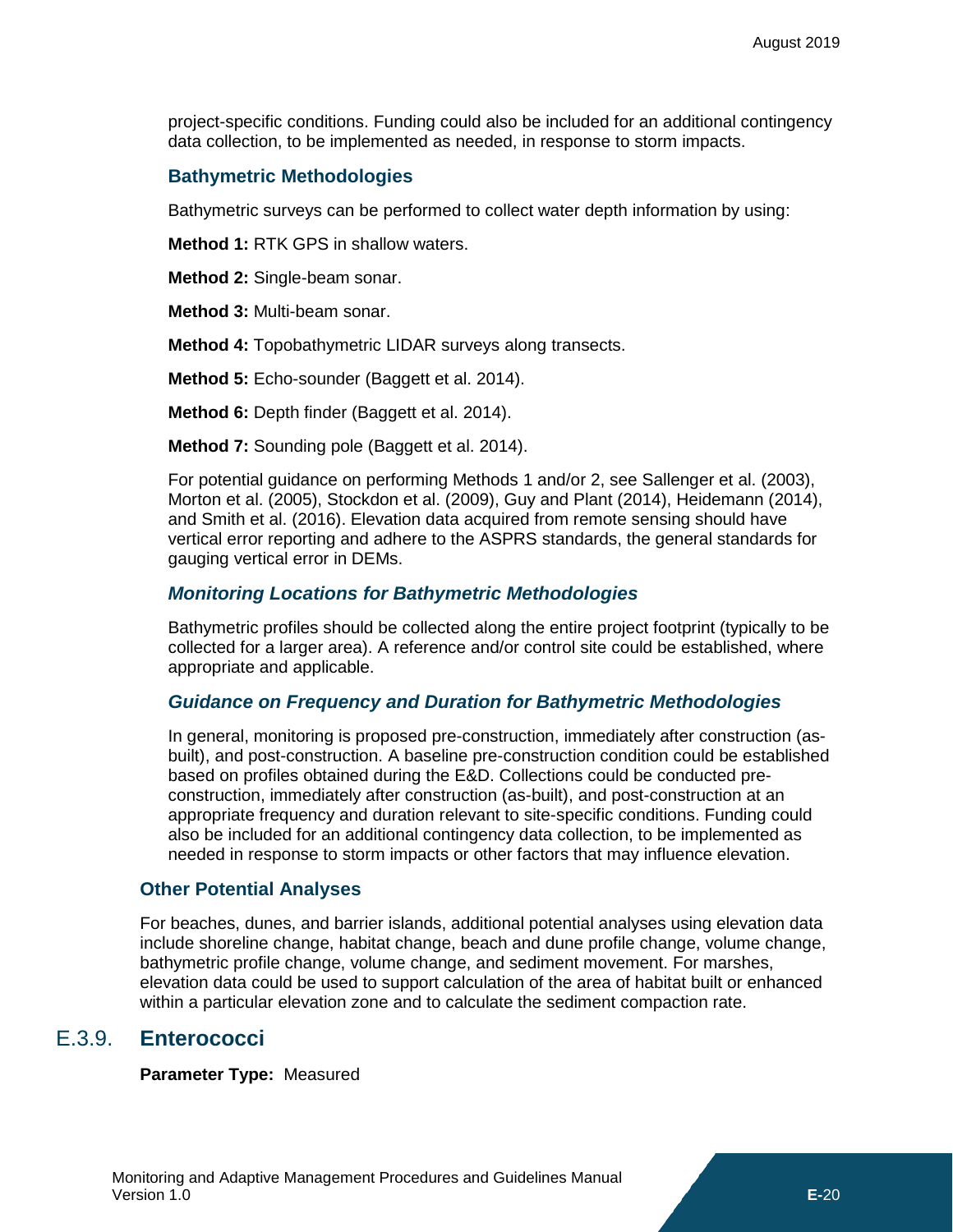project-specific conditions. Funding could also be included for an additional contingency data collection, to be implemented as needed, in response to storm impacts.

### Bathymetric Methodologies

Bathymetric surveys can be performed to collect water depth information by using:

**Method 1:** RTK GPS in shallow waters.

**Method 2:** Single-beam sonar.

**Method 3:** Multi-beam sonar.

**Method 4:** Topobathymetric LIDAR surveys along transects.

**Method 5:** Echo-sounder (Baggett et al. 2014).

**Method 6:** Depth finder (Baggett et al. 2014).

**Method 7:** Sounding pole (Baggett et al. 2014).

For potential guidance on performing Methods 1 and/or 2, see Sallenger et al. (2003), Morton et al. (2005), Stockdon et al. (2009), Guy and Plant (2014), Heidemann (2014), and Smith et al. (2016). Elevation data acquired from remote sensing should have vertical error reporting and adhere to the ASPRS standards, the general standards for gauging vertical error in DEMs.

#### *Monitoring Locations for Bathymetric Methodologies*

Bathymetric profiles should be collected along the entire project footprint (typically to be collected for a larger area). A reference and/or control site could be established, where appropriate and applicable.

#### *Guidance on Frequency and Duration for Bathymetric Methodologies*

In general, monitoring is proposed pre-construction, immediately after construction (as-built), and post-construction. A baseline pre-construction condition could be established based on profiles obtained during the E&D. Collections could be conducted pre-construction, immediately after construction (as-built), and post-construction at an appropriate frequency and duration relevant to site-specific conditions. Funding could also be included for an additional contingency data collection, to be implemented as needed in response to storm impacts or other factors that may influence elevation.

### Other Potential Analyses

For beaches, dunes, and barrier islands, additional potential analyses using elevation data include shoreline change, habitat change, beach and dune profile change, volume change, bathymetric profile change, volume change, and sediment movement. For marshes, elevation data could be used to support calculation of the area of habitat built or enhanced within a particular elevation zone and to calculate the sediment compaction rate.

## E.3.9. Enterococci

**Parameter Type:** Measured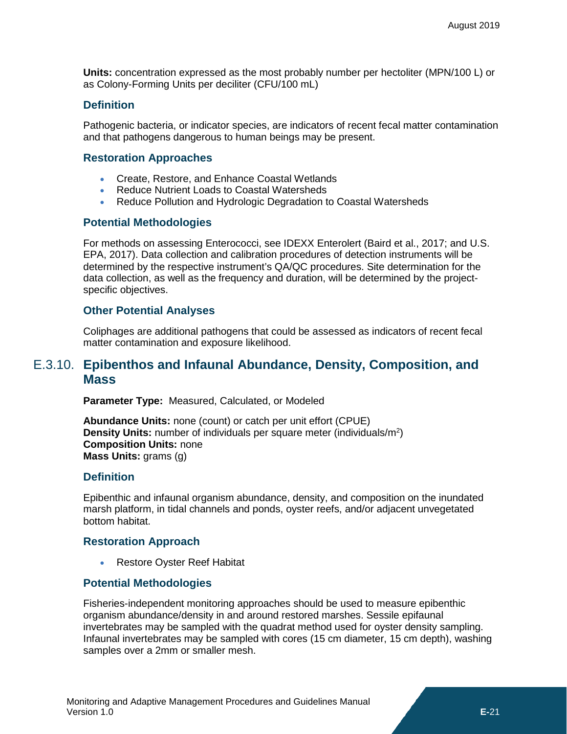**Units:** concentration expressed as the most probably number per hectoliter (MPN/100 L) or as Colony-Forming Units per deciliter (CFU/100 mL)

### Definition

Pathogenic bacteria, or indicator species, are indicators of recent fecal matter contamination and that pathogens dangerous to human beings may be present.

### Restoration Approaches

- Create, Restore, and Enhance Coastal Wetlands
- Reduce Nutrient Loads to Coastal Watersheds
- Reduce Pollution and Hydrologic Degradation to Coastal Watersheds

### Potential Methodologies

For methods on assessing Enterococci, see IDEXX Enterolert (Baird et al., 2017; and U.S. EPA, 2017). Data collection and calibration procedures of detection instruments will be determined by the respective instrument's QA/QC procedures. Site determination for the data collection, as well as the frequency and duration, will be determined by the project-specific objectives.

### Other Potential Analyses

Coliphages are additional pathogens that could be assessed as indicators of recent fecal matter contamination and exposure likelihood.

## E.3.10. Epibenthos and Infaunal Abundance, Density, Composition, and Mass

**Parameter Type:** Measured, Calculated, or Modeled

**Abundance Units:** none (count) or catch per unit effort (CPUE)
**Density Units:** number of individuals per square meter (individuals/$m^2$)
**Composition Units:** none
**Mass Units:** grams (g)

### Definition

Epibenthic and infaunal organism abundance, density, and composition on the inundated marsh platform, in tidal channels and ponds, oyster reefs, and/or adjacent unvegetated bottom habitat.

### Restoration Approach

- Restore Oyster Reef Habitat

### Potential Methodologies

Fisheries-independent monitoring approaches should be used to measure epibenthic organism abundance/density in and around restored marshes. Sessile epifaunal invertebrates may be sampled with the quadrat method used for oyster density sampling. Infaunal invertebrates may be sampled with cores (15 cm diameter, 15 cm depth), washing samples over a 2mm or smaller mesh.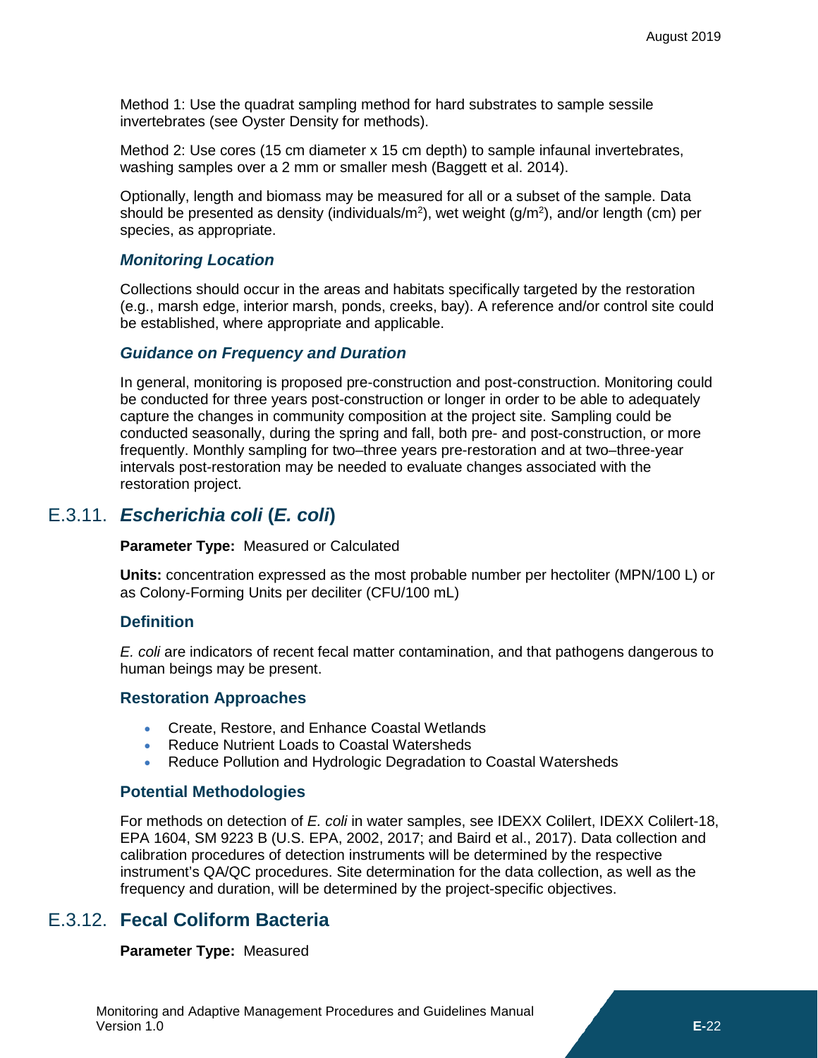Method 1: Use the quadrat sampling method for hard substrates to sample sessile invertebrates (see Oyster Density for methods).

Method 2: Use cores (15 cm diameter x 15 cm depth) to sample infaunal invertebrates, washing samples over a 2 mm or smaller mesh (Baggett et al. 2014).

Optionally, length and biomass may be measured for all or a subset of the sample. Data should be presented as density (individuals/$m^2$), wet weight (g/$m^2$), and/or length (cm) per species, as appropriate.

#### *Monitoring Location*

Collections should occur in the areas and habitats specifically targeted by the restoration (e.g., marsh edge, interior marsh, ponds, creeks, bay). A reference and/or control site could be established, where appropriate and applicable.

#### *Guidance on Frequency and Duration*

In general, monitoring is proposed pre-construction and post-construction. Monitoring could be conducted for three years post-construction or longer in order to be able to adequately capture the changes in community composition at the project site. Sampling could be conducted seasonally, during the spring and fall, both pre- and post-construction, or more frequently. Monthly sampling for two–three years pre-restoration and at two–three-year intervals post-restoration may be needed to evaluate changes associated with the restoration project.

## E.3.11. ***Escherichia coli* (*E. coli*)**

**Parameter Type:** Measured or Calculated

**Units:** concentration expressed as the most probable number per hectoliter (MPN/100 L) or as Colony-Forming Units per deciliter (CFU/100 mL)

### Definition

*E. coli* are indicators of recent fecal matter contamination, and that pathogens dangerous to human beings may be present.

### Restoration Approaches

- Create, Restore, and Enhance Coastal Wetlands
- Reduce Nutrient Loads to Coastal Watersheds
- Reduce Pollution and Hydrologic Degradation to Coastal Watersheds

### Potential Methodologies

For methods on detection of *E. coli* in water samples, see IDEXX Colilert, IDEXX Colilert-18, EPA 1604, SM 9223 B (U.S. EPA, 2002, 2017; and Baird et al., 2017). Data collection and calibration procedures of detection instruments will be determined by the respective instrument's QA/QC procedures. Site determination for the data collection, as well as the frequency and duration, will be determined by the project-specific objectives.

## E.3.12. **Fecal Coliform Bacteria**

**Parameter Type:** Measured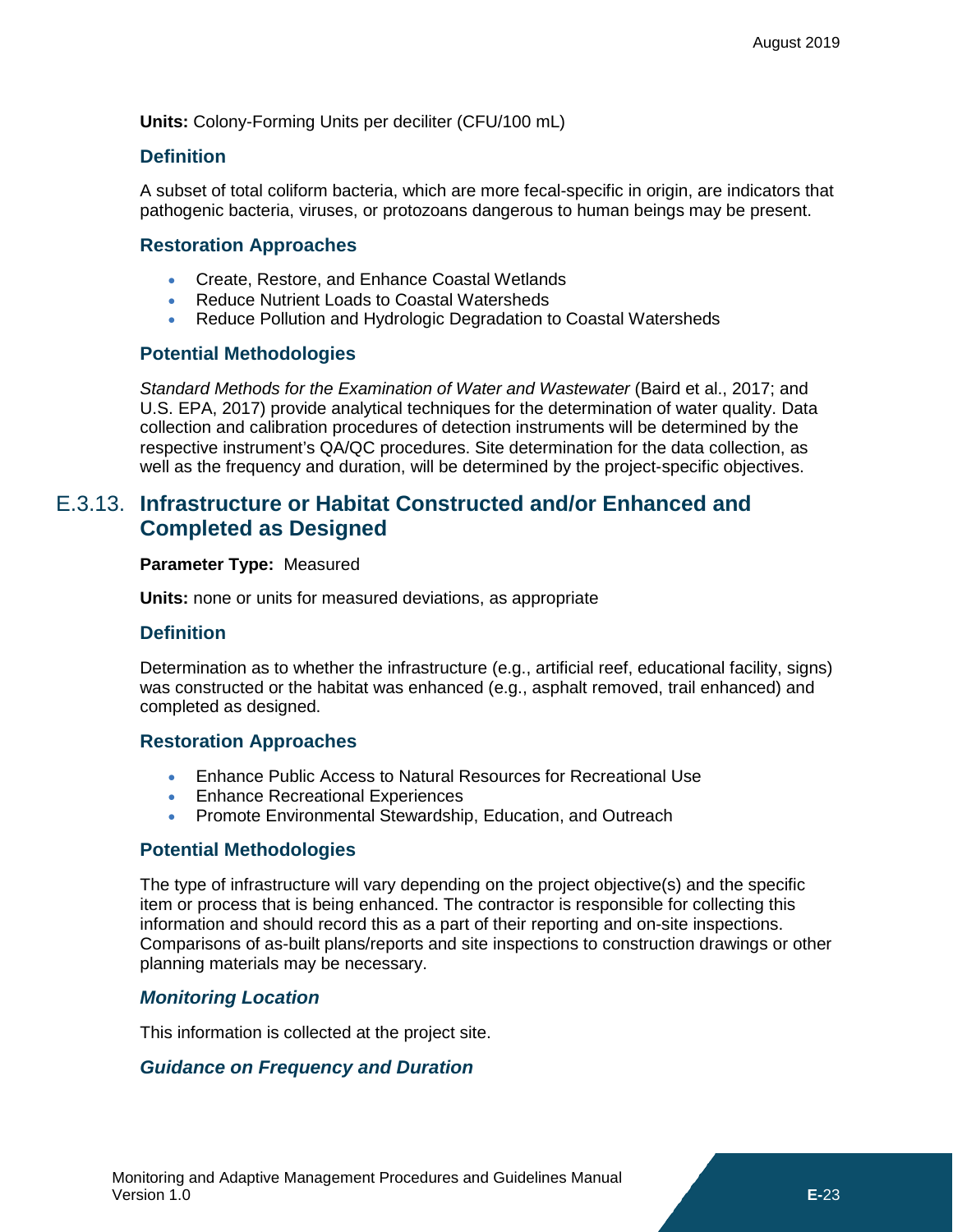**Units:** Colony-Forming Units per deciliter (CFU/100 mL)

### Definition

A subset of total coliform bacteria, which are more fecal-specific in origin, are indicators that pathogenic bacteria, viruses, or protozoans dangerous to human beings may be present.

### Restoration Approaches

- Create, Restore, and Enhance Coastal Wetlands
- Reduce Nutrient Loads to Coastal Watersheds
- Reduce Pollution and Hydrologic Degradation to Coastal Watersheds

### Potential Methodologies

*Standard Methods for the Examination of Water and Wastewater* (Baird et al., 2017; and U.S. EPA, 2017) provide analytical techniques for the determination of water quality. Data collection and calibration procedures of detection instruments will be determined by the respective instrument's QA/QC procedures. Site determination for the data collection, as well as the frequency and duration, will be determined by the project-specific objectives.

## E.3.13. Infrastructure or Habitat Constructed and/or Enhanced and Completed as Designed

**Parameter Type:** Measured

**Units:** none or units for measured deviations, as appropriate

### Definition

Determination as to whether the infrastructure (e.g., artificial reef, educational facility, signs) was constructed or the habitat was enhanced (e.g., asphalt removed, trail enhanced) and completed as designed.

### Restoration Approaches

- Enhance Public Access to Natural Resources for Recreational Use
- Enhance Recreational Experiences
- Promote Environmental Stewardship, Education, and Outreach

### Potential Methodologies

The type of infrastructure will vary depending on the project objective(s) and the specific item or process that is being enhanced. The contractor is responsible for collecting this information and should record this as a part of their reporting and on-site inspections. Comparisons of as-built plans/reports and site inspections to construction drawings or other planning materials may be necessary.

#### *Monitoring Location*

This information is collected at the project site.

#### *Guidance on Frequency and Duration*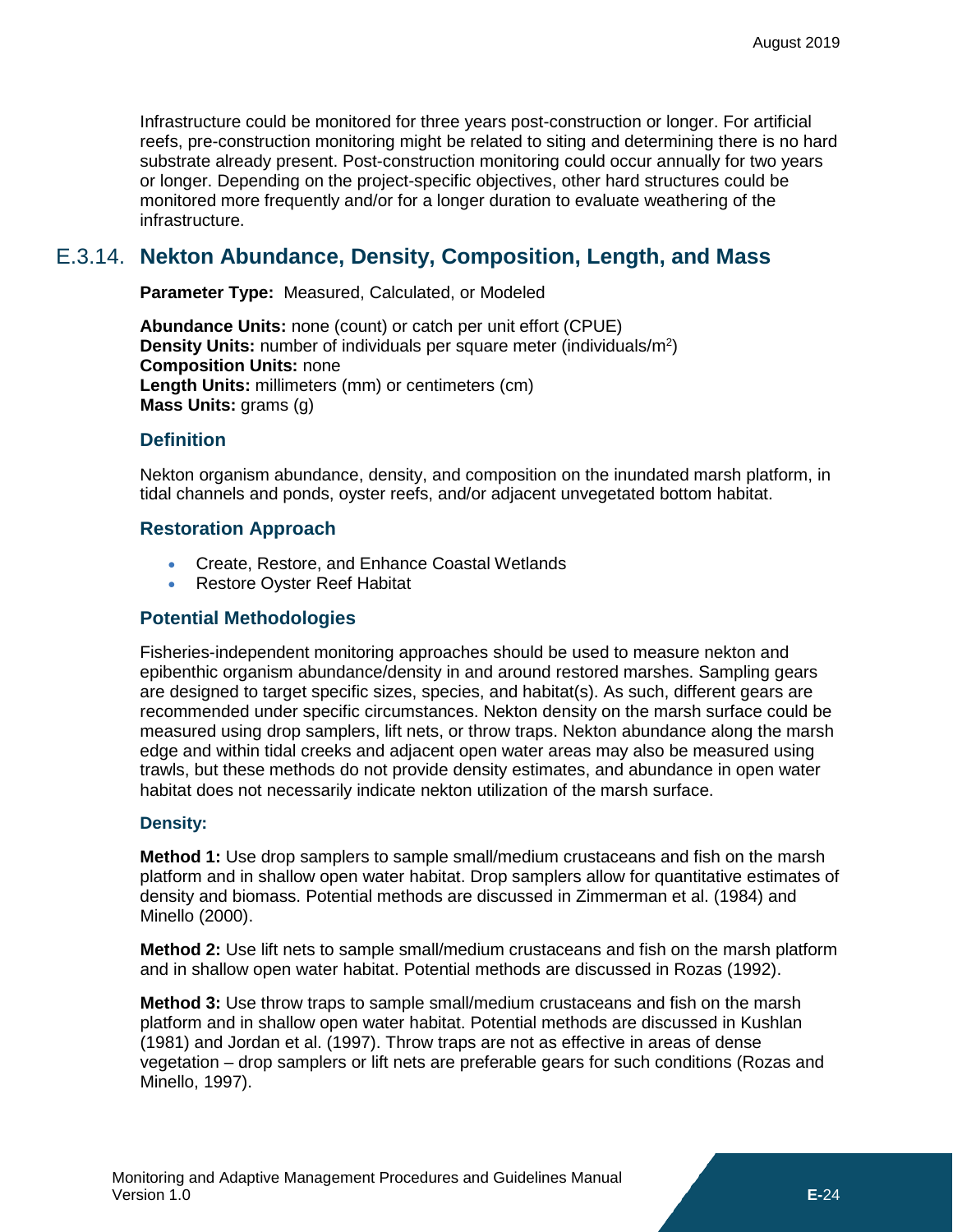Infrastructure could be monitored for three years post-construction or longer. For artificial reefs, pre-construction monitoring might be related to siting and determining there is no hard substrate already present. Post-construction monitoring could occur annually for two years or longer. Depending on the project-specific objectives, other hard structures could be monitored more frequently and/or for a longer duration to evaluate weathering of the infrastructure.

## E.3.14. Nekton Abundance, Density, Composition, Length, and Mass

**Parameter Type:** Measured, Calculated, or Modeled

**Abundance Units:** none (count) or catch per unit effort (CPUE)
**Density Units:** number of individuals per square meter (individuals/$m^2$)
**Composition Units:** none
**Length Units:** millimeters (mm) or centimeters (cm)
**Mass Units:** grams (g)

### Definition

Nekton organism abundance, density, and composition on the inundated marsh platform, in tidal channels and ponds, oyster reefs, and/or adjacent unvegetated bottom habitat.

### Restoration Approach

- Create, Restore, and Enhance Coastal Wetlands
- Restore Oyster Reef Habitat

### Potential Methodologies

Fisheries-independent monitoring approaches should be used to measure nekton and epibenthic organism abundance/density in and around restored marshes. Sampling gears are designed to target specific sizes, species, and habitat(s). As such, different gears are recommended under specific circumstances. Nekton density on the marsh surface could be measured using drop samplers, lift nets, or throw traps. Nekton abundance along the marsh edge and within tidal creeks and adjacent open water areas may also be measured using trawls, but these methods do not provide density estimates, and abundance in open water habitat does not necessarily indicate nekton utilization of the marsh surface.

#### Density:

**Method 1:** Use drop samplers to sample small/medium crustaceans and fish on the marsh platform and in shallow open water habitat. Drop samplers allow for quantitative estimates of density and biomass. Potential methods are discussed in Zimmerman et al. (1984) and Minello (2000).

**Method 2:** Use lift nets to sample small/medium crustaceans and fish on the marsh platform and in shallow open water habitat. Potential methods are discussed in Rozas (1992).

**Method 3:** Use throw traps to sample small/medium crustaceans and fish on the marsh platform and in shallow open water habitat. Potential methods are discussed in Kushlan (1981) and Jordan et al. (1997). Throw traps are not as effective in areas of dense vegetation – drop samplers or lift nets are preferable gears for such conditions (Rozas and Minello, 1997).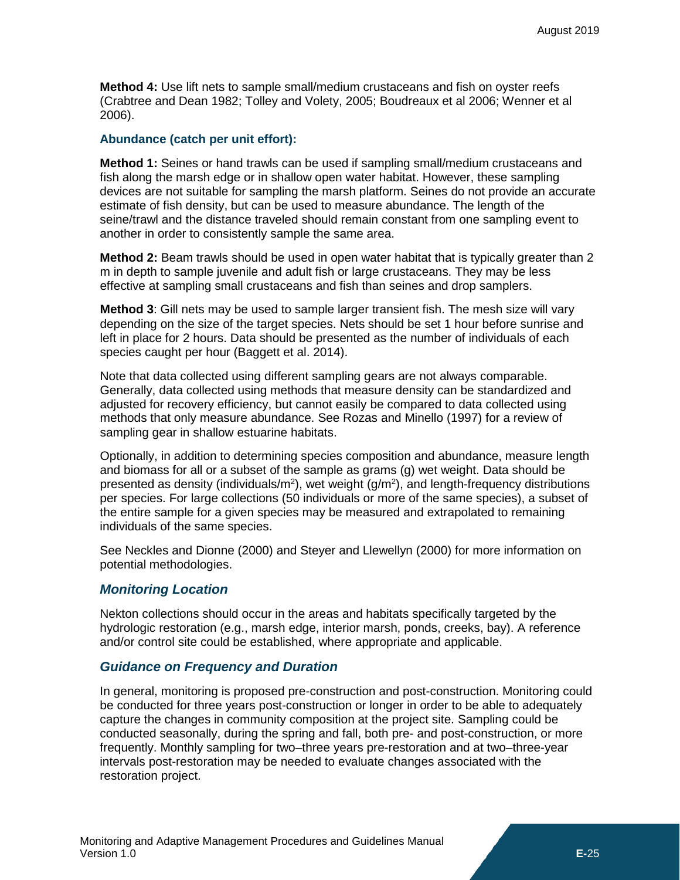**Method 4:** Use lift nets to sample small/medium crustaceans and fish on oyster reefs (Crabtree and Dean 1982; Tolley and Volety, 2005; Boudreaux et al 2006; Wenner et al 2006).

#### Abundance (catch per unit effort):

**Method 1:** Seines or hand trawls can be used if sampling small/medium crustaceans and fish along the marsh edge or in shallow open water habitat. However, these sampling devices are not suitable for sampling the marsh platform. Seines do not provide an accurate estimate of fish density, but can be used to measure abundance. The length of the seine/trawl and the distance traveled should remain constant from one sampling event to another in order to consistently sample the same area.

**Method 2:** Beam trawls should be used in open water habitat that is typically greater than 2 m in depth to sample juvenile and adult fish or large crustaceans. They may be less effective at sampling small crustaceans and fish than seines and drop samplers.

**Method 3**: Gill nets may be used to sample larger transient fish. The mesh size will vary depending on the size of the target species. Nets should be set 1 hour before sunrise and left in place for 2 hours. Data should be presented as the number of individuals of each species caught per hour (Baggett et al. 2014).

Note that data collected using different sampling gears are not always comparable. Generally, data collected using methods that measure density can be standardized and adjusted for recovery efficiency, but cannot easily be compared to data collected using methods that only measure abundance. See Rozas and Minello (1997) for a review of sampling gear in shallow estuarine habitats.

Optionally, in addition to determining species composition and abundance, measure length and biomass for all or a subset of the sample as grams (g) wet weight. Data should be presented as density (individuals/$m^2$), wet weight (g/$m^2$), and length-frequency distributions per species. For large collections (50 individuals or more of the same species), a subset of the entire sample for a given species may be measured and extrapolated to remaining individuals of the same species.

See Neckles and Dionne (2000) and Steyer and Llewellyn (2000) for more information on potential methodologies.

### *Monitoring Location*

Nekton collections should occur in the areas and habitats specifically targeted by the hydrologic restoration (e.g., marsh edge, interior marsh, ponds, creeks, bay). A reference and/or control site could be established, where appropriate and applicable.

### *Guidance on Frequency and Duration*

In general, monitoring is proposed pre-construction and post-construction. Monitoring could be conducted for three years post-construction or longer in order to be able to adequately capture the changes in community composition at the project site. Sampling could be conducted seasonally, during the spring and fall, both pre- and post-construction, or more frequently. Monthly sampling for two–three years pre-restoration and at two–three-year intervals post-restoration may be needed to evaluate changes associated with the restoration project.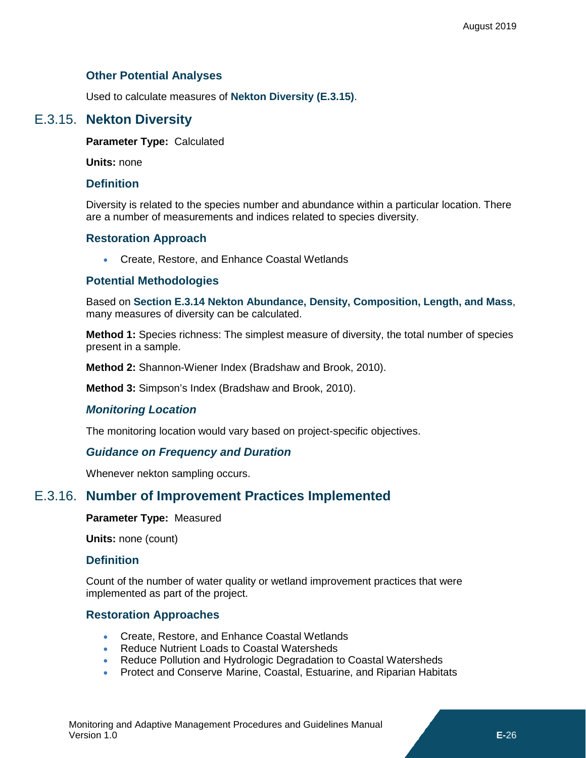### Other Potential Analyses

Used to calculate measures of **Nekton Diversity (E.3.15)**.

## E.3.15. Nekton Diversity

**Parameter Type:** Calculated

**Units:** none

### Definition

Diversity is related to the species number and abundance within a particular location. There are a number of measurements and indices related to species diversity.

### Restoration Approach

- Create, Restore, and Enhance Coastal Wetlands

### Potential Methodologies

Based on **Section E.3.14 Nekton Abundance, Density, Composition, Length, and Mass**, many measures of diversity can be calculated.

**Method 1:** Species richness: The simplest measure of diversity, the total number of species present in a sample.

**Method 2:** Shannon-Wiener Index (Bradshaw and Brook, 2010).

**Method 3:** Simpson's Index (Bradshaw and Brook, 2010).

#### *Monitoring Location*

The monitoring location would vary based on project-specific objectives.

#### *Guidance on Frequency and Duration*

Whenever nekton sampling occurs.

## E.3.16. Number of Improvement Practices Implemented

**Parameter Type:** Measured

**Units:** none (count)

### Definition

Count of the number of water quality or wetland improvement practices that were implemented as part of the project.

### Restoration Approaches

- Create, Restore, and Enhance Coastal Wetlands
- Reduce Nutrient Loads to Coastal Watersheds
- Reduce Pollution and Hydrologic Degradation to Coastal Watersheds
- Protect and Conserve Marine, Coastal, Estuarine, and Riparian Habitats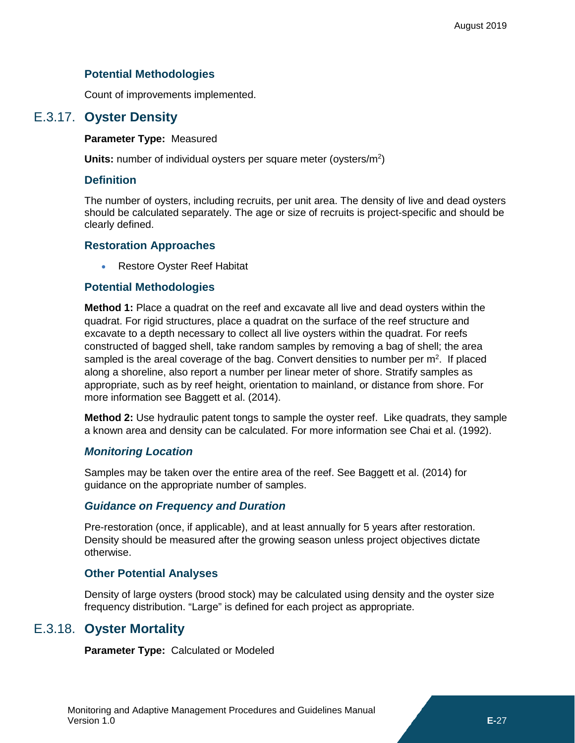### Potential Methodologies

Count of improvements implemented.

## E.3.17. Oyster Density

**Parameter Type:** Measured

**Units:** number of individual oysters per square meter (oysters/$m^2$)

### Definition

The number of oysters, including recruits, per unit area. The density of live and dead oysters should be calculated separately. The age or size of recruits is project-specific and should be clearly defined.

### Restoration Approaches

- Restore Oyster Reef Habitat

### Potential Methodologies

**Method 1:** Place a quadrat on the reef and excavate all live and dead oysters within the quadrat. For rigid structures, place a quadrat on the surface of the reef structure and excavate to a depth necessary to collect all live oysters within the quadrat. For reefs constructed of bagged shell, take random samples by removing a bag of shell; the area sampled is the areal coverage of the bag. Convert densities to number per $m^2$. If placed along a shoreline, also report a number per linear meter of shore. Stratify samples as appropriate, such as by reef height, orientation to mainland, or distance from shore. For more information see Baggett et al. (2014).

**Method 2:** Use hydraulic patent tongs to sample the oyster reef. Like quadrats, they sample a known area and density can be calculated. For more information see Chai et al. (1992).

#### *Monitoring Location*

Samples may be taken over the entire area of the reef. See Baggett et al. (2014) for guidance on the appropriate number of samples.

#### *Guidance on Frequency and Duration*

Pre-restoration (once, if applicable), and at least annually for 5 years after restoration. Density should be measured after the growing season unless project objectives dictate otherwise.

### Other Potential Analyses

Density of large oysters (brood stock) may be calculated using density and the oyster size frequency distribution. "Large" is defined for each project as appropriate.

## E.3.18. Oyster Mortality

**Parameter Type:** Calculated or Modeled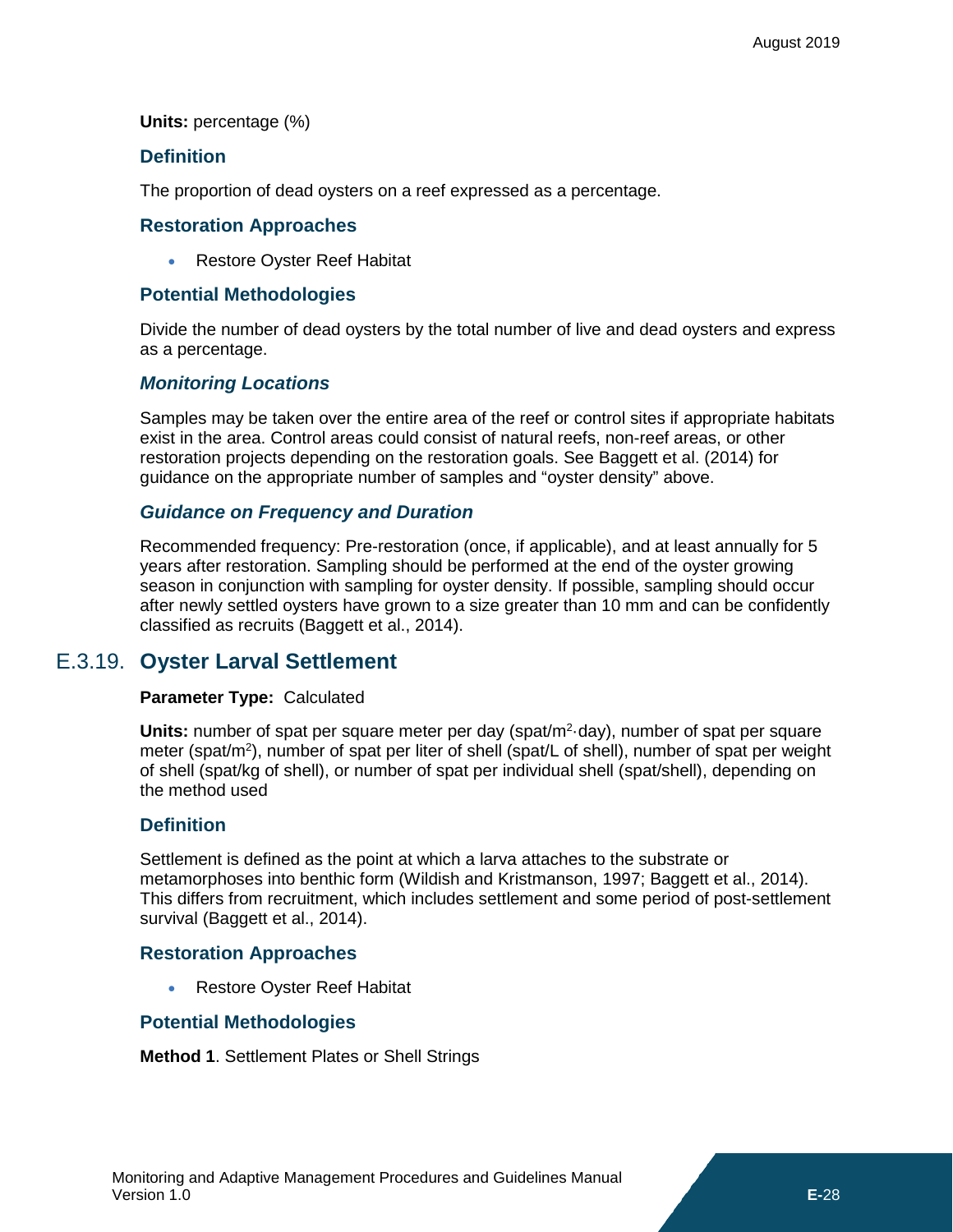**Units:** percentage (%)

### Definition

The proportion of dead oysters on a reef expressed as a percentage.

### Restoration Approaches

- Restore Oyster Reef Habitat

### Potential Methodologies

Divide the number of dead oysters by the total number of live and dead oysters and express as a percentage.

#### *Monitoring Locations*

Samples may be taken over the entire area of the reef or control sites if appropriate habitats exist in the area. Control areas could consist of natural reefs, non-reef areas, or other restoration projects depending on the restoration goals. See Baggett et al. (2014) for guidance on the appropriate number of samples and "oyster density" above.

#### *Guidance on Frequency and Duration*

Recommended frequency: Pre-restoration (once, if applicable), and at least annually for 5 years after restoration. Sampling should be performed at the end of the oyster growing season in conjunction with sampling for oyster density. If possible, sampling should occur after newly settled oysters have grown to a size greater than 10 mm and can be confidently classified as recruits (Baggett et al., 2014).

## E.3.19. Oyster Larval Settlement

**Parameter Type:** Calculated

**Units:** number of spat per square meter per day ($spat/m^2 \cdot day$), number of spat per square meter ($spat/m^2$), number of spat per liter of shell (spat/L of shell), number of spat per weight of shell (spat/kg of shell), or number of spat per individual shell (spat/shell), depending on the method used

### Definition

Settlement is defined as the point at which a larva attaches to the substrate or metamorphoses into benthic form (Wildish and Kristmanson, 1997; Baggett et al., 2014). This differs from recruitment, which includes settlement and some period of post-settlement survival (Baggett et al., 2014).

### Restoration Approaches

- Restore Oyster Reef Habitat

### Potential Methodologies

**Method 1**. Settlement Plates or Shell Strings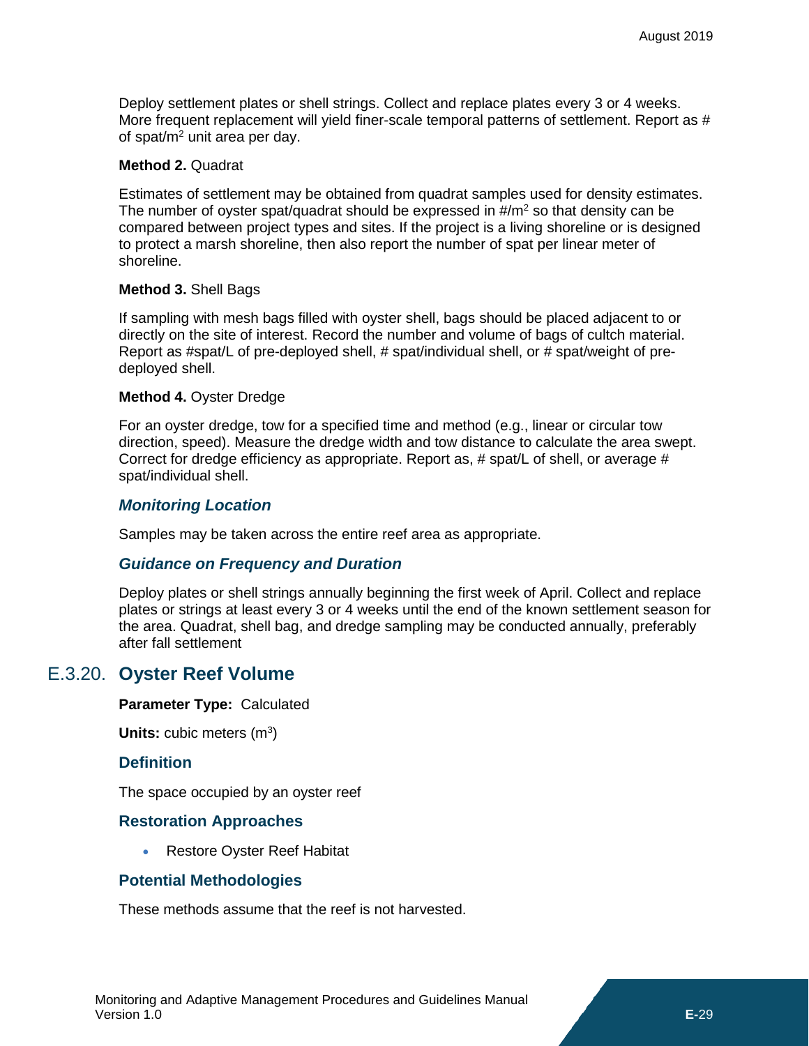Deploy settlement plates or shell strings. Collect and replace plates every 3 or 4 weeks. More frequent replacement will yield finer-scale temporal patterns of settlement. Report as # of spat/$m^2$ unit area per day.

**Method 2.** Quadrat

Estimates of settlement may be obtained from quadrat samples used for density estimates. The number of oyster spat/quadrat should be expressed in #/$m^2$ so that density can be compared between project types and sites. If the project is a living shoreline or is designed to protect a marsh shoreline, then also report the number of spat per linear meter of shoreline.

**Method 3.** Shell Bags

If sampling with mesh bags filled with oyster shell, bags should be placed adjacent to or directly on the site of interest. Record the number and volume of bags of cultch material. Report as #spat/L of pre-deployed shell, # spat/individual shell, or # spat/weight of pre-deployed shell.

**Method 4.** Oyster Dredge

For an oyster dredge, tow for a specified time and method (e.g., linear or circular tow direction, speed). Measure the dredge width and tow distance to calculate the area swept. Correct for dredge efficiency as appropriate. Report as, # spat/L of shell, or average # spat/individual shell.

#### *Monitoring Location*

Samples may be taken across the entire reef area as appropriate.

#### *Guidance on Frequency and Duration*

Deploy plates or shell strings annually beginning the first week of April. Collect and replace plates or strings at least every 3 or 4 weeks until the end of the known settlement season for the area. Quadrat, shell bag, and dredge sampling may be conducted annually, preferably after fall settlement

## E.3.20. Oyster Reef Volume

**Parameter Type:** Calculated

**Units:** cubic meters ($m^3$)

### Definition

The space occupied by an oyster reef

### Restoration Approaches

- Restore Oyster Reef Habitat

### Potential Methodologies

These methods assume that the reef is not harvested.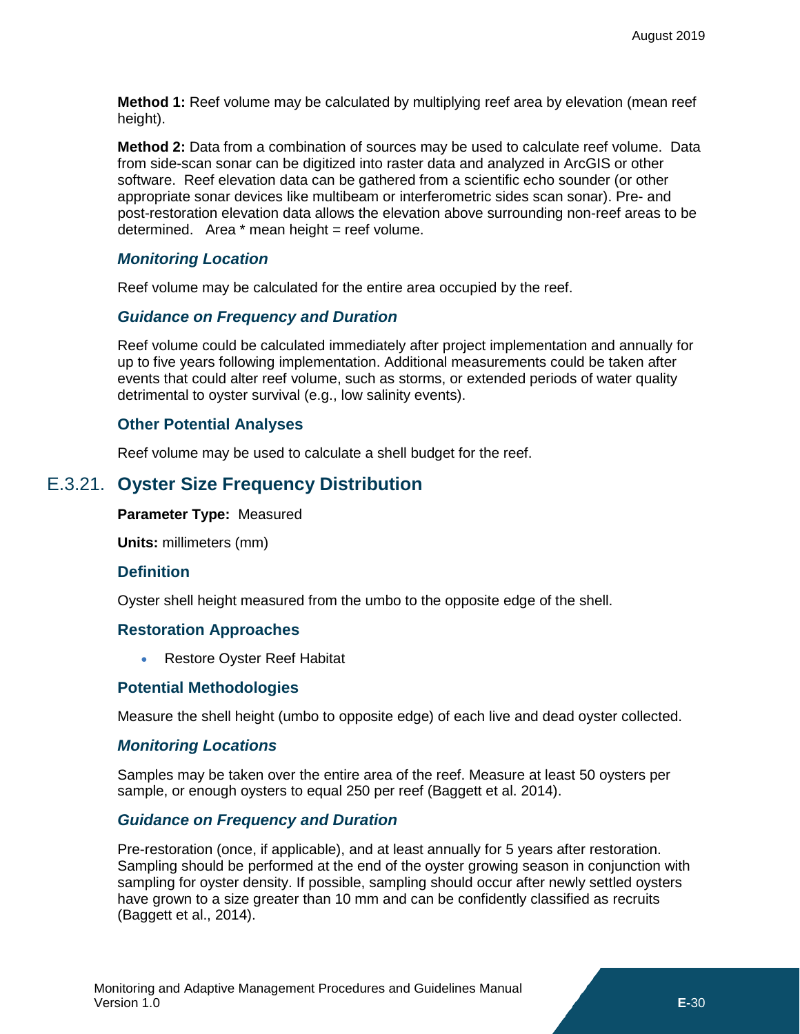**Method 1:** Reef volume may be calculated by multiplying reef area by elevation (mean reef height).

**Method 2:** Data from a combination of sources may be used to calculate reef volume. Data from side-scan sonar can be digitized into raster data and analyzed in ArcGIS or other software. Reef elevation data can be gathered from a scientific echo sounder (or other appropriate sonar devices like multibeam or interferometric sides scan sonar). Pre- and post-restoration elevation data allows the elevation above surrounding non-reef areas to be determined. Area * mean height = reef volume.

#### *Monitoring Location*

Reef volume may be calculated for the entire area occupied by the reef.

#### *Guidance on Frequency and Duration*

Reef volume could be calculated immediately after project implementation and annually for up to five years following implementation. Additional measurements could be taken after events that could alter reef volume, such as storms, or extended periods of water quality detrimental to oyster survival (e.g., low salinity events).

### Other Potential Analyses

Reef volume may be used to calculate a shell budget for the reef.

## E.3.21. Oyster Size Frequency Distribution

**Parameter Type:** Measured

**Units:** millimeters (mm)

### Definition

Oyster shell height measured from the umbo to the opposite edge of the shell.

### Restoration Approaches

- Restore Oyster Reef Habitat

### Potential Methodologies

Measure the shell height (umbo to opposite edge) of each live and dead oyster collected.

#### *Monitoring Locations*

Samples may be taken over the entire area of the reef. Measure at least 50 oysters per sample, or enough oysters to equal 250 per reef (Baggett et al. 2014).

#### *Guidance on Frequency and Duration*

Pre-restoration (once, if applicable), and at least annually for 5 years after restoration. Sampling should be performed at the end of the oyster growing season in conjunction with sampling for oyster density. If possible, sampling should occur after newly settled oysters have grown to a size greater than 10 mm and can be confidently classified as recruits (Baggett et al., 2014).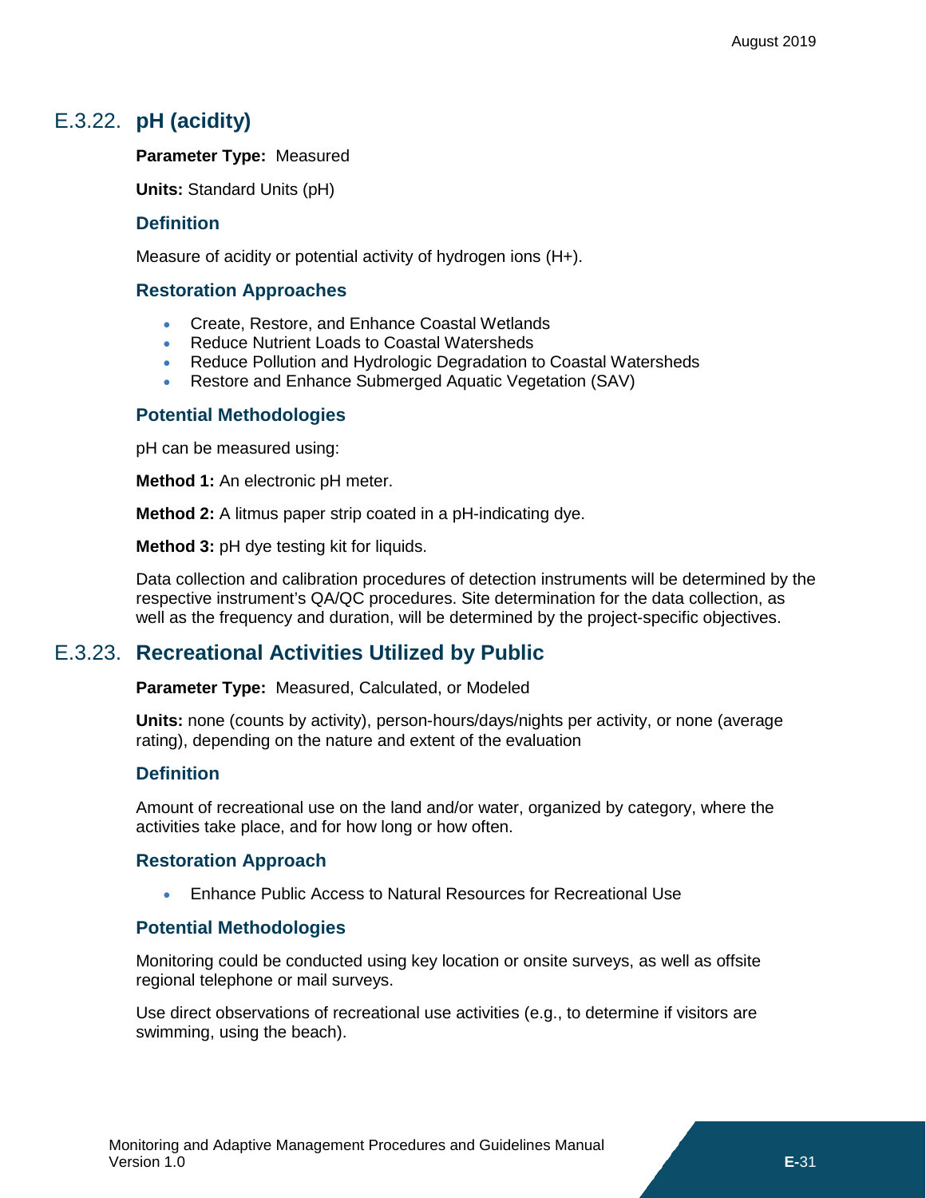## E.3.22. pH (acidity)

**Parameter Type:** Measured

**Units:** Standard Units (pH)

### Definition

Measure of acidity or potential activity of hydrogen ions ($H^+$).

### Restoration Approaches

- Create, Restore, and Enhance Coastal Wetlands
- Reduce Nutrient Loads to Coastal Watersheds
- Reduce Pollution and Hydrologic Degradation to Coastal Watersheds
- Restore and Enhance Submerged Aquatic Vegetation (SAV)

### Potential Methodologies

pH can be measured using:

**Method 1:** An electronic pH meter.

**Method 2:** A litmus paper strip coated in a pH-indicating dye.

**Method 3:** pH dye testing kit for liquids.

Data collection and calibration procedures of detection instruments will be determined by the respective instrument's QA/QC procedures. Site determination for the data collection, as well as the frequency and duration, will be determined by the project-specific objectives.

## E.3.23. Recreational Activities Utilized by Public

**Parameter Type:** Measured, Calculated, or Modeled

**Units:** none (counts by activity), person-hours/days/nights per activity, or none (average rating), depending on the nature and extent of the evaluation

### Definition

Amount of recreational use on the land and/or water, organized by category, where the activities take place, and for how long or how often.

### Restoration Approach

- Enhance Public Access to Natural Resources for Recreational Use

### Potential Methodologies

Monitoring could be conducted using key location or onsite surveys, as well as offsite regional telephone or mail surveys.

Use direct observations of recreational use activities (e.g., to determine if visitors are swimming, using the beach).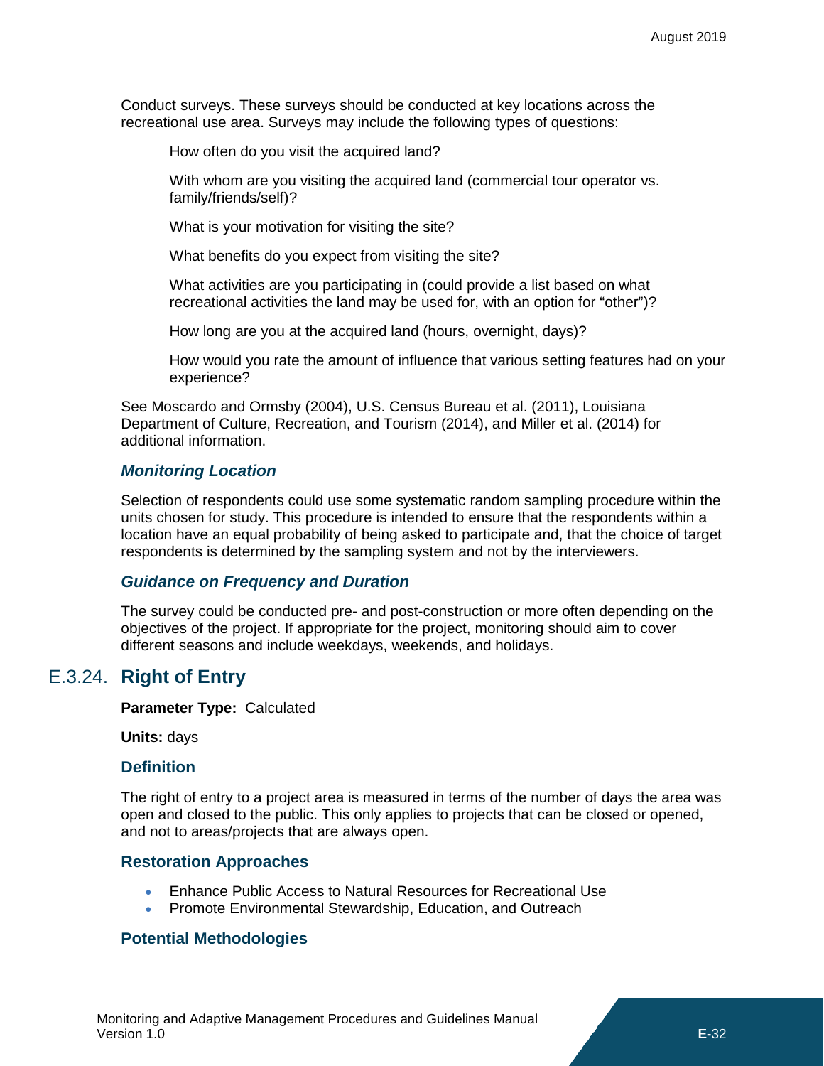Conduct surveys. These surveys should be conducted at key locations across the recreational use area. Surveys may include the following types of questions:

How often do you visit the acquired land?

With whom are you visiting the acquired land (commercial tour operator vs. family/friends/self)?

What is your motivation for visiting the site?

What benefits do you expect from visiting the site?

What activities are you participating in (could provide a list based on what recreational activities the land may be used for, with an option for "other")?

How long are you at the acquired land (hours, overnight, days)?

How would you rate the amount of influence that various setting features had on your experience?

See Moscardo and Ormsby (2004), U.S. Census Bureau et al. (2011), Louisiana Department of Culture, Recreation, and Tourism (2014), and Miller et al. (2014) for additional information.

#### *Monitoring Location*

Selection of respondents could use some systematic random sampling procedure within the units chosen for study. This procedure is intended to ensure that the respondents within a location have an equal probability of being asked to participate and, that the choice of target respondents is determined by the sampling system and not by the interviewers.

#### *Guidance on Frequency and Duration*

The survey could be conducted pre- and post-construction or more often depending on the objectives of the project. If appropriate for the project, monitoring should aim to cover different seasons and include weekdays, weekends, and holidays.

## E.3.24. Right of Entry

**Parameter Type:** Calculated

**Units:** days

### Definition

The right of entry to a project area is measured in terms of the number of days the area was open and closed to the public. This only applies to projects that can be closed or opened, and not to areas/projects that are always open.

### Restoration Approaches

- Enhance Public Access to Natural Resources for Recreational Use
- Promote Environmental Stewardship, Education, and Outreach

### Potential Methodologies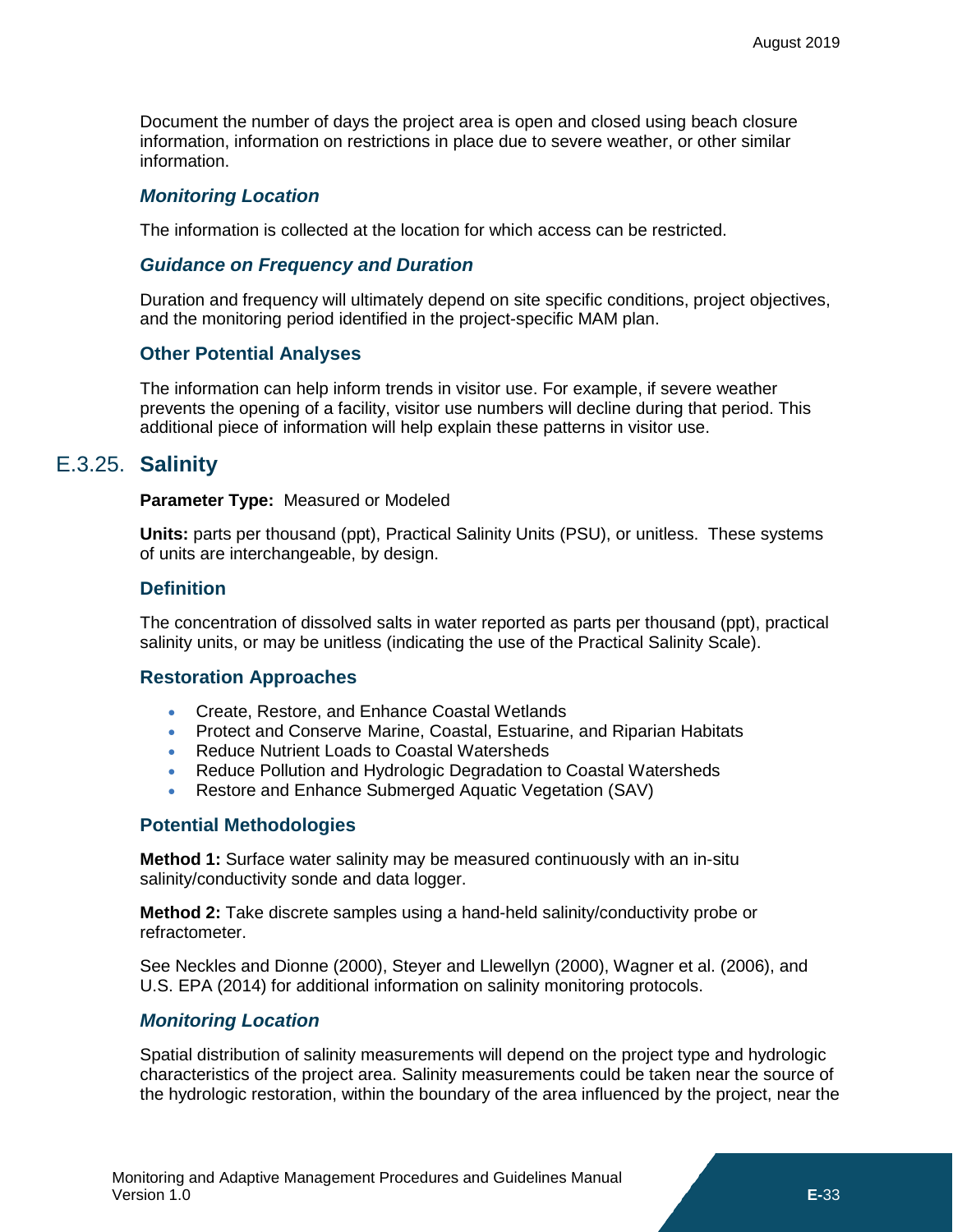Document the number of days the project area is open and closed using beach closure information, information on restrictions in place due to severe weather, or other similar information.

### *Monitoring Location*

The information is collected at the location for which access can be restricted.

### *Guidance on Frequency and Duration*

Duration and frequency will ultimately depend on site specific conditions, project objectives, and the monitoring period identified in the project-specific MAM plan.

### Other Potential Analyses

The information can help inform trends in visitor use. For example, if severe weather prevents the opening of a facility, visitor use numbers will decline during that period. This additional piece of information will help explain these patterns in visitor use.

## E.3.25. Salinity

**Parameter Type:** Measured or Modeled

**Units:** parts per thousand (ppt), Practical Salinity Units (PSU), or unitless. These systems of units are interchangeable, by design.

### Definition

The concentration of dissolved salts in water reported as parts per thousand (ppt), practical salinity units, or may be unitless (indicating the use of the Practical Salinity Scale).

### Restoration Approaches

- Create, Restore, and Enhance Coastal Wetlands
- Protect and Conserve Marine, Coastal, Estuarine, and Riparian Habitats
- Reduce Nutrient Loads to Coastal Watersheds
- Reduce Pollution and Hydrologic Degradation to Coastal Watersheds
- Restore and Enhance Submerged Aquatic Vegetation (SAV)

### Potential Methodologies

**Method 1:** Surface water salinity may be measured continuously with an in-situ salinity/conductivity sonde and data logger.

**Method 2:** Take discrete samples using a hand-held salinity/conductivity probe or refractometer.

See Neckles and Dionne (2000), Steyer and Llewellyn (2000), Wagner et al. (2006), and U.S. EPA (2014) for additional information on salinity monitoring protocols.

### *Monitoring Location*

Spatial distribution of salinity measurements will depend on the project type and hydrologic characteristics of the project area. Salinity measurements could be taken near the source of the hydrologic restoration, within the boundary of the area influenced by the project, near the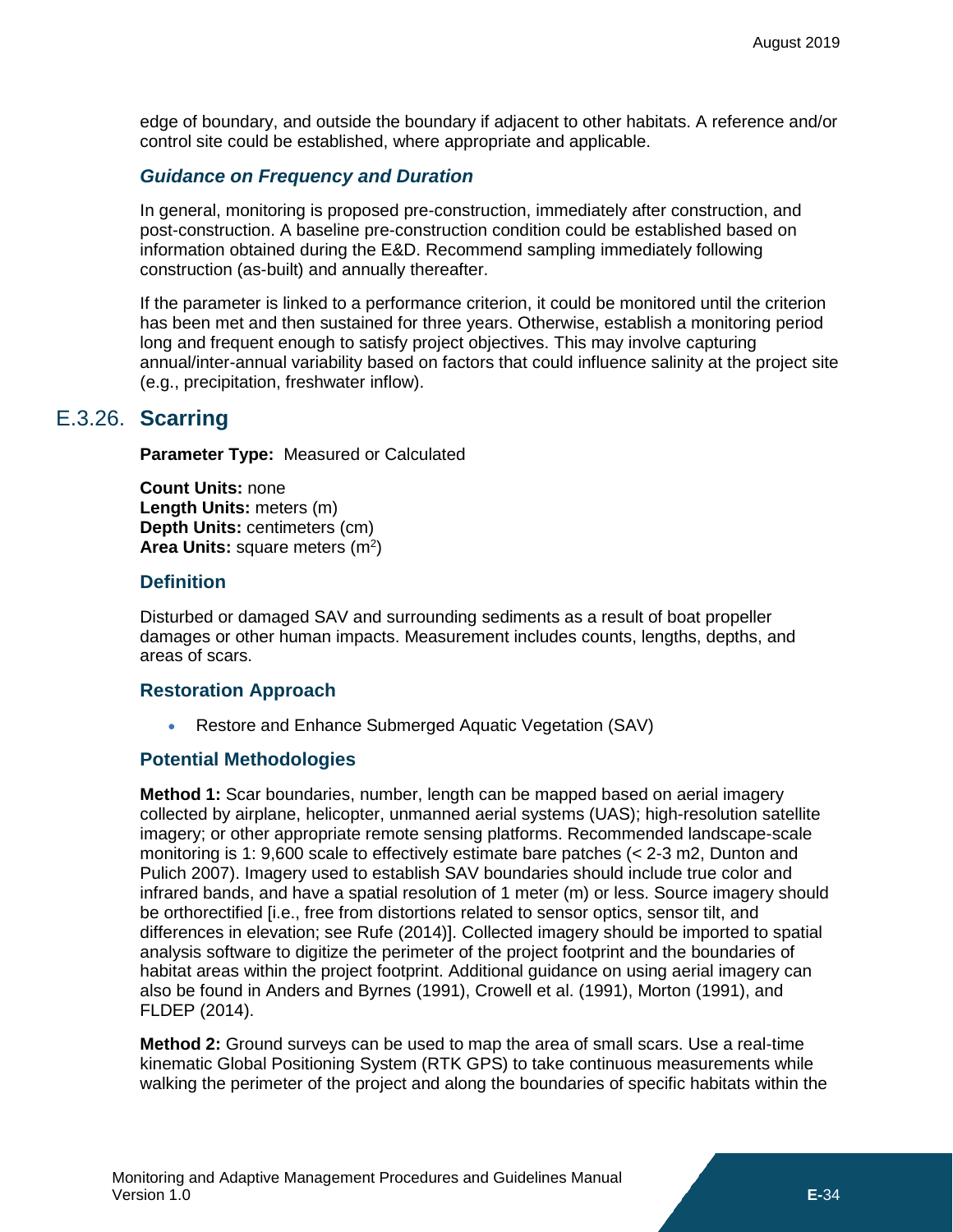edge of boundary, and outside the boundary if adjacent to other habitats. A reference and/or control site could be established, where appropriate and applicable.

### *Guidance on Frequency and Duration*

In general, monitoring is proposed pre-construction, immediately after construction, and post-construction. A baseline pre-construction condition could be established based on information obtained during the E&D. Recommend sampling immediately following construction (as-built) and annually thereafter.

If the parameter is linked to a performance criterion, it could be monitored until the criterion has been met and then sustained for three years. Otherwise, establish a monitoring period long and frequent enough to satisfy project objectives. This may involve capturing annual/inter-annual variability based on factors that could influence salinity at the project site (e.g., precipitation, freshwater inflow).

## E.3.26. Scarring

**Parameter Type:** Measured or Calculated

**Count Units:** none
**Length Units:** meters (m)
**Depth Units:** centimeters (cm)
**Area Units:** square meters ($m^2$)

### Definition

Disturbed or damaged SAV and surrounding sediments as a result of boat propeller damages or other human impacts. Measurement includes counts, lengths, depths, and areas of scars.

### Restoration Approach

- Restore and Enhance Submerged Aquatic Vegetation (SAV)

### Potential Methodologies

**Method 1:** Scar boundaries, number, length can be mapped based on aerial imagery collected by airplane, helicopter, unmanned aerial systems (UAS); high-resolution satellite imagery; or other appropriate remote sensing platforms. Recommended landscape-scale monitoring is 1: 9,600 scale to effectively estimate bare patches (< 2-3 m2, Dunton and Pulich 2007). Imagery used to establish SAV boundaries should include true color and infrared bands, and have a spatial resolution of 1 meter (m) or less. Source imagery should be orthorectified [i.e., free from distortions related to sensor optics, sensor tilt, and differences in elevation; see Rufe (2014)]. Collected imagery should be imported to spatial analysis software to digitize the perimeter of the project footprint and the boundaries of habitat areas within the project footprint. Additional guidance on using aerial imagery can also be found in Anders and Byrnes (1991), Crowell et al. (1991), Morton (1991), and FLDEP (2014).

**Method 2:** Ground surveys can be used to map the area of small scars. Use a real-time kinematic Global Positioning System (RTK GPS) to take continuous measurements while walking the perimeter of the project and along the boundaries of specific habitats within the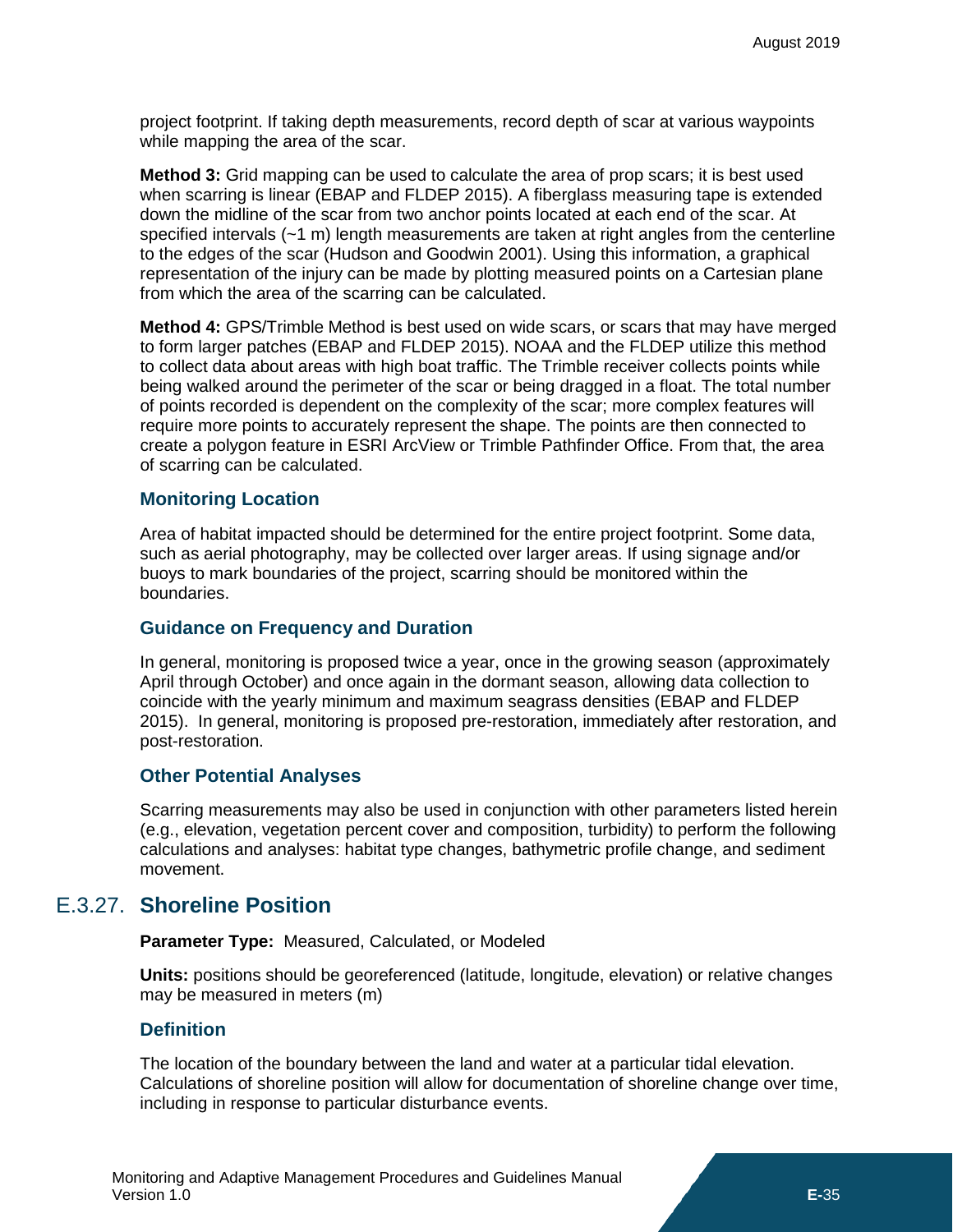project footprint. If taking depth measurements, record depth of scar at various waypoints while mapping the area of the scar.

**Method 3:** Grid mapping can be used to calculate the area of prop scars; it is best used when scarring is linear (EBAP and FLDEP 2015). A fiberglass measuring tape is extended down the midline of the scar from two anchor points located at each end of the scar. At specified intervals (~1 m) length measurements are taken at right angles from the centerline to the edges of the scar (Hudson and Goodwin 2001). Using this information, a graphical representation of the injury can be made by plotting measured points on a Cartesian plane from which the area of the scarring can be calculated.

**Method 4:** GPS/Trimble Method is best used on wide scars, or scars that may have merged to form larger patches (EBAP and FLDEP 2015). NOAA and the FLDEP utilize this method to collect data about areas with high boat traffic. The Trimble receiver collects points while being walked around the perimeter of the scar or being dragged in a float. The total number of points recorded is dependent on the complexity of the scar; more complex features will require more points to accurately represent the shape. The points are then connected to create a polygon feature in ESRI ArcView or Trimble Pathfinder Office. From that, the area of scarring can be calculated.

### Monitoring Location

Area of habitat impacted should be determined for the entire project footprint. Some data, such as aerial photography, may be collected over larger areas. If using signage and/or buoys to mark boundaries of the project, scarring should be monitored within the boundaries.

### Guidance on Frequency and Duration

In general, monitoring is proposed twice a year, once in the growing season (approximately April through October) and once again in the dormant season, allowing data collection to coincide with the yearly minimum and maximum seagrass densities (EBAP and FLDEP 2015). In general, monitoring is proposed pre-restoration, immediately after restoration, and post-restoration.

### Other Potential Analyses

Scarring measurements may also be used in conjunction with other parameters listed herein (e.g., elevation, vegetation percent cover and composition, turbidity) to perform the following calculations and analyses: habitat type changes, bathymetric profile change, and sediment movement.

## E.3.27. Shoreline Position

**Parameter Type:** Measured, Calculated, or Modeled

**Units:** positions should be georeferenced (latitude, longitude, elevation) or relative changes may be measured in meters (m)

### Definition

The location of the boundary between the land and water at a particular tidal elevation. Calculations of shoreline position will allow for documentation of shoreline change over time, including in response to particular disturbance events.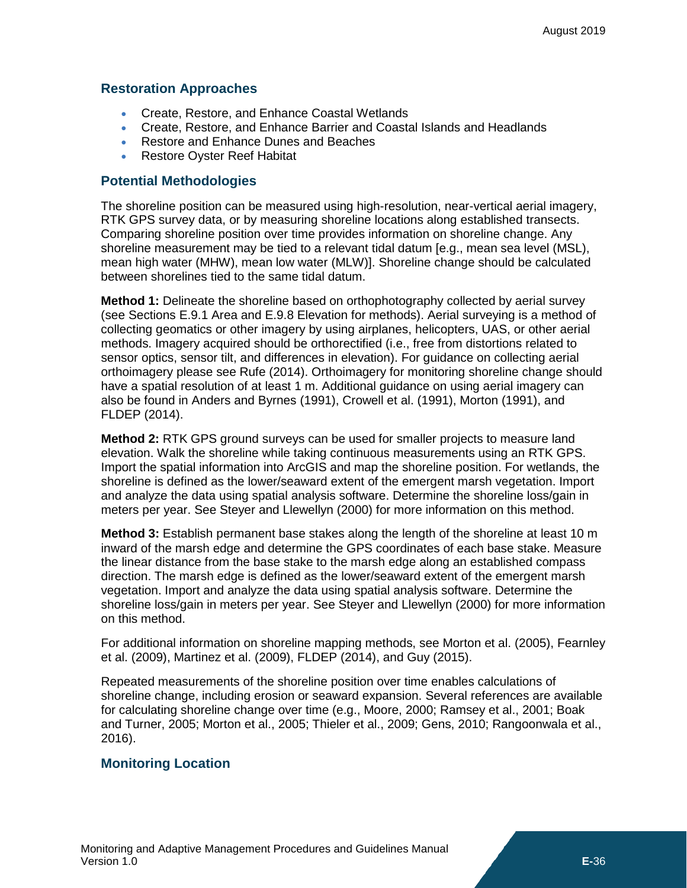### Restoration Approaches

- Create, Restore, and Enhance Coastal Wetlands
- Create, Restore, and Enhance Barrier and Coastal Islands and Headlands
- Restore and Enhance Dunes and Beaches
- Restore Oyster Reef Habitat

### Potential Methodologies

The shoreline position can be measured using high-resolution, near-vertical aerial imagery, RTK GPS survey data, or by measuring shoreline locations along established transects. Comparing shoreline position over time provides information on shoreline change. Any shoreline measurement may be tied to a relevant tidal datum [e.g., mean sea level (MSL), mean high water (MHW), mean low water (MLW)]. Shoreline change should be calculated between shorelines tied to the same tidal datum.

**Method 1:** Delineate the shoreline based on orthophotography collected by aerial survey (see Sections E.9.1 Area and E.9.8 Elevation for methods). Aerial surveying is a method of collecting geomatics or other imagery by using airplanes, helicopters, UAS, or other aerial methods. Imagery acquired should be orthorectified (i.e., free from distortions related to sensor optics, sensor tilt, and differences in elevation). For guidance on collecting aerial orthoimagery please see Rufe (2014). Orthoimagery for monitoring shoreline change should have a spatial resolution of at least 1 m. Additional guidance on using aerial imagery can also be found in Anders and Byrnes (1991), Crowell et al. (1991), Morton (1991), and FLDEP (2014).

**Method 2:** RTK GPS ground surveys can be used for smaller projects to measure land elevation. Walk the shoreline while taking continuous measurements using an RTK GPS. Import the spatial information into ArcGIS and map the shoreline position. For wetlands, the shoreline is defined as the lower/seaward extent of the emergent marsh vegetation. Import and analyze the data using spatial analysis software. Determine the shoreline loss/gain in meters per year. See Steyer and Llewellyn (2000) for more information on this method.

**Method 3:** Establish permanent base stakes along the length of the shoreline at least 10 m inward of the marsh edge and determine the GPS coordinates of each base stake. Measure the linear distance from the base stake to the marsh edge along an established compass direction. The marsh edge is defined as the lower/seaward extent of the emergent marsh vegetation. Import and analyze the data using spatial analysis software. Determine the shoreline loss/gain in meters per year. See Steyer and Llewellyn (2000) for more information on this method.

For additional information on shoreline mapping methods, see Morton et al. (2005), Fearnley et al. (2009), Martinez et al. (2009), FLDEP (2014), and Guy (2015).

Repeated measurements of the shoreline position over time enables calculations of shoreline change, including erosion or seaward expansion. Several references are available for calculating shoreline change over time (e.g., Moore, 2000; Ramsey et al., 2001; Boak and Turner, 2005; Morton et al., 2005; Thieler et al., 2009; Gens, 2010; Rangoonwala et al., 2016).

### Monitoring Location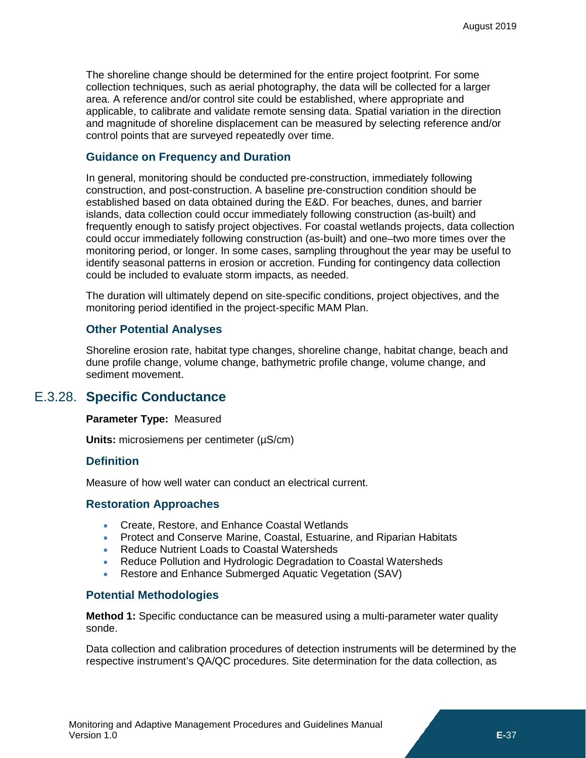The shoreline change should be determined for the entire project footprint. For some collection techniques, such as aerial photography, the data will be collected for a larger area. A reference and/or control site could be established, where appropriate and applicable, to calibrate and validate remote sensing data. Spatial variation in the direction and magnitude of shoreline displacement can be measured by selecting reference and/or control points that are surveyed repeatedly over time.

### Guidance on Frequency and Duration

In general, monitoring should be conducted pre-construction, immediately following construction, and post-construction. A baseline pre-construction condition should be established based on data obtained during the E&D. For beaches, dunes, and barrier islands, data collection could occur immediately following construction (as-built) and frequently enough to satisfy project objectives. For coastal wetlands projects, data collection could occur immediately following construction (as-built) and one–two more times over the monitoring period, or longer. In some cases, sampling throughout the year may be useful to identify seasonal patterns in erosion or accretion. Funding for contingency data collection could be included to evaluate storm impacts, as needed.

The duration will ultimately depend on site-specific conditions, project objectives, and the monitoring period identified in the project-specific MAM Plan.

### Other Potential Analyses

Shoreline erosion rate, habitat type changes, shoreline change, habitat change, beach and dune profile change, volume change, bathymetric profile change, volume change, and sediment movement.

## E.3.28. Specific Conductance

**Parameter Type:** Measured

**Units:** microsiemens per centimeter (µS/cm)

### Definition

Measure of how well water can conduct an electrical current.

### Restoration Approaches

- Create, Restore, and Enhance Coastal Wetlands
- Protect and Conserve Marine, Coastal, Estuarine, and Riparian Habitats
- Reduce Nutrient Loads to Coastal Watersheds
- Reduce Pollution and Hydrologic Degradation to Coastal Watersheds
- Restore and Enhance Submerged Aquatic Vegetation (SAV)

### Potential Methodologies

**Method 1:** Specific conductance can be measured using a multi-parameter water quality sonde.

Data collection and calibration procedures of detection instruments will be determined by the respective instrument's QA/QC procedures. Site determination for the data collection, as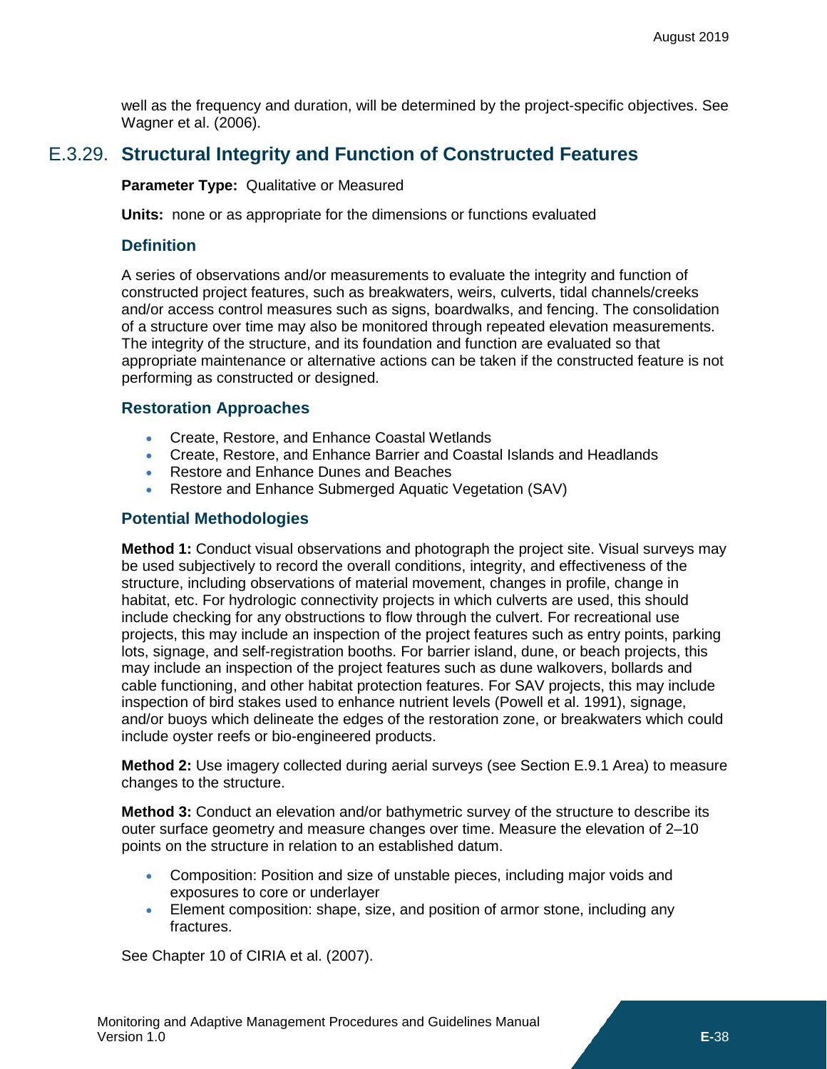well as the frequency and duration, will be determined by the project-specific objectives. See Wagner et al. (2006).

## E.3.29. Structural Integrity and Function of Constructed Features

**Parameter Type:** Qualitative or Measured

**Units:** none or as appropriate for the dimensions or functions evaluated

### Definition

A series of observations and/or measurements to evaluate the integrity and function of constructed project features, such as breakwaters, weirs, culverts, tidal channels/creeks and/or access control measures such as signs, boardwalks, and fencing. The consolidation of a structure over time may also be monitored through repeated elevation measurements. The integrity of the structure, and its foundation and function are evaluated so that appropriate maintenance or alternative actions can be taken if the constructed feature is not performing as constructed or designed.

### Restoration Approaches

- Create, Restore, and Enhance Coastal Wetlands
- Create, Restore, and Enhance Barrier and Coastal Islands and Headlands
- Restore and Enhance Dunes and Beaches
- Restore and Enhance Submerged Aquatic Vegetation (SAV)

### Potential Methodologies

**Method 1:** Conduct visual observations and photograph the project site. Visual surveys may be used subjectively to record the overall conditions, integrity, and effectiveness of the structure, including observations of material movement, changes in profile, change in habitat, etc. For hydrologic connectivity projects in which culverts are used, this should include checking for any obstructions to flow through the culvert. For recreational use projects, this may include an inspection of the project features such as entry points, parking lots, signage, and self-registration booths. For barrier island, dune, or beach projects, this may include an inspection of the project features such as dune walkovers, bollards and cable functioning, and other habitat protection features. For SAV projects, this may include inspection of bird stakes used to enhance nutrient levels (Powell et al. 1991), signage, and/or buoys which delineate the edges of the restoration zone, or breakwaters which could include oyster reefs or bio-engineered products.

**Method 2:** Use imagery collected during aerial surveys (see Section E.9.1 Area) to measure changes to the structure.

**Method 3:** Conduct an elevation and/or bathymetric survey of the structure to describe its outer surface geometry and measure changes over time. Measure the elevation of 2–10 points on the structure in relation to an established datum.

- Composition: Position and size of unstable pieces, including major voids and exposures to core or underlayer
- Element composition: shape, size, and position of armor stone, including any fractures.

See Chapter 10 of CIRIA et al. (2007).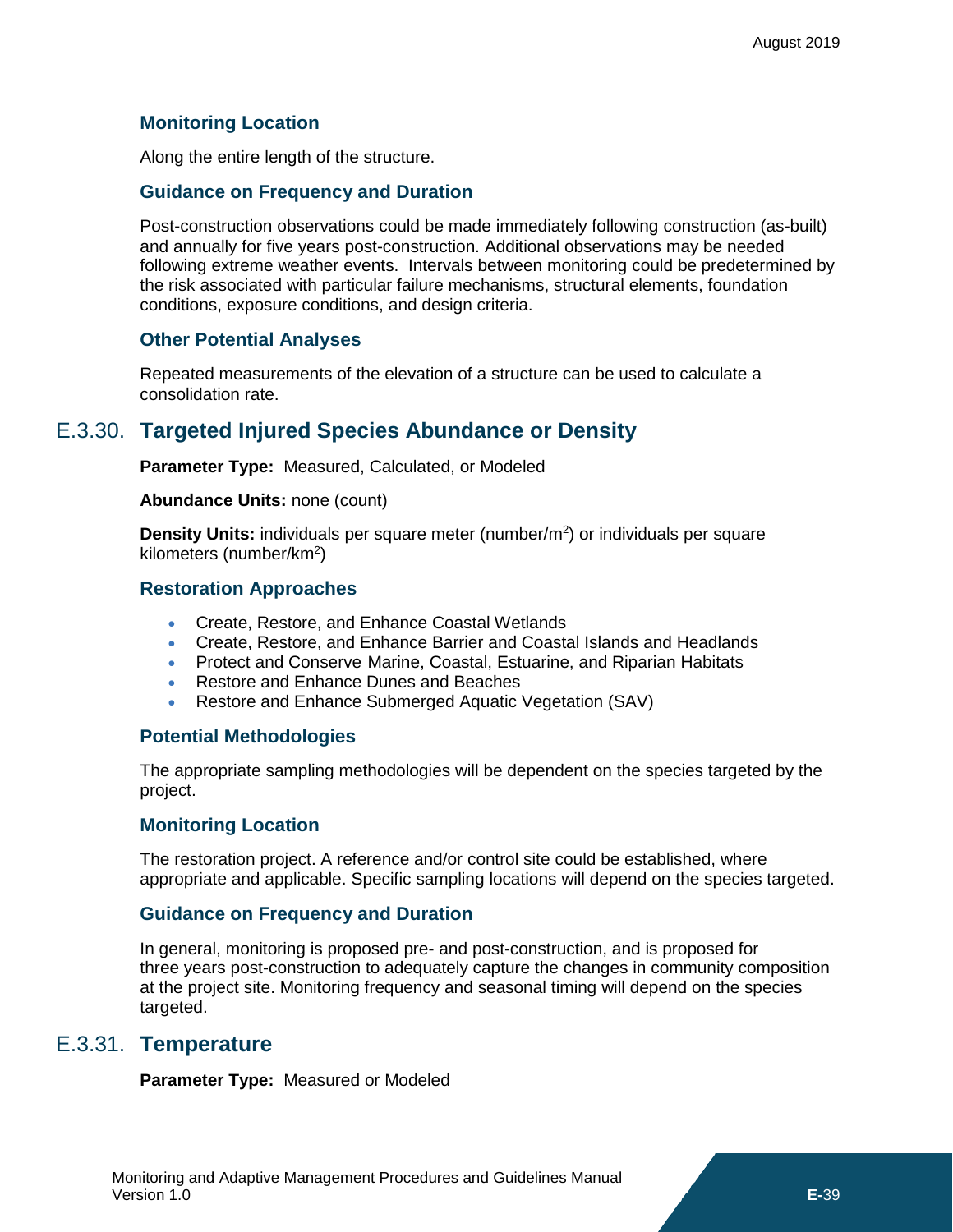### Monitoring Location

Along the entire length of the structure.

### Guidance on Frequency and Duration

Post-construction observations could be made immediately following construction (as-built) and annually for five years post-construction. Additional observations may be needed following extreme weather events. Intervals between monitoring could be predetermined by the risk associated with particular failure mechanisms, structural elements, foundation conditions, exposure conditions, and design criteria.

### Other Potential Analyses

Repeated measurements of the elevation of a structure can be used to calculate a consolidation rate.

## E.3.30. Targeted Injured Species Abundance or Density

**Parameter Type:** Measured, Calculated, or Modeled

**Abundance Units:** none (count)

**Density Units:** individuals per square meter (number/m$^2$) or individuals per square kilometers (number/km$^2$)

### Restoration Approaches

- Create, Restore, and Enhance Coastal Wetlands
- Create, Restore, and Enhance Barrier and Coastal Islands and Headlands
- Protect and Conserve Marine, Coastal, Estuarine, and Riparian Habitats
- Restore and Enhance Dunes and Beaches
- Restore and Enhance Submerged Aquatic Vegetation (SAV)

### Potential Methodologies

The appropriate sampling methodologies will be dependent on the species targeted by the project.

### Monitoring Location

The restoration project. A reference and/or control site could be established, where appropriate and applicable. Specific sampling locations will depend on the species targeted.

### Guidance on Frequency and Duration

In general, monitoring is proposed pre- and post-construction, and is proposed for three years post-construction to adequately capture the changes in community composition at the project site. Monitoring frequency and seasonal timing will depend on the species targeted.

## E.3.31. Temperature

**Parameter Type:** Measured or Modeled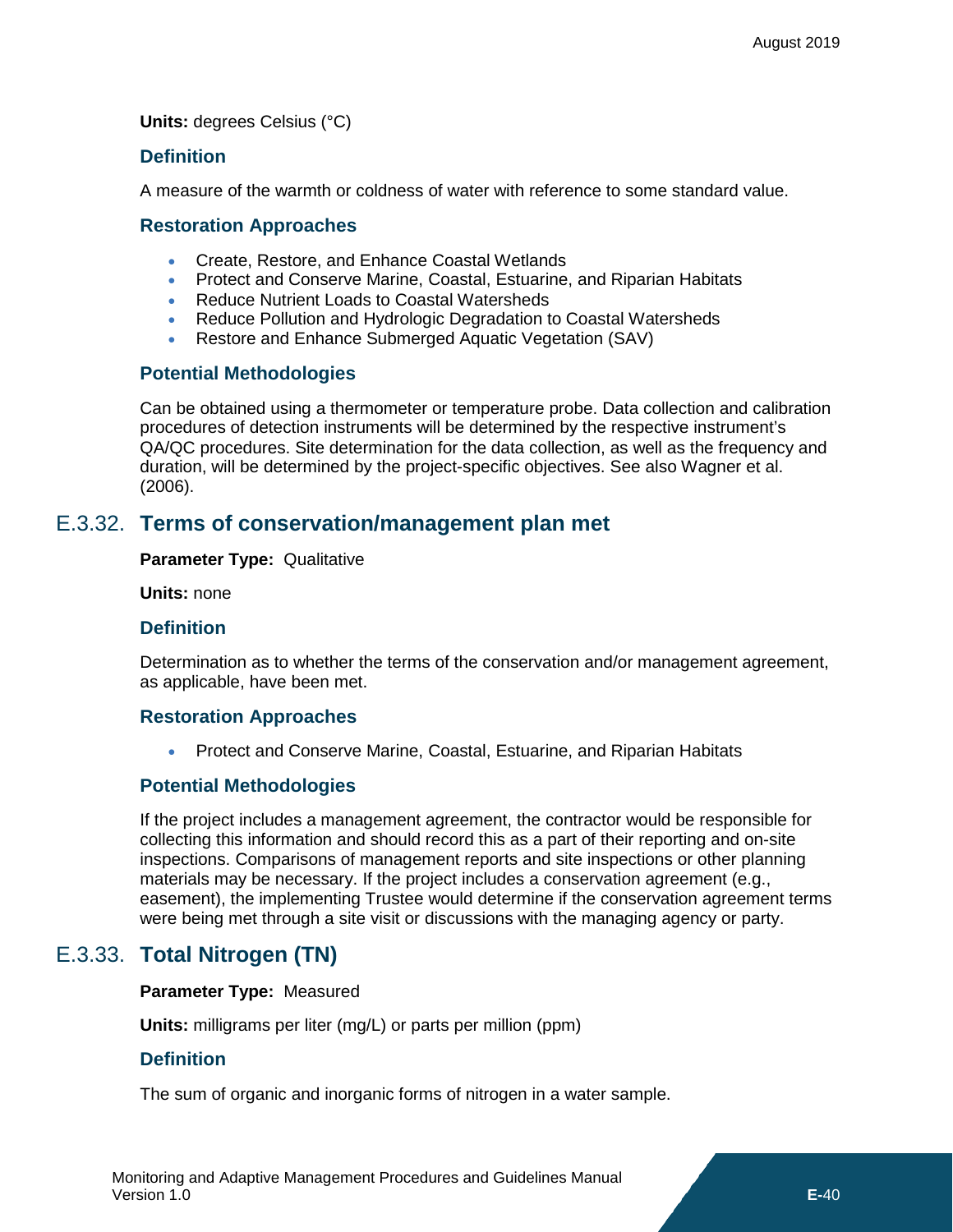**Units:** degrees Celsius (°C)

### Definition

A measure of the warmth or coldness of water with reference to some standard value.

### Restoration Approaches

- Create, Restore, and Enhance Coastal Wetlands
- Protect and Conserve Marine, Coastal, Estuarine, and Riparian Habitats
- Reduce Nutrient Loads to Coastal Watersheds
- Reduce Pollution and Hydrologic Degradation to Coastal Watersheds
- Restore and Enhance Submerged Aquatic Vegetation (SAV)

### Potential Methodologies

Can be obtained using a thermometer or temperature probe. Data collection and calibration procedures of detection instruments will be determined by the respective instrument's QA/QC procedures. Site determination for the data collection, as well as the frequency and duration, will be determined by the project-specific objectives. See also Wagner et al. (2006).

## E.3.32. Terms of conservation/management plan met

**Parameter Type:** Qualitative

**Units:** none

### Definition

Determination as to whether the terms of the conservation and/or management agreement, as applicable, have been met.

### Restoration Approaches

- Protect and Conserve Marine, Coastal, Estuarine, and Riparian Habitats

### Potential Methodologies

If the project includes a management agreement, the contractor would be responsible for collecting this information and should record this as a part of their reporting and on-site inspections. Comparisons of management reports and site inspections or other planning materials may be necessary. If the project includes a conservation agreement (e.g., easement), the implementing Trustee would determine if the conservation agreement terms were being met through a site visit or discussions with the managing agency or party.

## E.3.33. Total Nitrogen (TN)

**Parameter Type:** Measured

**Units:** milligrams per liter (mg/L) or parts per million (ppm)

### Definition

The sum of organic and inorganic forms of nitrogen in a water sample.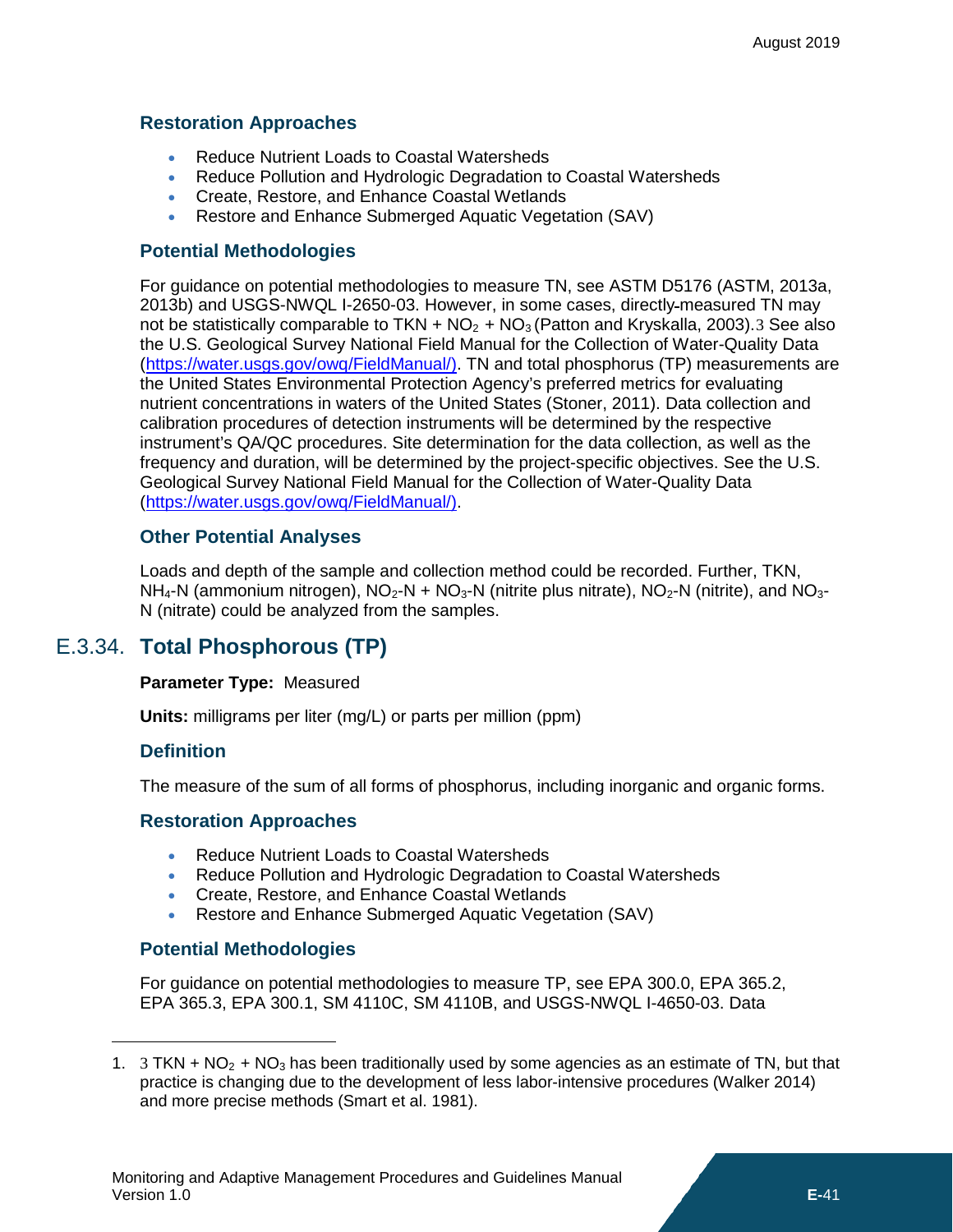### Restoration Approaches

- Reduce Nutrient Loads to Coastal Watersheds
- Reduce Pollution and Hydrologic Degradation to Coastal Watersheds
- Create, Restore, and Enhance Coastal Wetlands
- Restore and Enhance Submerged Aquatic Vegetation (SAV)

### Potential Methodologies

For guidance on potential methodologies to measure TN, see ASTM D5176 (ASTM, 2013a, 2013b) and USGS-NWQL I-2650-03. However, in some cases, directly-measured TN may not be statistically comparable to TKN + $NO_2$ + $NO_3$ (Patton and Kryskalla, 2003).[3] See also the U.S. Geological Survey National Field Manual for the Collection of Water-Quality Data (https://water.usgs.gov/owq/FieldManual/). TN and total phosphorus (TP) measurements are the United States Environmental Protection Agency's preferred metrics for evaluating nutrient concentrations in waters of the United States (Stoner, 2011). Data collection and calibration procedures of detection instruments will be determined by the respective instrument's QA/QC procedures. Site determination for the data collection, as well as the frequency and duration, will be determined by the project-specific objectives. See the U.S. Geological Survey National Field Manual for the Collection of Water-Quality Data (https://water.usgs.gov/owq/FieldManual/).

### Other Potential Analyses

Loads and depth of the sample and collection method could be recorded. Further, TKN, $NH_4$-N (ammonium nitrogen), $NO_2$-N + $NO_3$-N (nitrite plus nitrate), $NO_2$-N (nitrite), and $NO_3$-N (nitrate) could be analyzed from the samples.

## E.3.34. Total Phosphorous (TP)

**Parameter Type:** Measured

**Units:** milligrams per liter (mg/L) or parts per million (ppm)

### Definition

The measure of the sum of all forms of phosphorus, including inorganic and organic forms.

### Restoration Approaches

- Reduce Nutrient Loads to Coastal Watersheds
- Reduce Pollution and Hydrologic Degradation to Coastal Watersheds
- Create, Restore, and Enhance Coastal Wetlands
- Restore and Enhance Submerged Aquatic Vegetation (SAV)

### Potential Methodologies

For guidance on potential methodologies to measure TP, see EPA 300.0, EPA 365.2, EPA 365.3, EPA 300.1, SM 4110C, SM 4110B, and USGS-NWQL I-4650-03. Data

---

1. [3] TKN + $NO_2$ + $NO_3$ has been traditionally used by some agencies as an estimate of TN, but that practice is changing due to the development of less labor-intensive procedures (Walker 2014) and more precise methods (Smart et al. 1981).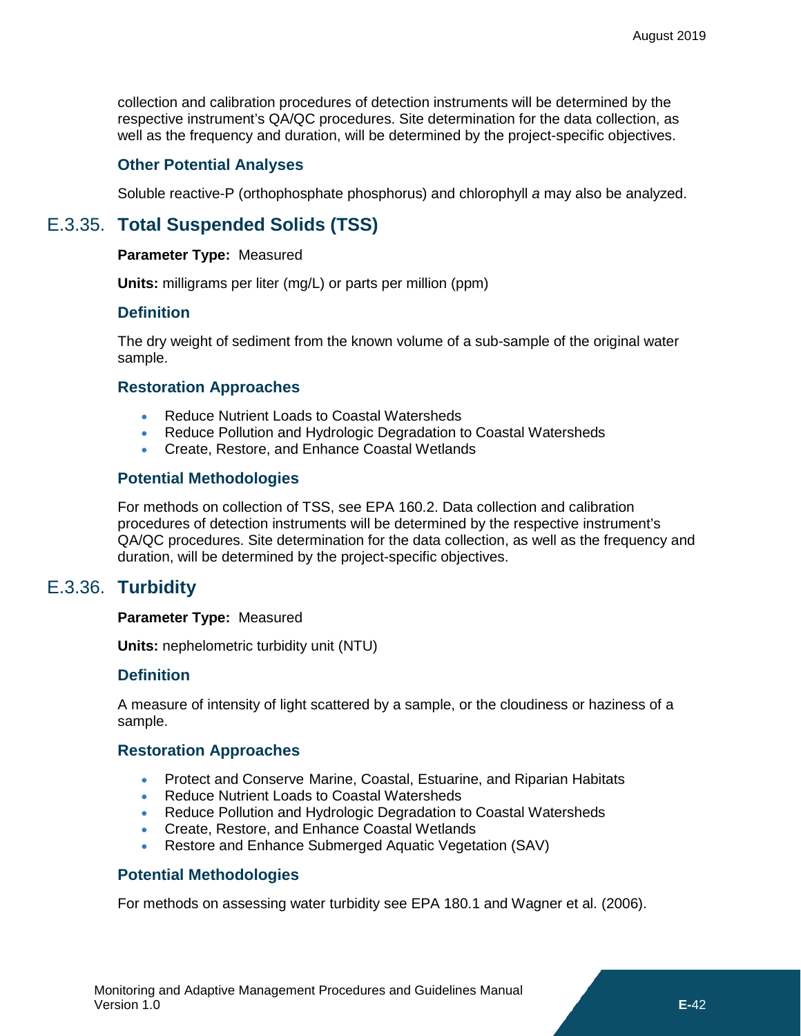collection and calibration procedures of detection instruments will be determined by the respective instrument's QA/QC procedures. Site determination for the data collection, as well as the frequency and duration, will be determined by the project-specific objectives.

### Other Potential Analyses

Soluble reactive-P (orthophosphate phosphorus) and chlorophyll *a* may also be analyzed.

## E.3.35. Total Suspended Solids (TSS)

**Parameter Type:** Measured

**Units:** milligrams per liter (mg/L) or parts per million (ppm)

### Definition

The dry weight of sediment from the known volume of a sub-sample of the original water sample.

### Restoration Approaches

- Reduce Nutrient Loads to Coastal Watersheds
- Reduce Pollution and Hydrologic Degradation to Coastal Watersheds
- Create, Restore, and Enhance Coastal Wetlands

### Potential Methodologies

For methods on collection of TSS, see EPA 160.2. Data collection and calibration procedures of detection instruments will be determined by the respective instrument's QA/QC procedures. Site determination for the data collection, as well as the frequency and duration, will be determined by the project-specific objectives.

## E.3.36. Turbidity

**Parameter Type:** Measured

**Units:** nephelometric turbidity unit (NTU)

### Definition

A measure of intensity of light scattered by a sample, or the cloudiness or haziness of a sample.

### Restoration Approaches

- Protect and Conserve Marine, Coastal, Estuarine, and Riparian Habitats
- Reduce Nutrient Loads to Coastal Watersheds
- Reduce Pollution and Hydrologic Degradation to Coastal Watersheds
- Create, Restore, and Enhance Coastal Wetlands
- Restore and Enhance Submerged Aquatic Vegetation (SAV)

### Potential Methodologies

For methods on assessing water turbidity see EPA 180.1 and Wagner et al. (2006).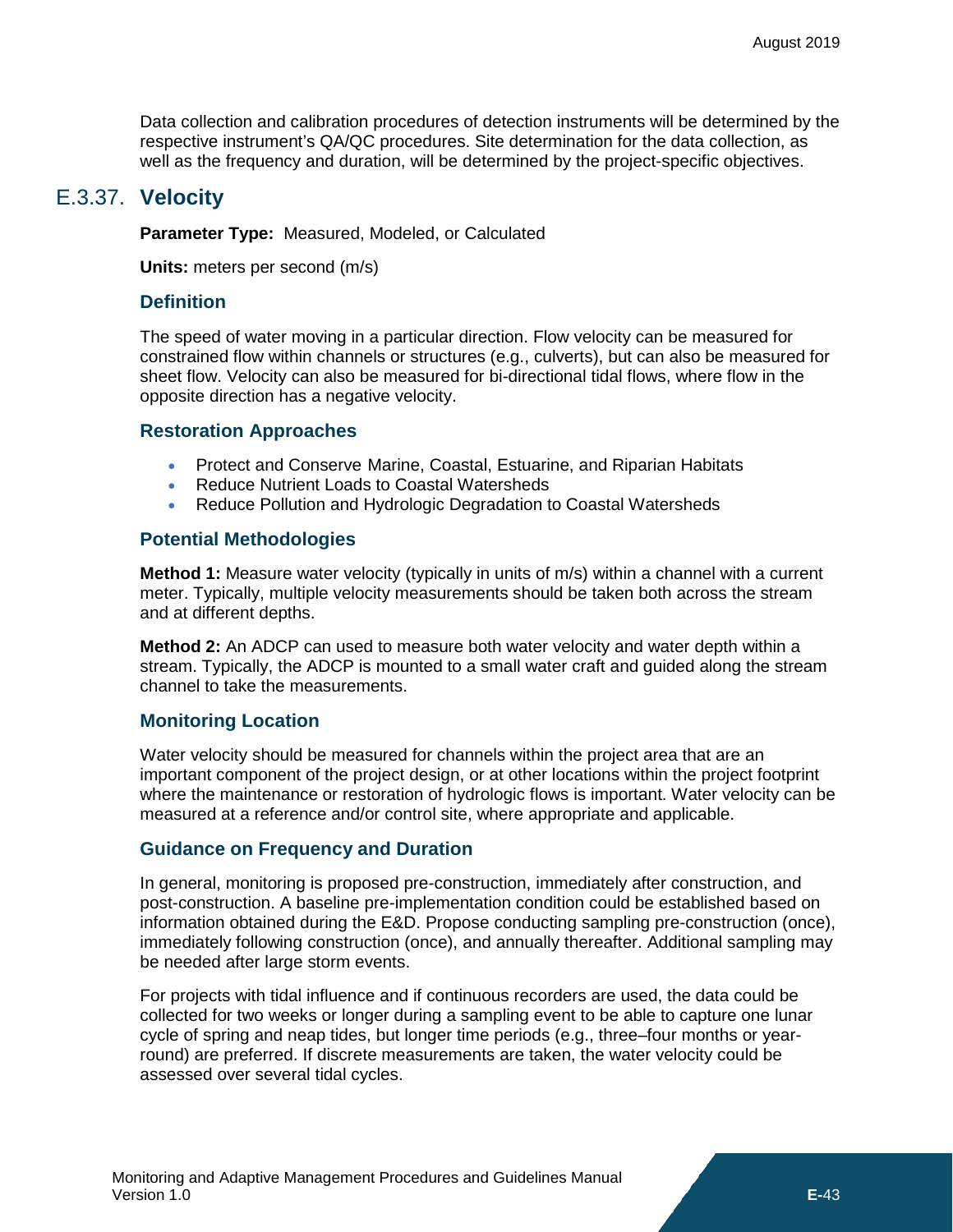Data collection and calibration procedures of detection instruments will be determined by the respective instrument's QA/QC procedures. Site determination for the data collection, as well as the frequency and duration, will be determined by the project-specific objectives.

## E.3.37. Velocity

**Parameter Type:** Measured, Modeled, or Calculated

**Units:** meters per second (m/s)

### Definition

The speed of water moving in a particular direction. Flow velocity can be measured for constrained flow within channels or structures (e.g., culverts), but can also be measured for sheet flow. Velocity can also be measured for bi-directional tidal flows, where flow in the opposite direction has a negative velocity.

### Restoration Approaches

- Protect and Conserve Marine, Coastal, Estuarine, and Riparian Habitats
- Reduce Nutrient Loads to Coastal Watersheds
- Reduce Pollution and Hydrologic Degradation to Coastal Watersheds

### Potential Methodologies

**Method 1:** Measure water velocity (typically in units of m/s) within a channel with a current meter. Typically, multiple velocity measurements should be taken both across the stream and at different depths.

**Method 2:** An ADCP can used to measure both water velocity and water depth within a stream. Typically, the ADCP is mounted to a small water craft and guided along the stream channel to take the measurements.

### Monitoring Location

Water velocity should be measured for channels within the project area that are an important component of the project design, or at other locations within the project footprint where the maintenance or restoration of hydrologic flows is important. Water velocity can be measured at a reference and/or control site, where appropriate and applicable.

### Guidance on Frequency and Duration

In general, monitoring is proposed pre-construction, immediately after construction, and post-construction. A baseline pre-implementation condition could be established based on information obtained during the E&D. Propose conducting sampling pre-construction (once), immediately following construction (once), and annually thereafter. Additional sampling may be needed after large storm events.

For projects with tidal influence and if continuous recorders are used, the data could be collected for two weeks or longer during a sampling event to be able to capture one lunar cycle of spring and neap tides, but longer time periods (e.g., three–four months or year-round) are preferred. If discrete measurements are taken, the water velocity could be assessed over several tidal cycles.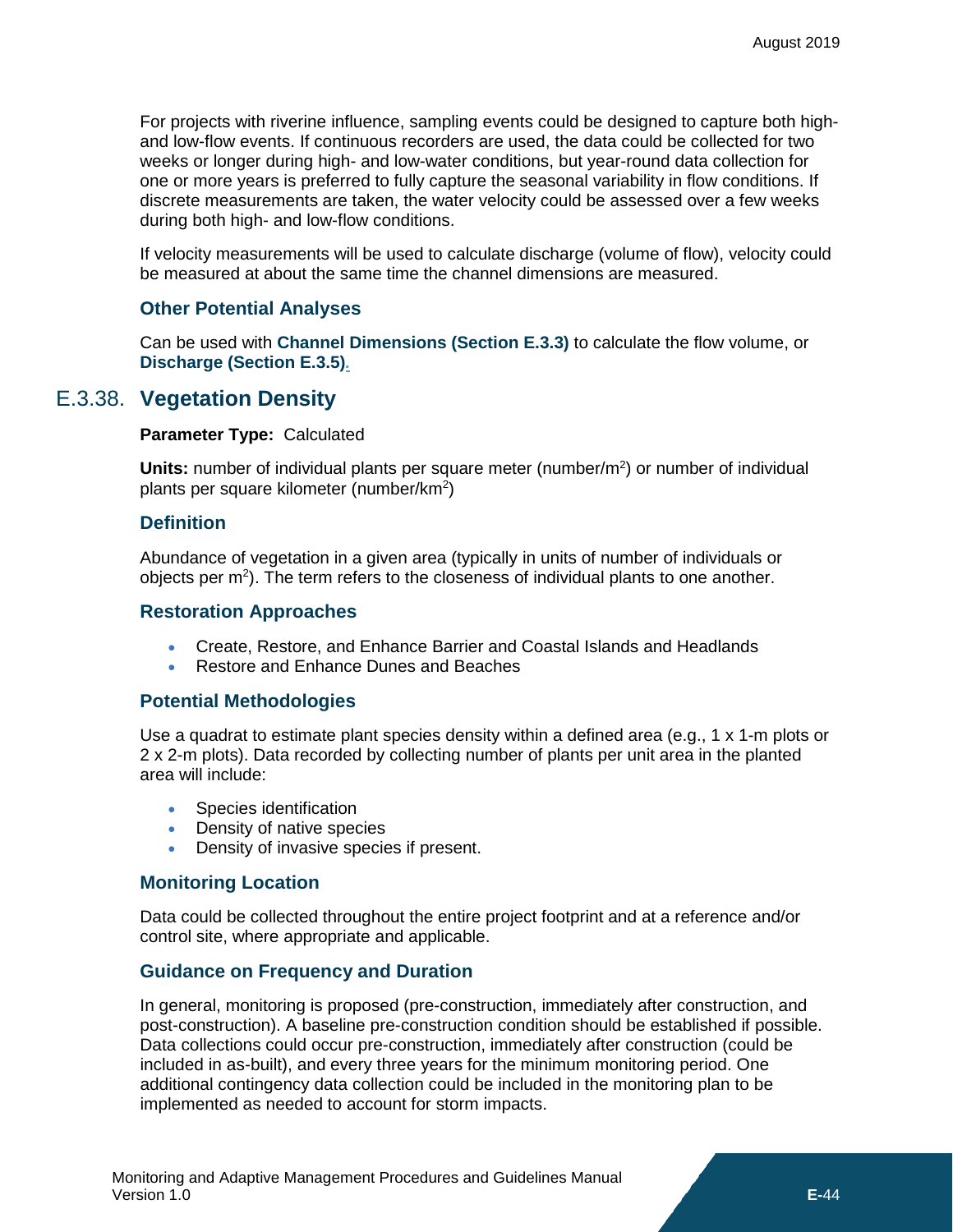For projects with riverine influence, sampling events could be designed to capture both high- and low-flow events. If continuous recorders are used, the data could be collected for two weeks or longer during high- and low-water conditions, but year-round data collection for one or more years is preferred to fully capture the seasonal variability in flow conditions. If discrete measurements are taken, the water velocity could be assessed over a few weeks during both high- and low-flow conditions.

If velocity measurements will be used to calculate discharge (volume of flow), velocity could be measured at about the same time the channel dimensions are measured.

### Other Potential Analyses

Can be used with **Channel Dimensions (Section E.3.3)** to calculate the flow volume, or **Discharge (Section E.3.5)**.

## E.3.38. Vegetation Density

**Parameter Type:** Calculated

**Units:** number of individual plants per square meter (number/$m^2$) or number of individual plants per square kilometer (number/$km^2$)

### Definition

Abundance of vegetation in a given area (typically in units of number of individuals or objects per $m^2$). The term refers to the closeness of individual plants to one another.

### Restoration Approaches

- Create, Restore, and Enhance Barrier and Coastal Islands and Headlands
- Restore and Enhance Dunes and Beaches

### Potential Methodologies

Use a quadrat to estimate plant species density within a defined area (e.g., 1 x 1-m plots or 2 x 2-m plots). Data recorded by collecting number of plants per unit area in the planted area will include:

- Species identification
- Density of native species
- Density of invasive species if present.

### Monitoring Location

Data could be collected throughout the entire project footprint and at a reference and/or control site, where appropriate and applicable.

### Guidance on Frequency and Duration

In general, monitoring is proposed (pre-construction, immediately after construction, and post-construction). A baseline pre-construction condition should be established if possible. Data collections could occur pre-construction, immediately after construction (could be included in as-built), and every three years for the minimum monitoring period. One additional contingency data collection could be included in the monitoring plan to be implemented as needed to account for storm impacts.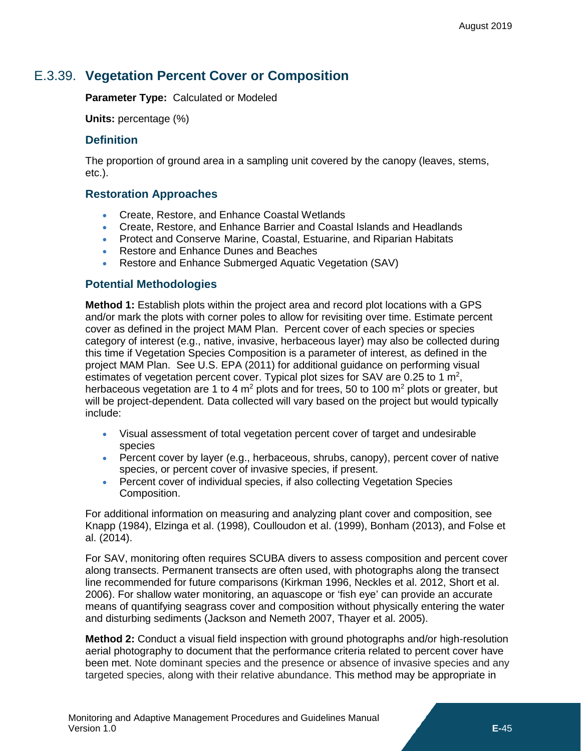## E.3.39. Vegetation Percent Cover or Composition

**Parameter Type:** Calculated or Modeled

**Units:** percentage (%)

### Definition

The proportion of ground area in a sampling unit covered by the canopy (leaves, stems, etc.).

### Restoration Approaches

- Create, Restore, and Enhance Coastal Wetlands
- Create, Restore, and Enhance Barrier and Coastal Islands and Headlands
- Protect and Conserve Marine, Coastal, Estuarine, and Riparian Habitats
- Restore and Enhance Dunes and Beaches
- Restore and Enhance Submerged Aquatic Vegetation (SAV)

### Potential Methodologies

**Method 1:** Establish plots within the project area and record plot locations with a GPS and/or mark the plots with corner poles to allow for revisiting over time. Estimate percent cover as defined in the project MAM Plan. Percent cover of each species or species category of interest (e.g., native, invasive, herbaceous layer) may also be collected during this time if Vegetation Species Composition is a parameter of interest, as defined in the project MAM Plan. See U.S. EPA (2011) for additional guidance on performing visual estimates of vegetation percent cover. Typical plot sizes for SAV are 0.25 to 1 $m^2$, herbaceous vegetation are 1 to 4 $m^2$ plots and for trees, 50 to 100 $m^2$ plots or greater, but will be project-dependent. Data collected will vary based on the project but would typically include:

- Visual assessment of total vegetation percent cover of target and undesirable species
- Percent cover by layer (e.g., herbaceous, shrubs, canopy), percent cover of native species, or percent cover of invasive species, if present.
- Percent cover of individual species, if also collecting Vegetation Species Composition.

For additional information on measuring and analyzing plant cover and composition, see Knapp (1984), Elzinga et al. (1998), Coulloudon et al. (1999), Bonham (2013), and Folse et al. (2014).

For SAV, monitoring often requires SCUBA divers to assess composition and percent cover along transects. Permanent transects are often used, with photographs along the transect line recommended for future comparisons (Kirkman 1996, Neckles et al. 2012, Short et al. 2006). For shallow water monitoring, an aquascope or 'fish eye' can provide an accurate means of quantifying seagrass cover and composition without physically entering the water and disturbing sediments (Jackson and Nemeth 2007, Thayer et al. 2005).

**Method 2:** Conduct a visual field inspection with ground photographs and/or high-resolution aerial photography to document that the performance criteria related to percent cover have been met. Note dominant species and the presence or absence of invasive species and any targeted species, along with their relative abundance. This method may be appropriate in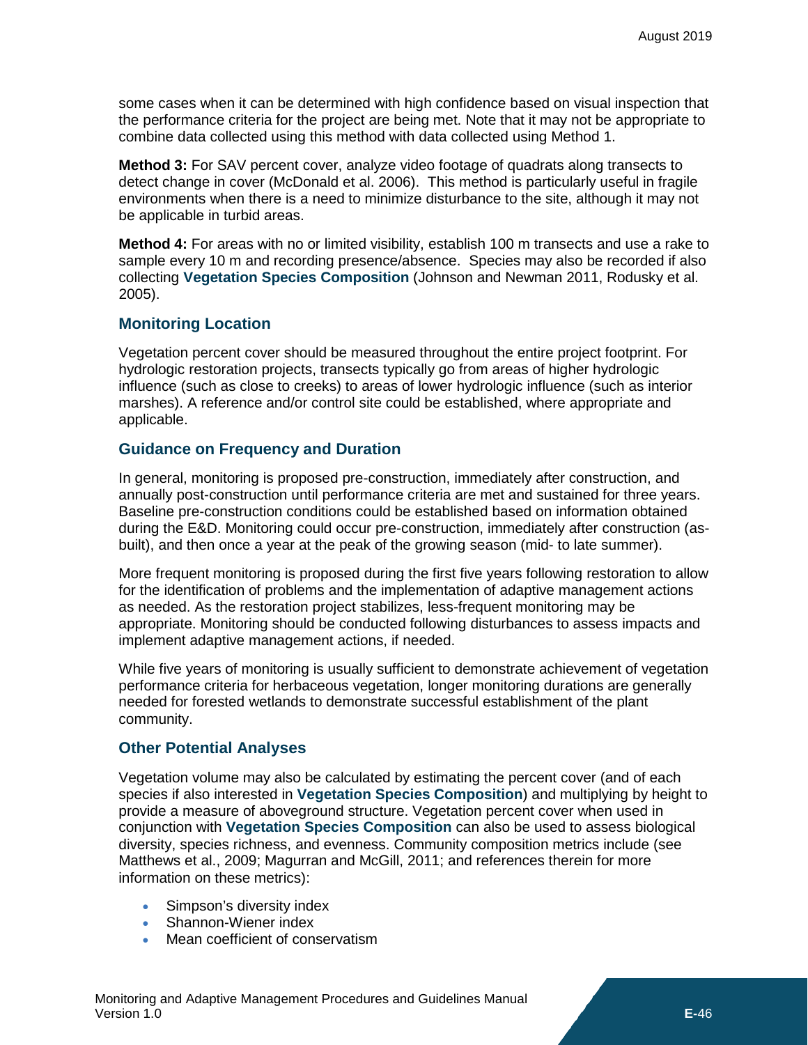some cases when it can be determined with high confidence based on visual inspection that the performance criteria for the project are being met. Note that it may not be appropriate to combine data collected using this method with data collected using Method 1.

**Method 3:** For SAV percent cover, analyze video footage of quadrats along transects to detect change in cover (McDonald et al. 2006). This method is particularly useful in fragile environments when there is a need to minimize disturbance to the site, although it may not be applicable in turbid areas.

**Method 4:** For areas with no or limited visibility, establish 100 m transects and use a rake to sample every 10 m and recording presence/absence. Species may also be recorded if also collecting **Vegetation Species Composition** (Johnson and Newman 2011, Rodusky et al. 2005).

### Monitoring Location

Vegetation percent cover should be measured throughout the entire project footprint. For hydrologic restoration projects, transects typically go from areas of higher hydrologic influence (such as close to creeks) to areas of lower hydrologic influence (such as interior marshes). A reference and/or control site could be established, where appropriate and applicable.

### Guidance on Frequency and Duration

In general, monitoring is proposed pre-construction, immediately after construction, and annually post-construction until performance criteria are met and sustained for three years. Baseline pre-construction conditions could be established based on information obtained during the E&D. Monitoring could occur pre-construction, immediately after construction (as-built), and then once a year at the peak of the growing season (mid- to late summer).

More frequent monitoring is proposed during the first five years following restoration to allow for the identification of problems and the implementation of adaptive management actions as needed. As the restoration project stabilizes, less-frequent monitoring may be appropriate. Monitoring should be conducted following disturbances to assess impacts and implement adaptive management actions, if needed.

While five years of monitoring is usually sufficient to demonstrate achievement of vegetation performance criteria for herbaceous vegetation, longer monitoring durations are generally needed for forested wetlands to demonstrate successful establishment of the plant community.

### Other Potential Analyses

Vegetation volume may also be calculated by estimating the percent cover (and of each species if also interested in **Vegetation Species Composition**) and multiplying by height to provide a measure of aboveground structure. Vegetation percent cover when used in conjunction with **Vegetation Species Composition** can also be used to assess biological diversity, species richness, and evenness. Community composition metrics include (see Matthews et al., 2009; Magurran and McGill, 2011; and references therein for more information on these metrics):

- Simpson's diversity index
- Shannon-Wiener index
- Mean coefficient of conservatism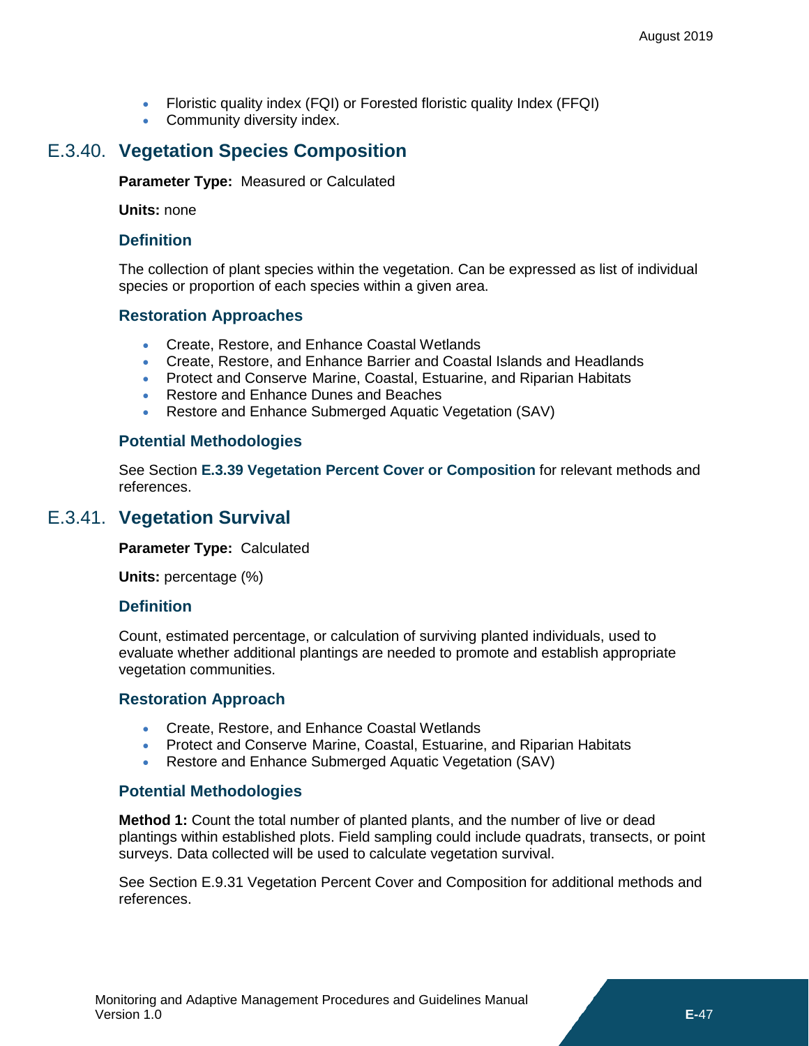- Floristic quality index (FQI) or Forested floristic quality Index (FFQI)
- Community diversity index.

## E.3.40. Vegetation Species Composition

**Parameter Type:** Measured or Calculated

**Units:** none

### Definition

The collection of plant species within the vegetation. Can be expressed as list of individual species or proportion of each species within a given area.

### Restoration Approaches

- Create, Restore, and Enhance Coastal Wetlands
- Create, Restore, and Enhance Barrier and Coastal Islands and Headlands
- Protect and Conserve Marine, Coastal, Estuarine, and Riparian Habitats
- Restore and Enhance Dunes and Beaches
- Restore and Enhance Submerged Aquatic Vegetation (SAV)

### Potential Methodologies

See Section **E.3.39 Vegetation Percent Cover or Composition** for relevant methods and references.

## E.3.41. Vegetation Survival

**Parameter Type:** Calculated

**Units:** percentage (%)

### Definition

Count, estimated percentage, or calculation of surviving planted individuals, used to evaluate whether additional plantings are needed to promote and establish appropriate vegetation communities.

### Restoration Approach

- Create, Restore, and Enhance Coastal Wetlands
- Protect and Conserve Marine, Coastal, Estuarine, and Riparian Habitats
- Restore and Enhance Submerged Aquatic Vegetation (SAV)

### Potential Methodologies

**Method 1:** Count the total number of planted plants, and the number of live or dead plantings within established plots. Field sampling could include quadrats, transects, or point surveys. Data collected will be used to calculate vegetation survival.

See Section E.9.31 Vegetation Percent Cover and Composition for additional methods and references.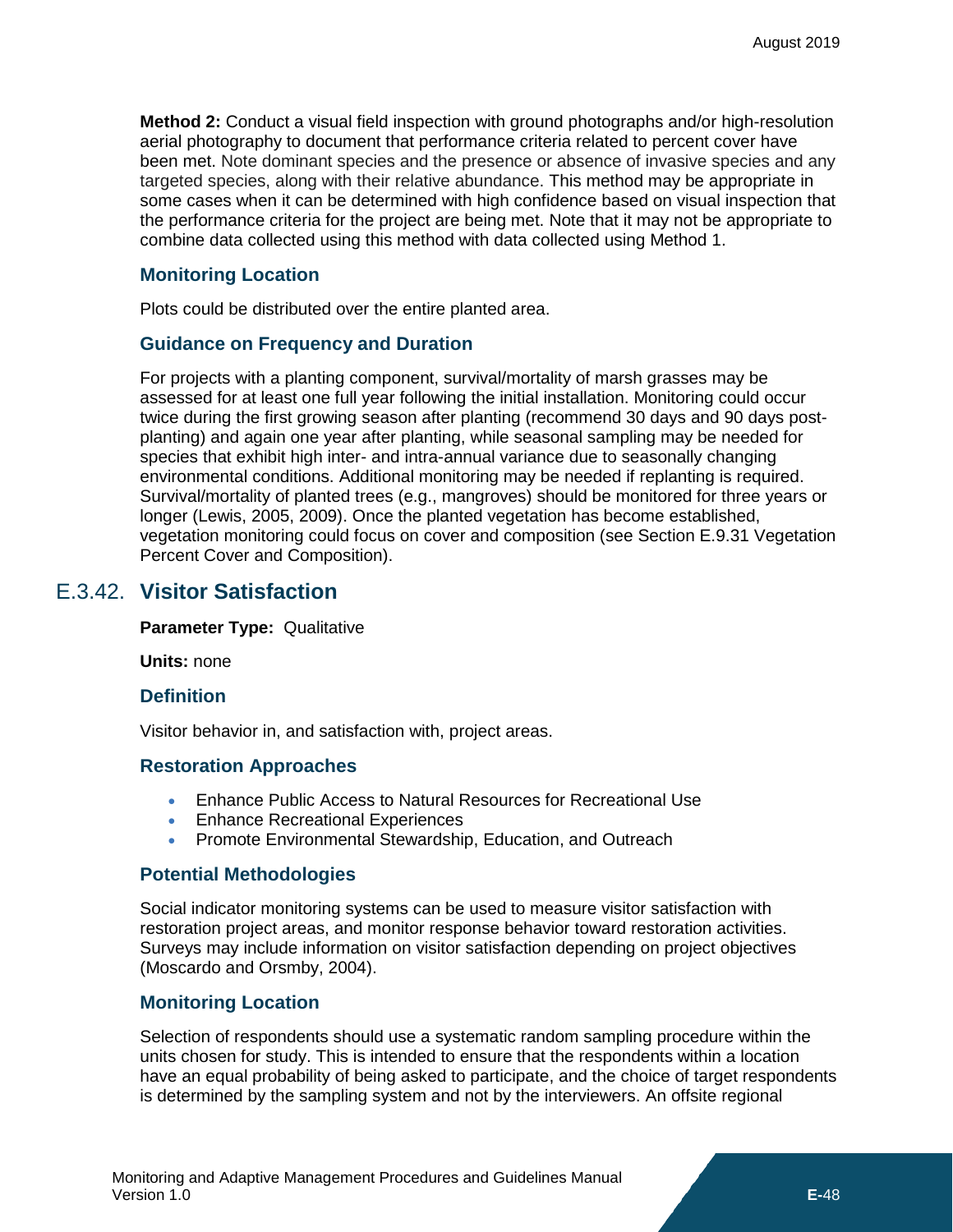**Method 2:** Conduct a visual field inspection with ground photographs and/or high-resolution aerial photography to document that performance criteria related to percent cover have been met. Note dominant species and the presence or absence of invasive species and any targeted species, along with their relative abundance. This method may be appropriate in some cases when it can be determined with high confidence based on visual inspection that the performance criteria for the project are being met. Note that it may not be appropriate to combine data collected using this method with data collected using Method 1.

### Monitoring Location

Plots could be distributed over the entire planted area.

### Guidance on Frequency and Duration

For projects with a planting component, survival/mortality of marsh grasses may be assessed for at least one full year following the initial installation. Monitoring could occur twice during the first growing season after planting (recommend 30 days and 90 days post-planting) and again one year after planting, while seasonal sampling may be needed for species that exhibit high inter- and intra-annual variance due to seasonally changing environmental conditions. Additional monitoring may be needed if replanting is required. Survival/mortality of planted trees (e.g., mangroves) should be monitored for three years or longer (Lewis, 2005, 2009). Once the planted vegetation has become established, vegetation monitoring could focus on cover and composition (see Section E.9.31 Vegetation Percent Cover and Composition).

## E.3.42. Visitor Satisfaction

**Parameter Type:** Qualitative

**Units:** none

### Definition

Visitor behavior in, and satisfaction with, project areas.

### Restoration Approaches

- Enhance Public Access to Natural Resources for Recreational Use
- Enhance Recreational Experiences
- Promote Environmental Stewardship, Education, and Outreach

### Potential Methodologies

Social indicator monitoring systems can be used to measure visitor satisfaction with restoration project areas, and monitor response behavior toward restoration activities. Surveys may include information on visitor satisfaction depending on project objectives (Moscardo and Orsmby, 2004).

### Monitoring Location

Selection of respondents should use a systematic random sampling procedure within the units chosen for study. This is intended to ensure that the respondents within a location have an equal probability of being asked to participate, and the choice of target respondents is determined by the sampling system and not by the interviewers. An offsite regional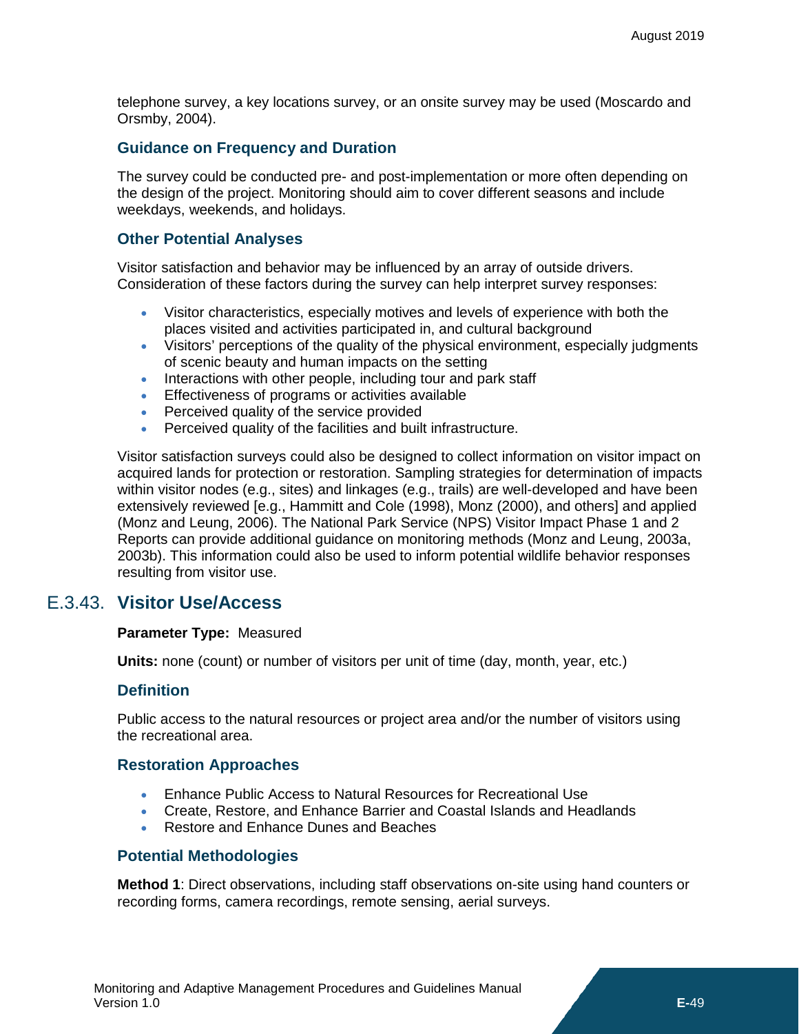telephone survey, a key locations survey, or an onsite survey may be used (Moscardo and Orsmby, 2004).

### Guidance on Frequency and Duration

The survey could be conducted pre- and post-implementation or more often depending on the design of the project. Monitoring should aim to cover different seasons and include weekdays, weekends, and holidays.

### Other Potential Analyses

Visitor satisfaction and behavior may be influenced by an array of outside drivers. Consideration of these factors during the survey can help interpret survey responses:

- Visitor characteristics, especially motives and levels of experience with both the places visited and activities participated in, and cultural background
- Visitors' perceptions of the quality of the physical environment, especially judgments of scenic beauty and human impacts on the setting
- Interactions with other people, including tour and park staff
- Effectiveness of programs or activities available
- Perceived quality of the service provided
- Perceived quality of the facilities and built infrastructure.

Visitor satisfaction surveys could also be designed to collect information on visitor impact on acquired lands for protection or restoration. Sampling strategies for determination of impacts within visitor nodes (e.g., sites) and linkages (e.g., trails) are well-developed and have been extensively reviewed [e.g., Hammitt and Cole (1998), Monz (2000), and others] and applied (Monz and Leung, 2006). The National Park Service (NPS) Visitor Impact Phase 1 and 2 Reports can provide additional guidance on monitoring methods (Monz and Leung, 2003a, 2003b). This information could also be used to inform potential wildlife behavior responses resulting from visitor use.

## E.3.43. Visitor Use/Access

**Parameter Type:** Measured

**Units:** none (count) or number of visitors per unit of time (day, month, year, etc.)

### Definition

Public access to the natural resources or project area and/or the number of visitors using the recreational area.

### Restoration Approaches

- Enhance Public Access to Natural Resources for Recreational Use
- Create, Restore, and Enhance Barrier and Coastal Islands and Headlands
- Restore and Enhance Dunes and Beaches

### Potential Methodologies

**Method 1**: Direct observations, including staff observations on-site using hand counters or recording forms, camera recordings, remote sensing, aerial surveys.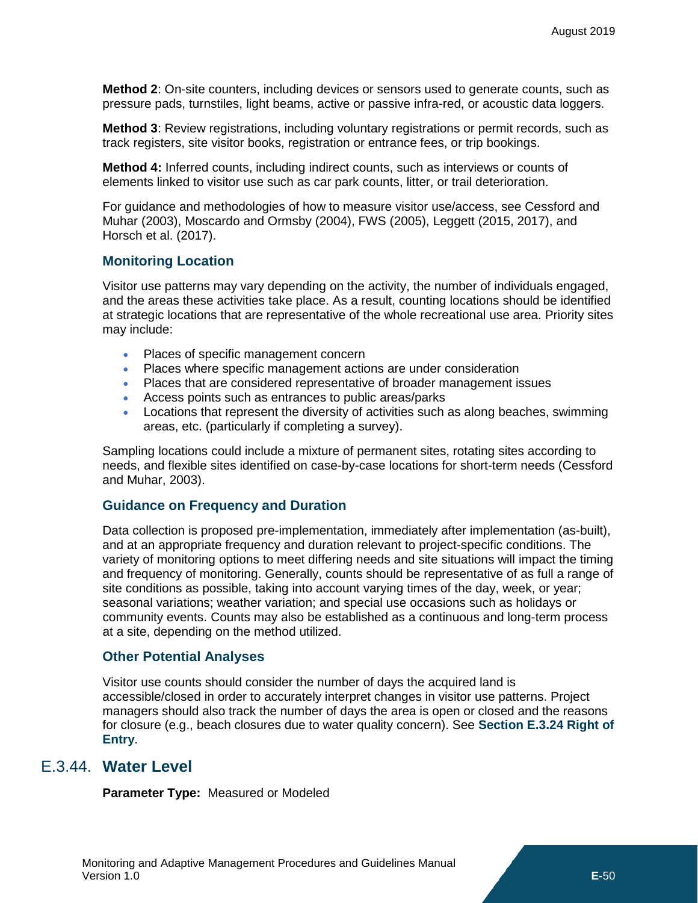**Method 2**: On-site counters, including devices or sensors used to generate counts, such as pressure pads, turnstiles, light beams, active or passive infra-red, or acoustic data loggers.

**Method 3**: Review registrations, including voluntary registrations or permit records, such as track registers, site visitor books, registration or entrance fees, or trip bookings.

**Method 4:** Inferred counts, including indirect counts, such as interviews or counts of elements linked to visitor use such as car park counts, litter, or trail deterioration.

For guidance and methodologies of how to measure visitor use/access, see Cessford and Muhar (2003), Moscardo and Ormsby (2004), FWS (2005), Leggett (2015, 2017), and Horsch et al. (2017).

### Monitoring Location

Visitor use patterns may vary depending on the activity, the number of individuals engaged, and the areas these activities take place. As a result, counting locations should be identified at strategic locations that are representative of the whole recreational use area. Priority sites may include:

- Places of specific management concern
- Places where specific management actions are under consideration
- Places that are considered representative of broader management issues
- Access points such as entrances to public areas/parks
- Locations that represent the diversity of activities such as along beaches, swimming areas, etc. (particularly if completing a survey).

Sampling locations could include a mixture of permanent sites, rotating sites according to needs, and flexible sites identified on case-by-case locations for short-term needs (Cessford and Muhar, 2003).

### Guidance on Frequency and Duration

Data collection is proposed pre-implementation, immediately after implementation (as-built), and at an appropriate frequency and duration relevant to project-specific conditions. The variety of monitoring options to meet differing needs and site situations will impact the timing and frequency of monitoring. Generally, counts should be representative of as full a range of site conditions as possible, taking into account varying times of the day, week, or year; seasonal variations; weather variation; and special use occasions such as holidays or community events. Counts may also be established as a continuous and long-term process at a site, depending on the method utilized.

### Other Potential Analyses

Visitor use counts should consider the number of days the acquired land is accessible/closed in order to accurately interpret changes in visitor use patterns. Project managers should also track the number of days the area is open or closed and the reasons for closure (e.g., beach closures due to water quality concern). See **Section E.3.24 Right of Entry**.

## E.3.44. Water Level

**Parameter Type:** Measured or Modeled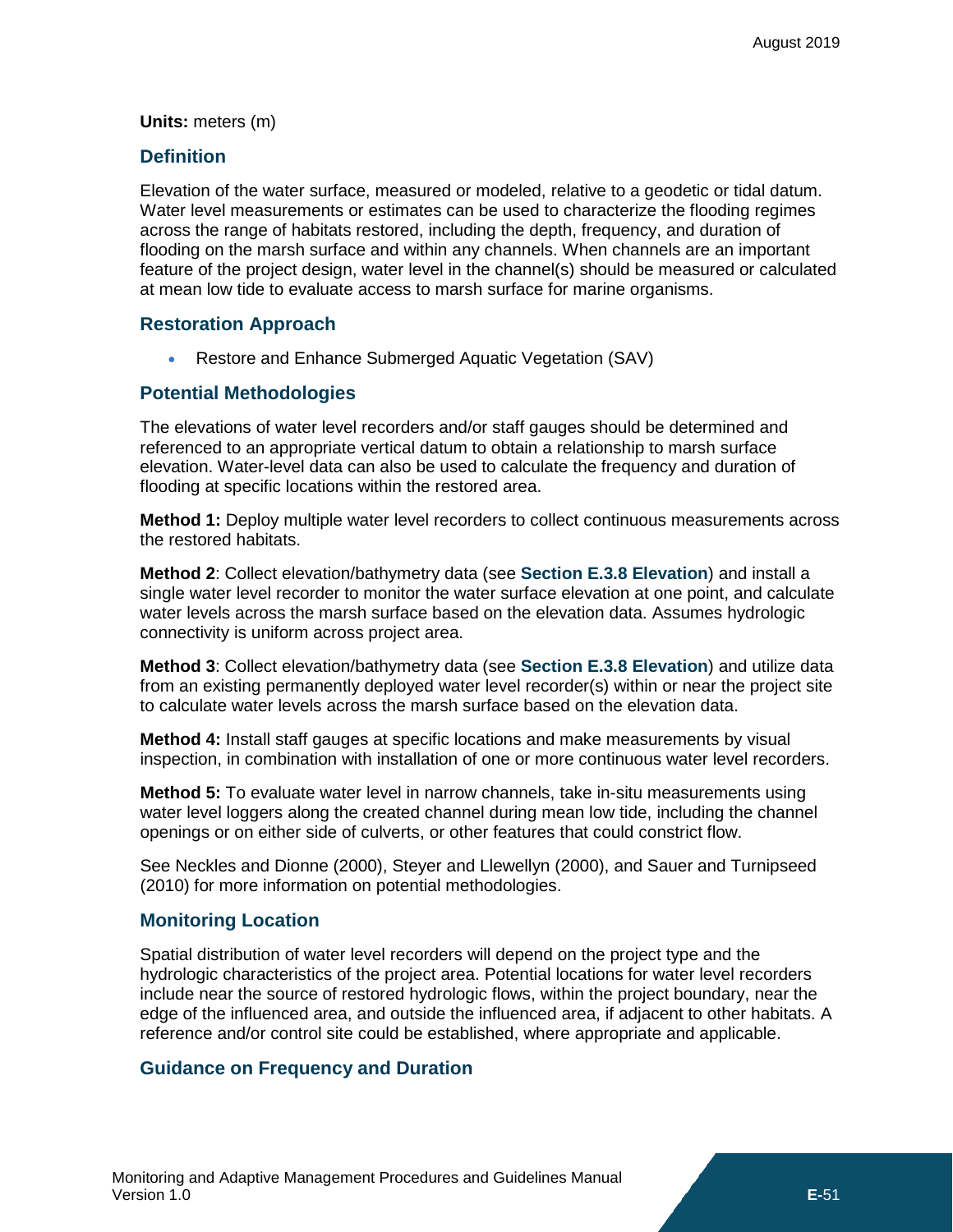**Units:** meters (m)

### Definition

Elevation of the water surface, measured or modeled, relative to a geodetic or tidal datum. Water level measurements or estimates can be used to characterize the flooding regimes across the range of habitats restored, including the depth, frequency, and duration of flooding on the marsh surface and within any channels. When channels are an important feature of the project design, water level in the channel(s) should be measured or calculated at mean low tide to evaluate access to marsh surface for marine organisms.

### Restoration Approach

- Restore and Enhance Submerged Aquatic Vegetation (SAV)

### Potential Methodologies

The elevations of water level recorders and/or staff gauges should be determined and referenced to an appropriate vertical datum to obtain a relationship to marsh surface elevation. Water-level data can also be used to calculate the frequency and duration of flooding at specific locations within the restored area.

**Method 1:** Deploy multiple water level recorders to collect continuous measurements across the restored habitats.

**Method 2**: Collect elevation/bathymetry data (see **Section E.3.8 Elevation**) and install a single water level recorder to monitor the water surface elevation at one point, and calculate water levels across the marsh surface based on the elevation data. Assumes hydrologic connectivity is uniform across project area.

**Method 3**: Collect elevation/bathymetry data (see **Section E.3.8 Elevation**) and utilize data from an existing permanently deployed water level recorder(s) within or near the project site to calculate water levels across the marsh surface based on the elevation data.

**Method 4:** Install staff gauges at specific locations and make measurements by visual inspection, in combination with installation of one or more continuous water level recorders.

**Method 5:** To evaluate water level in narrow channels, take in-situ measurements using water level loggers along the created channel during mean low tide, including the channel openings or on either side of culverts, or other features that could constrict flow.

See Neckles and Dionne (2000), Steyer and Llewellyn (2000), and Sauer and Turnipseed (2010) for more information on potential methodologies.

### Monitoring Location

Spatial distribution of water level recorders will depend on the project type and the hydrologic characteristics of the project area. Potential locations for water level recorders include near the source of restored hydrologic flows, within the project boundary, near the edge of the influenced area, and outside the influenced area, if adjacent to other habitats. A reference and/or control site could be established, where appropriate and applicable.

### Guidance on Frequency and Duration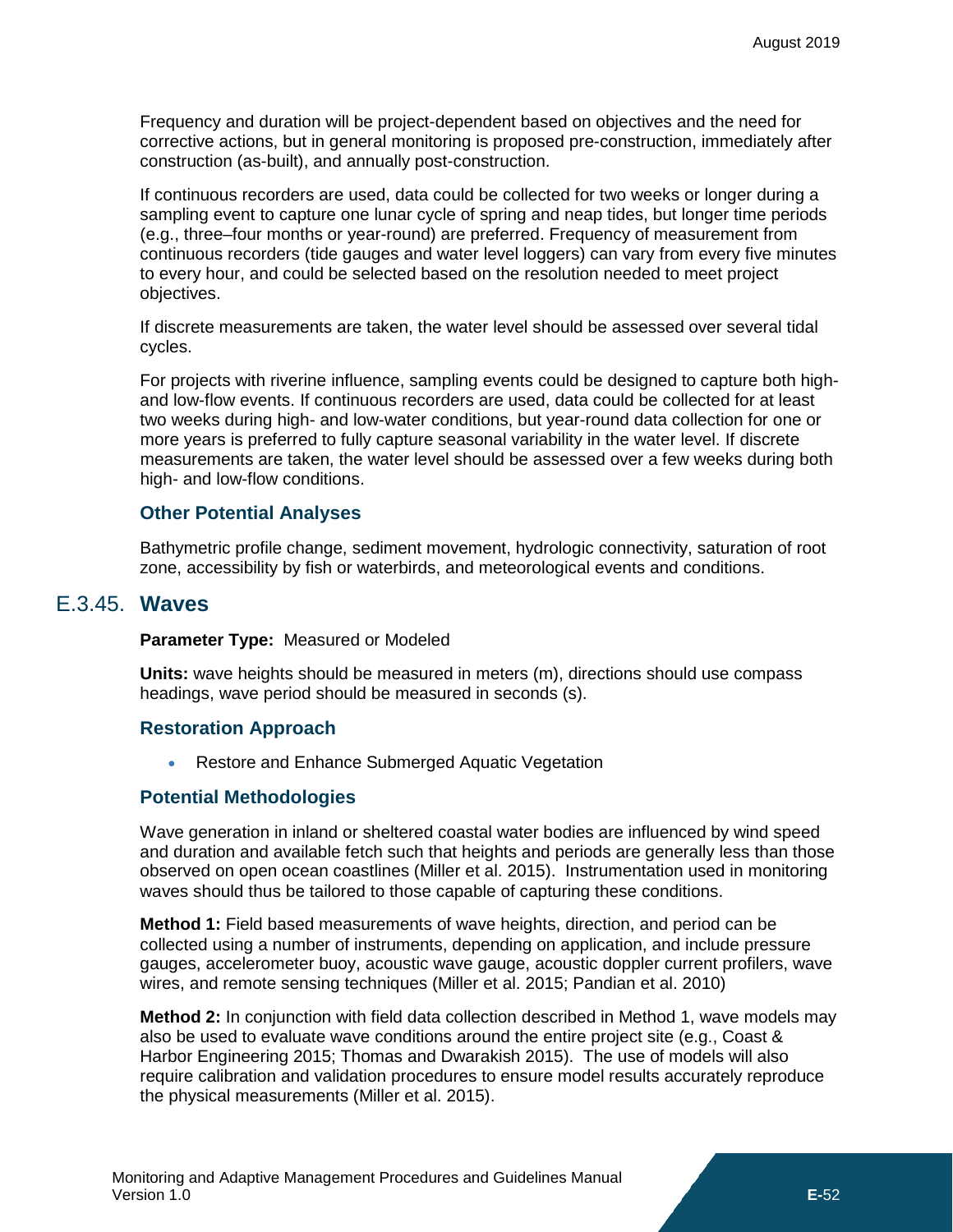Frequency and duration will be project-dependent based on objectives and the need for corrective actions, but in general monitoring is proposed pre-construction, immediately after construction (as-built), and annually post-construction.

If continuous recorders are used, data could be collected for two weeks or longer during a sampling event to capture one lunar cycle of spring and neap tides, but longer time periods (e.g., three–four months or year-round) are preferred. Frequency of measurement from continuous recorders (tide gauges and water level loggers) can vary from every five minutes to every hour, and could be selected based on the resolution needed to meet project objectives.

If discrete measurements are taken, the water level should be assessed over several tidal cycles.

For projects with riverine influence, sampling events could be designed to capture both high- and low-flow events. If continuous recorders are used, data could be collected for at least two weeks during high- and low-water conditions, but year-round data collection for one or more years is preferred to fully capture seasonal variability in the water level. If discrete measurements are taken, the water level should be assessed over a few weeks during both high- and low-flow conditions.

### Other Potential Analyses

Bathymetric profile change, sediment movement, hydrologic connectivity, saturation of root zone, accessibility by fish or waterbirds, and meteorological events and conditions.

## E.3.45. Waves

**Parameter Type:** Measured or Modeled

**Units:** wave heights should be measured in meters (m), directions should use compass headings, wave period should be measured in seconds (s).

### Restoration Approach

- Restore and Enhance Submerged Aquatic Vegetation

### Potential Methodologies

Wave generation in inland or sheltered coastal water bodies are influenced by wind speed and duration and available fetch such that heights and periods are generally less than those observed on open ocean coastlines (Miller et al. 2015). Instrumentation used in monitoring waves should thus be tailored to those capable of capturing these conditions.

**Method 1:** Field based measurements of wave heights, direction, and period can be collected using a number of instruments, depending on application, and include pressure gauges, accelerometer buoy, acoustic wave gauge, acoustic doppler current profilers, wave wires, and remote sensing techniques (Miller et al. 2015; Pandian et al. 2010)

**Method 2:** In conjunction with field data collection described in Method 1, wave models may also be used to evaluate wave conditions around the entire project site (e.g., Coast & Harbor Engineering 2015; Thomas and Dwarakish 2015). The use of models will also require calibration and validation procedures to ensure model results accurately reproduce the physical measurements (Miller et al. 2015).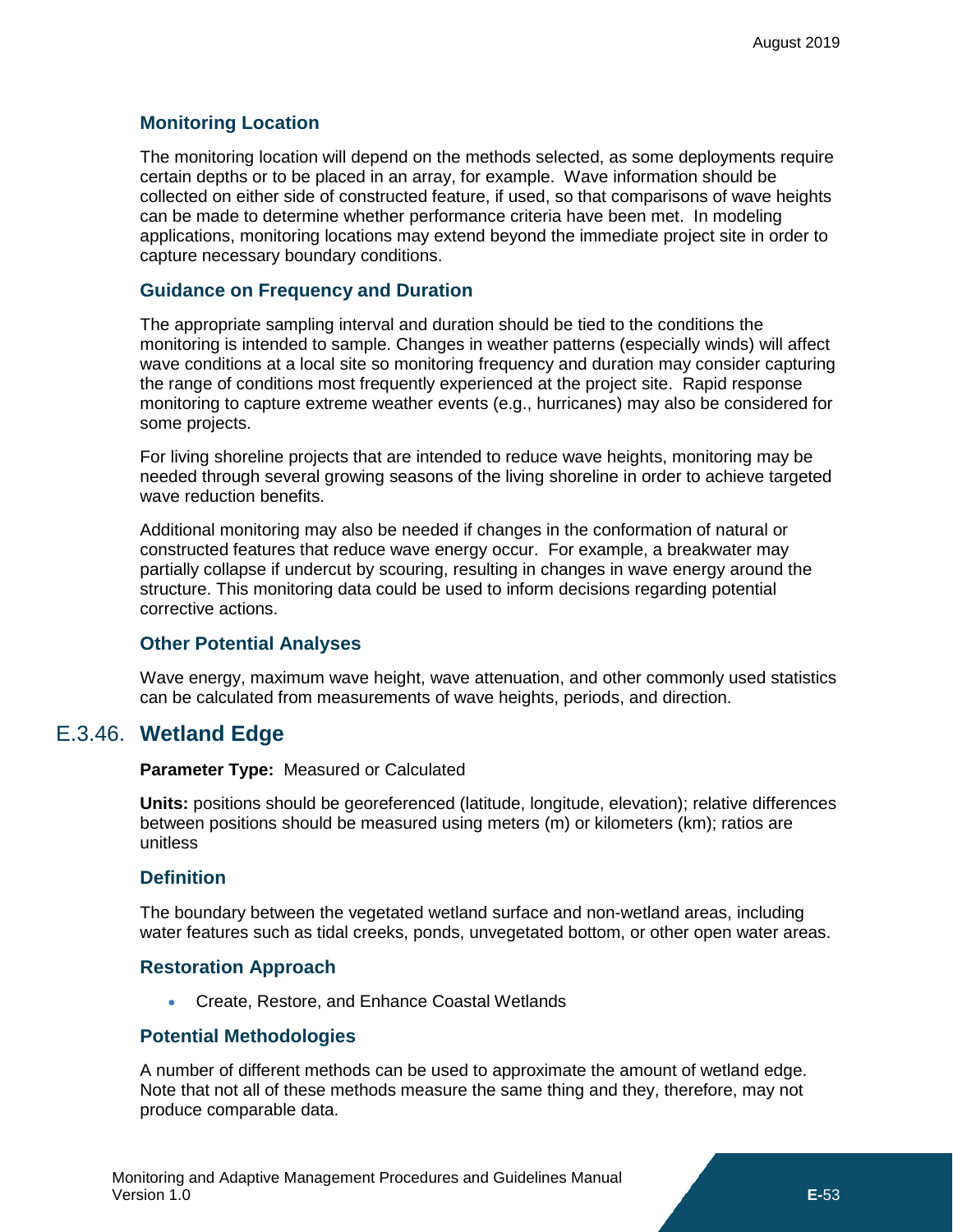### Monitoring Location

The monitoring location will depend on the methods selected, as some deployments require certain depths or to be placed in an array, for example. Wave information should be collected on either side of constructed feature, if used, so that comparisons of wave heights can be made to determine whether performance criteria have been met. In modeling applications, monitoring locations may extend beyond the immediate project site in order to capture necessary boundary conditions.

### Guidance on Frequency and Duration

The appropriate sampling interval and duration should be tied to the conditions the monitoring is intended to sample. Changes in weather patterns (especially winds) will affect wave conditions at a local site so monitoring frequency and duration may consider capturing the range of conditions most frequently experienced at the project site. Rapid response monitoring to capture extreme weather events (e.g., hurricanes) may also be considered for some projects.

For living shoreline projects that are intended to reduce wave heights, monitoring may be needed through several growing seasons of the living shoreline in order to achieve targeted wave reduction benefits.

Additional monitoring may also be needed if changes in the conformation of natural or constructed features that reduce wave energy occur. For example, a breakwater may partially collapse if undercut by scouring, resulting in changes in wave energy around the structure. This monitoring data could be used to inform decisions regarding potential corrective actions.

### Other Potential Analyses

Wave energy, maximum wave height, wave attenuation, and other commonly used statistics can be calculated from measurements of wave heights, periods, and direction.

## E.3.46. Wetland Edge

**Parameter Type:** Measured or Calculated

**Units:** positions should be georeferenced (latitude, longitude, elevation); relative differences between positions should be measured using meters (m) or kilometers (km); ratios are unitless

### Definition

The boundary between the vegetated wetland surface and non-wetland areas, including water features such as tidal creeks, ponds, unvegetated bottom, or other open water areas.

### Restoration Approach

- Create, Restore, and Enhance Coastal Wetlands

### Potential Methodologies

A number of different methods can be used to approximate the amount of wetland edge. Note that not all of these methods measure the same thing and they, therefore, may not produce comparable data.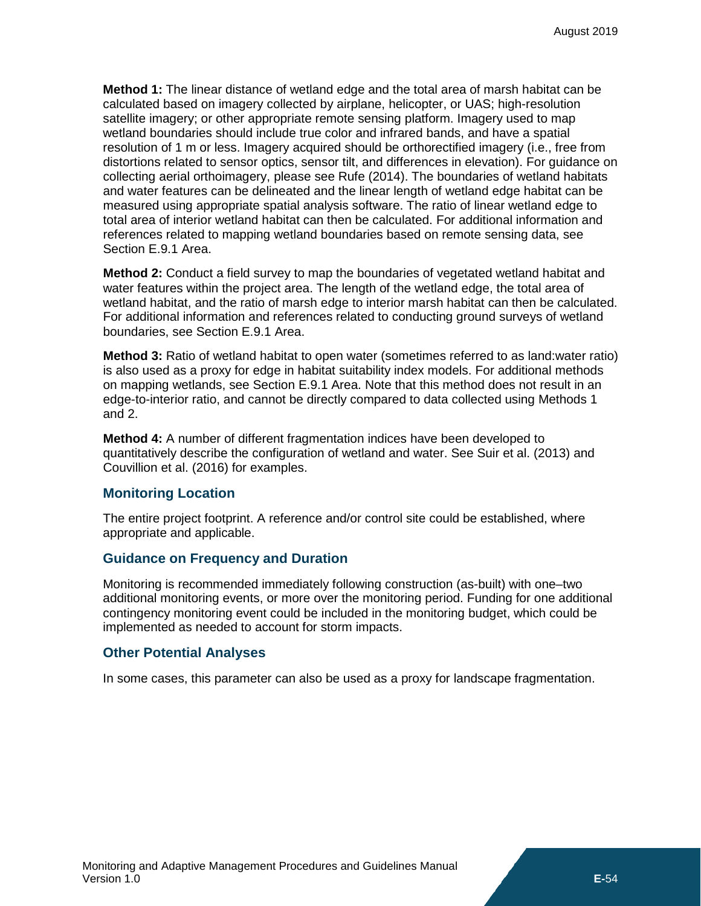**Method 1:** The linear distance of wetland edge and the total area of marsh habitat can be calculated based on imagery collected by airplane, helicopter, or UAS; high-resolution satellite imagery; or other appropriate remote sensing platform. Imagery used to map wetland boundaries should include true color and infrared bands, and have a spatial resolution of 1 m or less. Imagery acquired should be orthorectified imagery (i.e., free from distortions related to sensor optics, sensor tilt, and differences in elevation). For guidance on collecting aerial orthoimagery, please see Rufe (2014). The boundaries of wetland habitats and water features can be delineated and the linear length of wetland edge habitat can be measured using appropriate spatial analysis software. The ratio of linear wetland edge to total area of interior wetland habitat can then be calculated. For additional information and references related to mapping wetland boundaries based on remote sensing data, see Section E.9.1 Area.

**Method 2:** Conduct a field survey to map the boundaries of vegetated wetland habitat and water features within the project area. The length of the wetland edge, the total area of wetland habitat, and the ratio of marsh edge to interior marsh habitat can then be calculated. For additional information and references related to conducting ground surveys of wetland boundaries, see Section E.9.1 Area.

**Method 3:** Ratio of wetland habitat to open water (sometimes referred to as land:water ratio) is also used as a proxy for edge in habitat suitability index models. For additional methods on mapping wetlands, see Section E.9.1 Area. Note that this method does not result in an edge-to-interior ratio, and cannot be directly compared to data collected using Methods 1 and 2.

**Method 4:** A number of different fragmentation indices have been developed to quantitatively describe the configuration of wetland and water. See Suir et al. (2013) and Couvillion et al. (2016) for examples.

### Monitoring Location

The entire project footprint. A reference and/or control site could be established, where appropriate and applicable.

### Guidance on Frequency and Duration

Monitoring is recommended immediately following construction (as-built) with one–two additional monitoring events, or more over the monitoring period. Funding for one additional contingency monitoring event could be included in the monitoring budget, which could be implemented as needed to account for storm impacts.

### Other Potential Analyses

In some cases, this parameter can also be used as a proxy for landscape fragmentation.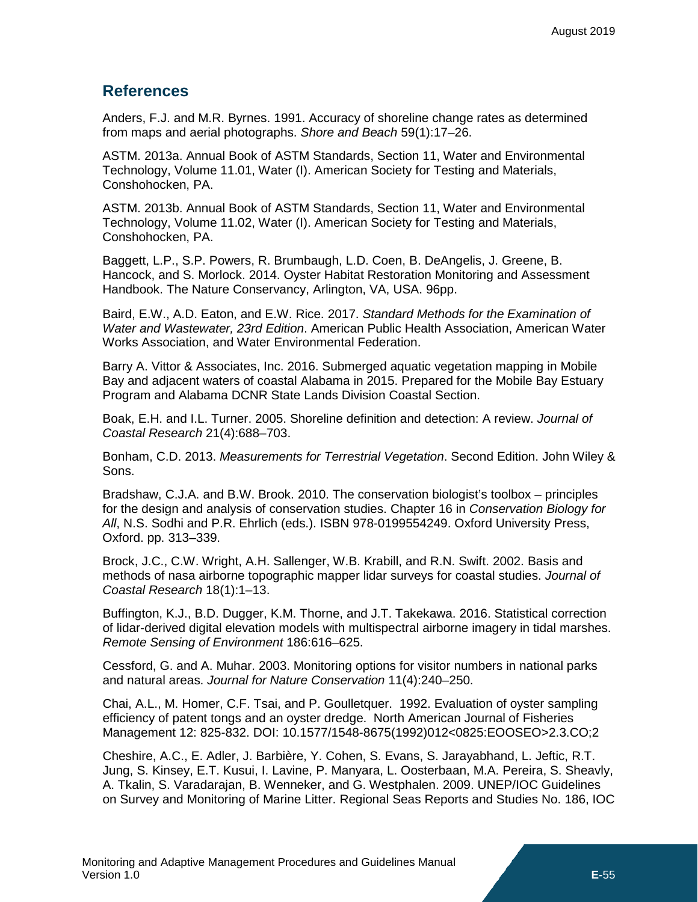## References

Anders, F.J. and M.R. Byrnes. 1991. Accuracy of shoreline change rates as determined from maps and aerial photographs. *Shore and Beach* 59(1):17–26.

ASTM. 2013a. Annual Book of ASTM Standards, Section 11, Water and Environmental Technology, Volume 11.01, Water (I). American Society for Testing and Materials, Conshohocken, PA.

ASTM. 2013b. Annual Book of ASTM Standards, Section 11, Water and Environmental Technology, Volume 11.02, Water (I). American Society for Testing and Materials, Conshohocken, PA.

Baggett, L.P., S.P. Powers, R. Brumbaugh, L.D. Coen, B. DeAngelis, J. Greene, B. Hancock, and S. Morlock. 2014. Oyster Habitat Restoration Monitoring and Assessment Handbook. The Nature Conservancy, Arlington, VA, USA. 96pp.

Baird, E.W., A.D. Eaton, and E.W. Rice. 2017. *Standard Methods for the Examination of Water and Wastewater, 23rd Edition*. American Public Health Association, American Water Works Association, and Water Environmental Federation.

Barry A. Vittor & Associates, Inc. 2016. Submerged aquatic vegetation mapping in Mobile Bay and adjacent waters of coastal Alabama in 2015. Prepared for the Mobile Bay Estuary Program and Alabama DCNR State Lands Division Coastal Section.

Boak, E.H. and I.L. Turner. 2005. Shoreline definition and detection: A review. *Journal of Coastal Research* 21(4):688–703.

Bonham, C.D. 2013. *Measurements for Terrestrial Vegetation*. Second Edition. John Wiley & Sons.

Bradshaw, C.J.A. and B.W. Brook. 2010. The conservation biologist's toolbox – principles for the design and analysis of conservation studies. Chapter 16 in *Conservation Biology for All*, N.S. Sodhi and P.R. Ehrlich (eds.). ISBN 978-0199554249. Oxford University Press, Oxford. pp. 313–339.

Brock, J.C., C.W. Wright, A.H. Sallenger, W.B. Krabill, and R.N. Swift. 2002. Basis and methods of nasa airborne topographic mapper lidar surveys for coastal studies. *Journal of Coastal Research* 18(1):1–13.

Buffington, K.J., B.D. Dugger, K.M. Thorne, and J.T. Takekawa. 2016. Statistical correction of lidar-derived digital elevation models with multispectral airborne imagery in tidal marshes. *Remote Sensing of Environment* 186:616–625.

Cessford, G. and A. Muhar. 2003. Monitoring options for visitor numbers in national parks and natural areas. *Journal for Nature Conservation* 11(4):240–250.

Chai, A.L., M. Homer, C.F. Tsai, and P. Goulletquer. 1992. Evaluation of oyster sampling efficiency of patent tongs and an oyster dredge. North American Journal of Fisheries Management 12: 825-832. DOI: 10.1577/1548-8675(1992)012<0825:EOOSEO>2.3.CO;2

Cheshire, A.C., E. Adler, J. Barbière, Y. Cohen, S. Evans, S. Jarayabhand, L. Jeftic, R.T. Jung, S. Kinsey, E.T. Kusui, I. Lavine, P. Manyara, L. Oosterbaan, M.A. Pereira, S. Sheavly, A. Tkalin, S. Varadarajan, B. Wenneker, and G. Westphalen. 2009. UNEP/IOC Guidelines on Survey and Monitoring of Marine Litter. Regional Seas Reports and Studies No. 186, IOC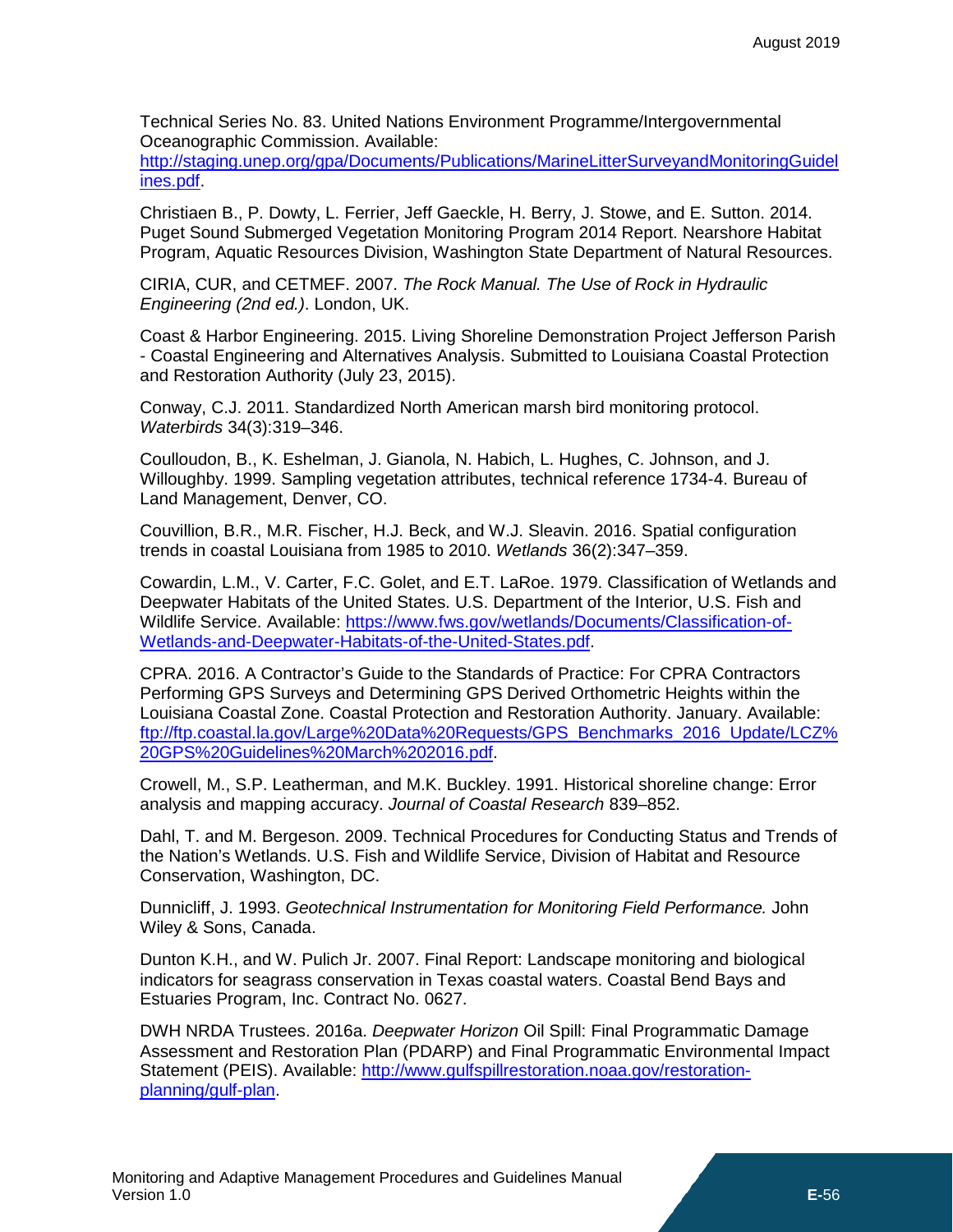Technical Series No. 83. United Nations Environment Programme/Intergovernmental Oceanographic Commission. Available: http://staging.unep.org/gpa/Documents/Publications/MarineLitterSurveyandMonitoringGuidelines.pdf.

Christiaen B., P. Dowty, L. Ferrier, Jeff Gaeckle, H. Berry, J. Stowe, and E. Sutton. 2014. Puget Sound Submerged Vegetation Monitoring Program 2014 Report. Nearshore Habitat Program, Aquatic Resources Division, Washington State Department of Natural Resources.

CIRIA, CUR, and CETMEF. 2007. *The Rock Manual. The Use of Rock in Hydraulic Engineering (2nd ed.)*. London, UK.

Coast & Harbor Engineering. 2015. Living Shoreline Demonstration Project Jefferson Parish - Coastal Engineering and Alternatives Analysis. Submitted to Louisiana Coastal Protection and Restoration Authority (July 23, 2015).

Conway, C.J. 2011. Standardized North American marsh bird monitoring protocol. *Waterbirds* 34(3):319–346.

Coulloudon, B., K. Eshelman, J. Gianola, N. Habich, L. Hughes, C. Johnson, and J. Willoughby. 1999. Sampling vegetation attributes, technical reference 1734-4. Bureau of Land Management, Denver, CO.

Couvillion, B.R., M.R. Fischer, H.J. Beck, and W.J. Sleavin. 2016. Spatial configuration trends in coastal Louisiana from 1985 to 2010. *Wetlands* 36(2):347–359.

Cowardin, L.M., V. Carter, F.C. Golet, and E.T. LaRoe. 1979. Classification of Wetlands and Deepwater Habitats of the United States. U.S. Department of the Interior, U.S. Fish and Wildlife Service. Available: https://www.fws.gov/wetlands/Documents/Classification-of-Wetlands-and-Deepwater-Habitats-of-the-United-States.pdf.

CPRA. 2016. A Contractor's Guide to the Standards of Practice: For CPRA Contractors Performing GPS Surveys and Determining GPS Derived Orthometric Heights within the Louisiana Coastal Zone. Coastal Protection and Restoration Authority. January. Available: ftp://ftp.coastal.la.gov/Large%20Data%20Requests/GPS_Benchmarks_2016_Update/LCZ%20GPS%20Guidelines%20March%202016.pdf.

Crowell, M., S.P. Leatherman, and M.K. Buckley. 1991. Historical shoreline change: Error analysis and mapping accuracy. *Journal of Coastal Research* 839–852.

Dahl, T. and M. Bergeson. 2009. Technical Procedures for Conducting Status and Trends of the Nation's Wetlands. U.S. Fish and Wildlife Service, Division of Habitat and Resource Conservation, Washington, DC.

Dunnicliff, J. 1993. *Geotechnical Instrumentation for Monitoring Field Performance.* John Wiley & Sons, Canada.

Dunton K.H., and W. Pulich Jr. 2007. Final Report: Landscape monitoring and biological indicators for seagrass conservation in Texas coastal waters. Coastal Bend Bays and Estuaries Program, Inc. Contract No. 0627.

DWH NRDA Trustees. 2016a. *Deepwater Horizon* Oil Spill: Final Programmatic Damage Assessment and Restoration Plan (PDARP) and Final Programmatic Environmental Impact Statement (PEIS). Available: http://www.gulfspillrestoration.noaa.gov/restoration-planning/gulf-plan.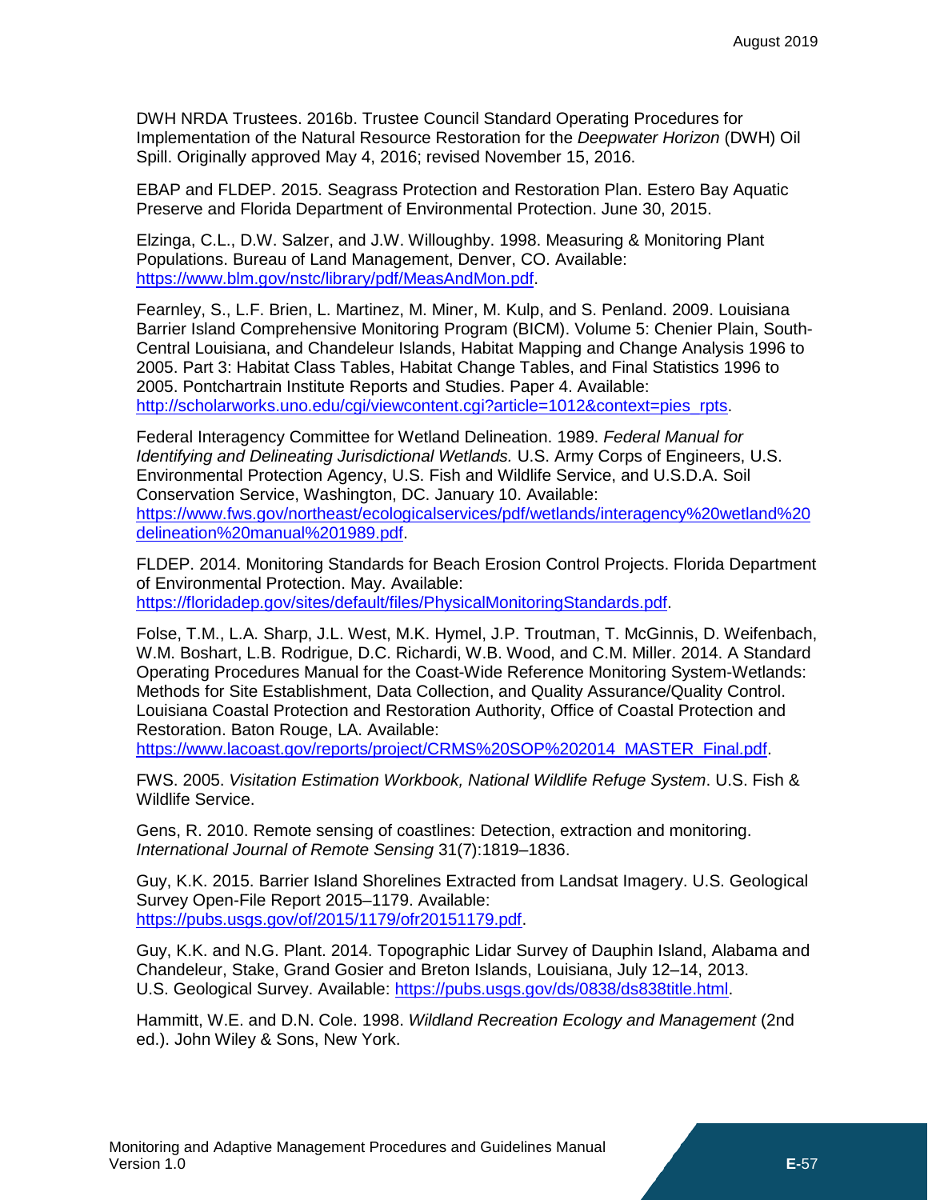DWH NRDA Trustees. 2016b. Trustee Council Standard Operating Procedures for Implementation of the Natural Resource Restoration for the *Deepwater Horizon* (DWH) Oil Spill. Originally approved May 4, 2016; revised November 15, 2016.

EBAP and FLDEP. 2015. Seagrass Protection and Restoration Plan. Estero Bay Aquatic Preserve and Florida Department of Environmental Protection. June 30, 2015.

Elzinga, C.L., D.W. Salzer, and J.W. Willoughby. 1998. Measuring & Monitoring Plant Populations. Bureau of Land Management, Denver, CO. Available: https://www.blm.gov/nstc/library/pdf/MeasAndMon.pdf.

Fearnley, S., L.F. Brien, L. Martinez, M. Miner, M. Kulp, and S. Penland. 2009. Louisiana Barrier Island Comprehensive Monitoring Program (BICM). Volume 5: Chenier Plain, South-Central Louisiana, and Chandeleur Islands, Habitat Mapping and Change Analysis 1996 to 2005. Part 3: Habitat Class Tables, Habitat Change Tables, and Final Statistics 1996 to 2005. Pontchartrain Institute Reports and Studies. Paper 4. Available: http://scholarworks.uno.edu/cgi/viewcontent.cgi?article=1012&context=pies_rpts.

Federal Interagency Committee for Wetland Delineation. 1989. *Federal Manual for Identifying and Delineating Jurisdictional Wetlands.* U.S. Army Corps of Engineers, U.S. Environmental Protection Agency, U.S. Fish and Wildlife Service, and U.S.D.A. Soil Conservation Service, Washington, DC. January 10. Available: https://www.fws.gov/northeast/ecologicalservices/pdf/wetlands/interagency%20wetland%20delineation%20manual%201989.pdf.

FLDEP. 2014. Monitoring Standards for Beach Erosion Control Projects. Florida Department of Environmental Protection. May. Available: https://floridadep.gov/sites/default/files/PhysicalMonitoringStandards.pdf.

Folse, T.M., L.A. Sharp, J.L. West, M.K. Hymel, J.P. Troutman, T. McGinnis, D. Weifenbach, W.M. Boshart, L.B. Rodrigue, D.C. Richardi, W.B. Wood, and C.M. Miller. 2014. A Standard Operating Procedures Manual for the Coast-Wide Reference Monitoring System-Wetlands: Methods for Site Establishment, Data Collection, and Quality Assurance/Quality Control. Louisiana Coastal Protection and Restoration Authority, Office of Coastal Protection and Restoration. Baton Rouge, LA. Available: https://www.lacoast.gov/reports/project/CRMS%20SOP%202014_MASTER_Final.pdf.

FWS. 2005. *Visitation Estimation Workbook, National Wildlife Refuge System*. U.S. Fish & Wildlife Service.

Gens, R. 2010. Remote sensing of coastlines: Detection, extraction and monitoring. *International Journal of Remote Sensing* 31(7):1819–1836.

Guy, K.K. 2015. Barrier Island Shorelines Extracted from Landsat Imagery. U.S. Geological Survey Open-File Report 2015–1179. Available: https://pubs.usgs.gov/of/2015/1179/ofr20151179.pdf.

Guy, K.K. and N.G. Plant. 2014. Topographic Lidar Survey of Dauphin Island, Alabama and Chandeleur, Stake, Grand Gosier and Breton Islands, Louisiana, July 12–14, 2013. U.S. Geological Survey. Available: https://pubs.usgs.gov/ds/0838/ds838title.html.

Hammitt, W.E. and D.N. Cole. 1998. *Wildland Recreation Ecology and Management* (2nd ed.). John Wiley & Sons, New York.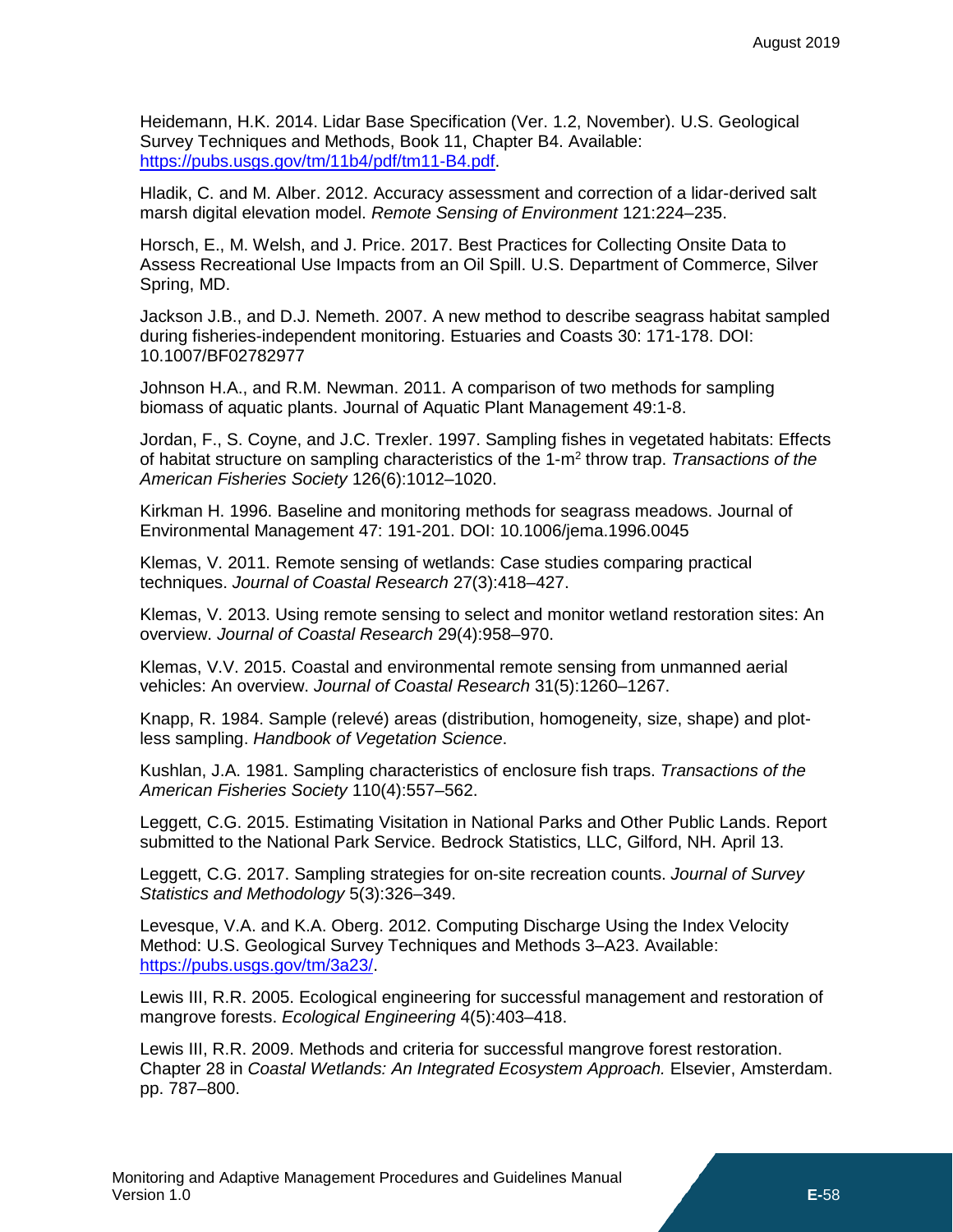Heidemann, H.K. 2014. Lidar Base Specification (Ver. 1.2, November). U.S. Geological Survey Techniques and Methods, Book 11, Chapter B4. Available: [https://pubs.usgs.gov/tm/11b4/pdf/tm11-B4.pdf](https://pubs.usgs.gov/tm/11b4/pdf/tm11-B4.pdf).

Hladik, C. and M. Alber. 2012. Accuracy assessment and correction of a lidar-derived salt marsh digital elevation model. *Remote Sensing of Environment* 121:224–235.

Horsch, E., M. Welsh, and J. Price. 2017. Best Practices for Collecting Onsite Data to Assess Recreational Use Impacts from an Oil Spill. U.S. Department of Commerce, Silver Spring, MD.

Jackson J.B., and D.J. Nemeth. 2007. A new method to describe seagrass habitat sampled during fisheries-independent monitoring. Estuaries and Coasts 30: 171-178. DOI: 10.1007/BF02782977

Johnson H.A., and R.M. Newman. 2011. A comparison of two methods for sampling biomass of aquatic plants. Journal of Aquatic Plant Management 49:1-8.

Jordan, F., S. Coyne, and J.C. Trexler. 1997. Sampling fishes in vegetated habitats: Effects of habitat structure on sampling characteristics of the 1-$m^2$ throw trap. *Transactions of the American Fisheries Society* 126(6):1012–1020.

Kirkman H. 1996. Baseline and monitoring methods for seagrass meadows. Journal of Environmental Management 47: 191-201. DOI: 10.1006/jema.1996.0045

Klemas, V. 2011. Remote sensing of wetlands: Case studies comparing practical techniques. *Journal of Coastal Research* 27(3):418–427.

Klemas, V. 2013. Using remote sensing to select and monitor wetland restoration sites: An overview. *Journal of Coastal Research* 29(4):958–970.

Klemas, V.V. 2015. Coastal and environmental remote sensing from unmanned aerial vehicles: An overview. *Journal of Coastal Research* 31(5):1260–1267.

Knapp, R. 1984. Sample (relevé) areas (distribution, homogeneity, size, shape) and plot-less sampling. *Handbook of Vegetation Science*.

Kushlan, J.A. 1981. Sampling characteristics of enclosure fish traps. *Transactions of the American Fisheries Society* 110(4):557–562.

Leggett, C.G. 2015. Estimating Visitation in National Parks and Other Public Lands. Report submitted to the National Park Service. Bedrock Statistics, LLC, Gilford, NH. April 13.

Leggett, C.G. 2017. Sampling strategies for on-site recreation counts. *Journal of Survey Statistics and Methodology* 5(3):326–349.

Levesque, V.A. and K.A. Oberg. 2012. Computing Discharge Using the Index Velocity Method: U.S. Geological Survey Techniques and Methods 3–A23. Available: [https://pubs.usgs.gov/tm/3a23/](https://pubs.usgs.gov/tm/3a23/).

Lewis III, R.R. 2005. Ecological engineering for successful management and restoration of mangrove forests. *Ecological Engineering* 4(5):403–418.

Lewis III, R.R. 2009. Methods and criteria for successful mangrove forest restoration. Chapter 28 in *Coastal Wetlands: An Integrated Ecosystem Approach.* Elsevier, Amsterdam. pp. 787–800.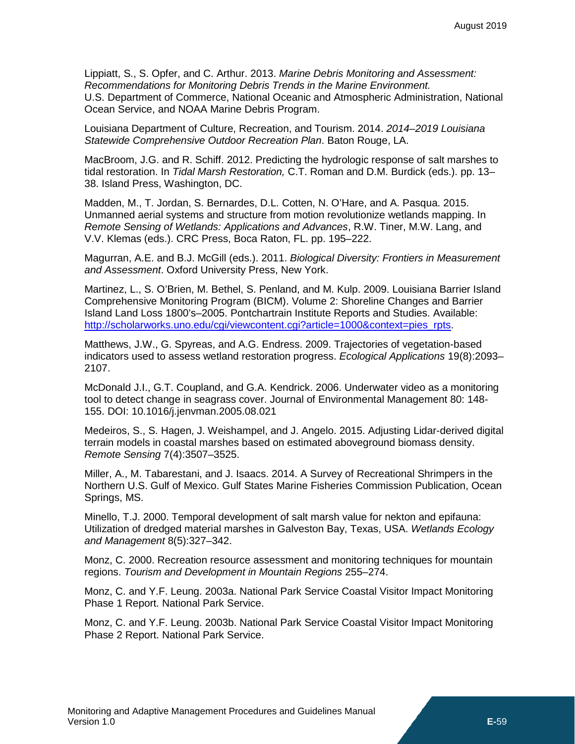Lippiatt, S., S. Opfer, and C. Arthur. 2013. *Marine Debris Monitoring and Assessment: Recommendations for Monitoring Debris Trends in the Marine Environment.* U.S. Department of Commerce, National Oceanic and Atmospheric Administration, National Ocean Service, and NOAA Marine Debris Program.

Louisiana Department of Culture, Recreation, and Tourism. 2014. *2014–2019 Louisiana Statewide Comprehensive Outdoor Recreation Plan*. Baton Rouge, LA.

MacBroom, J.G. and R. Schiff. 2012. Predicting the hydrologic response of salt marshes to tidal restoration. In *Tidal Marsh Restoration,* C.T. Roman and D.M. Burdick (eds.). pp. 13–38. Island Press, Washington, DC.

Madden, M., T. Jordan, S. Bernardes, D.L. Cotten, N. O'Hare, and A. Pasqua. 2015. Unmanned aerial systems and structure from motion revolutionize wetlands mapping. In *Remote Sensing of Wetlands: Applications and Advances*, R.W. Tiner, M.W. Lang, and V.V. Klemas (eds.). CRC Press, Boca Raton, FL. pp. 195–222.

Magurran, A.E. and B.J. McGill (eds.). 2011. *Biological Diversity: Frontiers in Measurement and Assessment*. Oxford University Press, New York.

Martinez, L., S. O'Brien, M. Bethel, S. Penland, and M. Kulp. 2009. Louisiana Barrier Island Comprehensive Monitoring Program (BICM). Volume 2: Shoreline Changes and Barrier Island Land Loss 1800's–2005. Pontchartrain Institute Reports and Studies. Available: [http://scholarworks.uno.edu/cgi/viewcontent.cgi?article=1000&context=pies_rpts](http://scholarworks.uno.edu/cgi/viewcontent.cgi?article=1000&context=pies_rpts).

Matthews, J.W., G. Spyreas, and A.G. Endress. 2009. Trajectories of vegetation-based indicators used to assess wetland restoration progress. *Ecological Applications* 19(8):2093–2107.

McDonald J.I., G.T. Coupland, and G.A. Kendrick. 2006. Underwater video as a monitoring tool to detect change in seagrass cover. Journal of Environmental Management 80: 148-155. DOI: 10.1016/j.jenvman.2005.08.021

Medeiros, S., S. Hagen, J. Weishampel, and J. Angelo. 2015. Adjusting Lidar-derived digital terrain models in coastal marshes based on estimated aboveground biomass density. *Remote Sensing* 7(4):3507–3525.

Miller, A., M. Tabarestani, and J. Isaacs. 2014. A Survey of Recreational Shrimpers in the Northern U.S. Gulf of Mexico. Gulf States Marine Fisheries Commission Publication, Ocean Springs, MS.

Minello, T.J. 2000. Temporal development of salt marsh value for nekton and epifauna: Utilization of dredged material marshes in Galveston Bay, Texas, USA. *Wetlands Ecology and Management* 8(5):327–342.

Monz, C. 2000. Recreation resource assessment and monitoring techniques for mountain regions. *Tourism and Development in Mountain Regions* 255–274.

Monz, C. and Y.F. Leung. 2003a. National Park Service Coastal Visitor Impact Monitoring Phase 1 Report. National Park Service.

Monz, C. and Y.F. Leung. 2003b. National Park Service Coastal Visitor Impact Monitoring Phase 2 Report. National Park Service.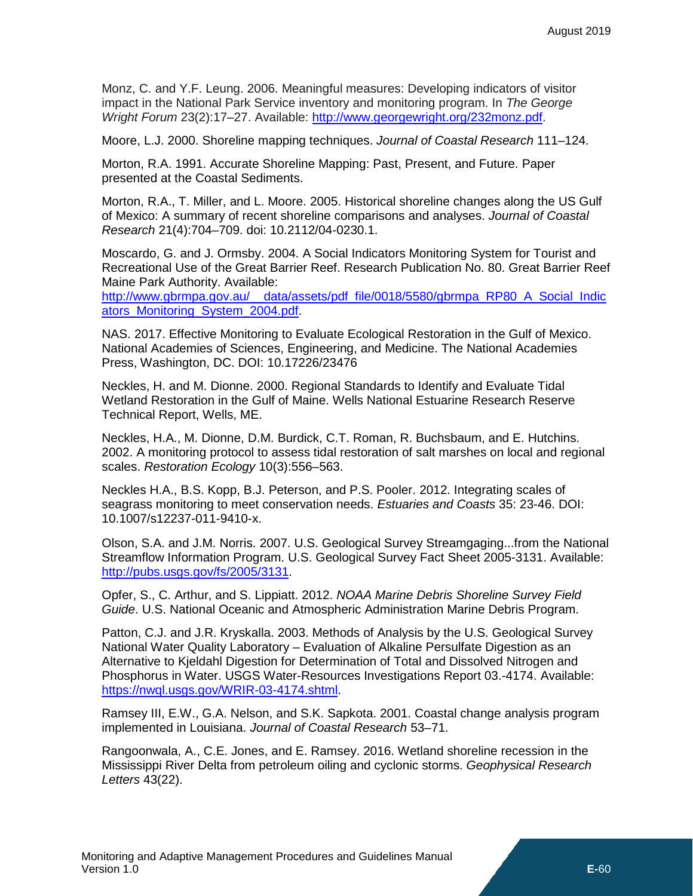Monz, C. and Y.F. Leung. 2006. Meaningful measures: Developing indicators of visitor impact in the National Park Service inventory and monitoring program. In *The George Wright Forum* 23(2):17–27. Available: http://www.georgewright.org/232monz.pdf.

Moore, L.J. 2000. Shoreline mapping techniques. *Journal of Coastal Research* 111–124.

Morton, R.A. 1991. Accurate Shoreline Mapping: Past, Present, and Future. Paper presented at the Coastal Sediments.

Morton, R.A., T. Miller, and L. Moore. 2005. Historical shoreline changes along the US Gulf of Mexico: A summary of recent shoreline comparisons and analyses. *Journal of Coastal Research* 21(4):704–709. doi: 10.2112/04-0230.1.

Moscardo, G. and J. Ormsby. 2004. A Social Indicators Monitoring System for Tourist and Recreational Use of the Great Barrier Reef. Research Publication No. 80. Great Barrier Reef Maine Park Authority. Available: http://www.gbrmpa.gov.au/__data/assets/pdf_file/0018/5580/gbrmpa_RP80_A_Social_Indicators_Monitoring_System_2004.pdf.

NAS. 2017. Effective Monitoring to Evaluate Ecological Restoration in the Gulf of Mexico. National Academies of Sciences, Engineering, and Medicine. The National Academies Press, Washington, DC. DOI: 10.17226/23476

Neckles, H. and M. Dionne. 2000. Regional Standards to Identify and Evaluate Tidal Wetland Restoration in the Gulf of Maine. Wells National Estuarine Research Reserve Technical Report, Wells, ME.

Neckles, H.A., M. Dionne, D.M. Burdick, C.T. Roman, R. Buchsbaum, and E. Hutchins. 2002. A monitoring protocol to assess tidal restoration of salt marshes on local and regional scales. *Restoration Ecology* 10(3):556–563.

Neckles H.A., B.S. Kopp, B.J. Peterson, and P.S. Pooler. 2012. Integrating scales of seagrass monitoring to meet conservation needs. *Estuaries and Coasts* 35: 23-46. DOI: 10.1007/s12237-011-9410-x.

Olson, S.A. and J.M. Norris. 2007. U.S. Geological Survey Streamgaging...from the National Streamflow Information Program. U.S. Geological Survey Fact Sheet 2005-3131. Available: http://pubs.usgs.gov/fs/2005/3131.

Opfer, S., C. Arthur, and S. Lippiatt. 2012. *NOAA Marine Debris Shoreline Survey Field Guide*. U.S. National Oceanic and Atmospheric Administration Marine Debris Program.

Patton, C.J. and J.R. Kryskalla. 2003. Methods of Analysis by the U.S. Geological Survey National Water Quality Laboratory – Evaluation of Alkaline Persulfate Digestion as an Alternative to Kjeldahl Digestion for Determination of Total and Dissolved Nitrogen and Phosphorus in Water. USGS Water-Resources Investigations Report 03.-4174. Available: https://nwql.usgs.gov/WRIR-03-4174.shtml.

Ramsey III, E.W., G.A. Nelson, and S.K. Sapkota. 2001. Coastal change analysis program implemented in Louisiana. *Journal of Coastal Research* 53–71.

Rangoonwala, A., C.E. Jones, and E. Ramsey. 2016. Wetland shoreline recession in the Mississippi River Delta from petroleum oiling and cyclonic storms. *Geophysical Research Letters* 43(22).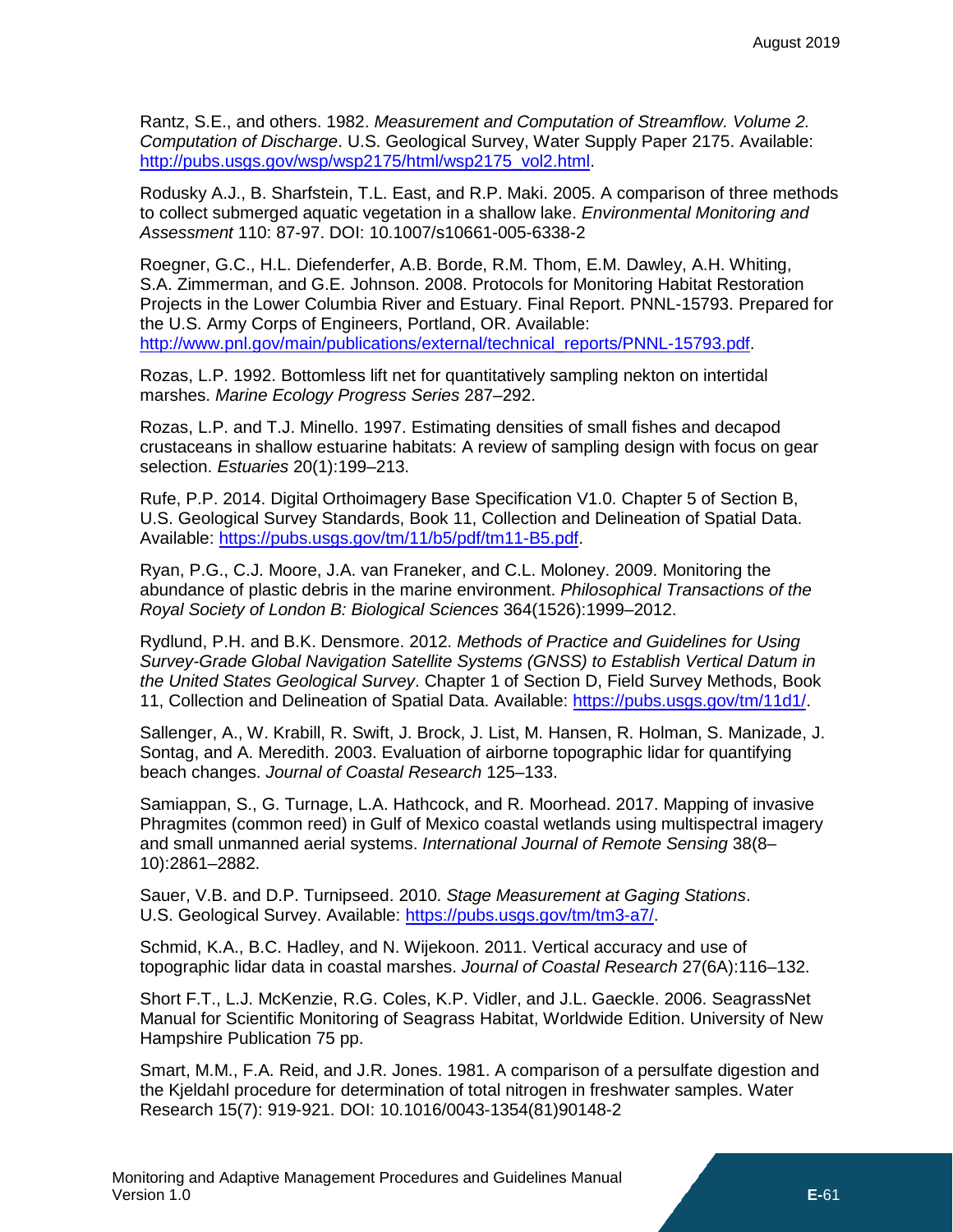Rantz, S.E., and others. 1982. *Measurement and Computation of Streamflow. Volume 2. Computation of Discharge*. U.S. Geological Survey, Water Supply Paper 2175. Available: http://pubs.usgs.gov/wsp/wsp2175/html/wsp2175_vol2.html.

Rodusky A.J., B. Sharfstein, T.L. East, and R.P. Maki. 2005. A comparison of three methods to collect submerged aquatic vegetation in a shallow lake. *Environmental Monitoring and Assessment* 110: 87-97. DOI: 10.1007/s10661-005-6338-2

Roegner, G.C., H.L. Diefenderfer, A.B. Borde, R.M. Thom, E.M. Dawley, A.H. Whiting, S.A. Zimmerman, and G.E. Johnson. 2008. Protocols for Monitoring Habitat Restoration Projects in the Lower Columbia River and Estuary. Final Report. PNNL-15793. Prepared for the U.S. Army Corps of Engineers, Portland, OR. Available: http://www.pnl.gov/main/publications/external/technical_reports/PNNL-15793.pdf.

Rozas, L.P. 1992. Bottomless lift net for quantitatively sampling nekton on intertidal marshes. *Marine Ecology Progress Series* 287–292.

Rozas, L.P. and T.J. Minello. 1997. Estimating densities of small fishes and decapod crustaceans in shallow estuarine habitats: A review of sampling design with focus on gear selection. *Estuaries* 20(1):199–213.

Rufe, P.P. 2014. Digital Orthoimagery Base Specification V1.0. Chapter 5 of Section B, U.S. Geological Survey Standards, Book 11, Collection and Delineation of Spatial Data. Available: https://pubs.usgs.gov/tm/11/b5/pdf/tm11-B5.pdf.

Ryan, P.G., C.J. Moore, J.A. van Franeker, and C.L. Moloney. 2009. Monitoring the abundance of plastic debris in the marine environment. *Philosophical Transactions of the Royal Society of London B: Biological Sciences* 364(1526):1999–2012.

Rydlund, P.H. and B.K. Densmore. 2012. *Methods of Practice and Guidelines for Using Survey-Grade Global Navigation Satellite Systems (GNSS) to Establish Vertical Datum in the United States Geological Survey*. Chapter 1 of Section D, Field Survey Methods, Book 11, Collection and Delineation of Spatial Data. Available: https://pubs.usgs.gov/tm/11d1/.

Sallenger, A., W. Krabill, R. Swift, J. Brock, J. List, M. Hansen, R. Holman, S. Manizade, J. Sontag, and A. Meredith. 2003. Evaluation of airborne topographic lidar for quantifying beach changes. *Journal of Coastal Research* 125–133.

Samiappan, S., G. Turnage, L.A. Hathcock, and R. Moorhead. 2017. Mapping of invasive Phragmites (common reed) in Gulf of Mexico coastal wetlands using multispectral imagery and small unmanned aerial systems. *International Journal of Remote Sensing* 38(8–10):2861–2882.

Sauer, V.B. and D.P. Turnipseed. 2010. *Stage Measurement at Gaging Stations*. U.S. Geological Survey. Available: https://pubs.usgs.gov/tm/tm3-a7/.

Schmid, K.A., B.C. Hadley, and N. Wijekoon. 2011. Vertical accuracy and use of topographic lidar data in coastal marshes. *Journal of Coastal Research* 27(6A):116–132.

Short F.T., L.J. McKenzie, R.G. Coles, K.P. Vidler, and J.L. Gaeckle. 2006. SeagrassNet Manual for Scientific Monitoring of Seagrass Habitat, Worldwide Edition. University of New Hampshire Publication 75 pp.

Smart, M.M., F.A. Reid, and J.R. Jones. 1981. A comparison of a persulfate digestion and the Kjeldahl procedure for determination of total nitrogen in freshwater samples. Water Research 15(7): 919-921. DOI: 10.1016/0043-1354(81)90148-2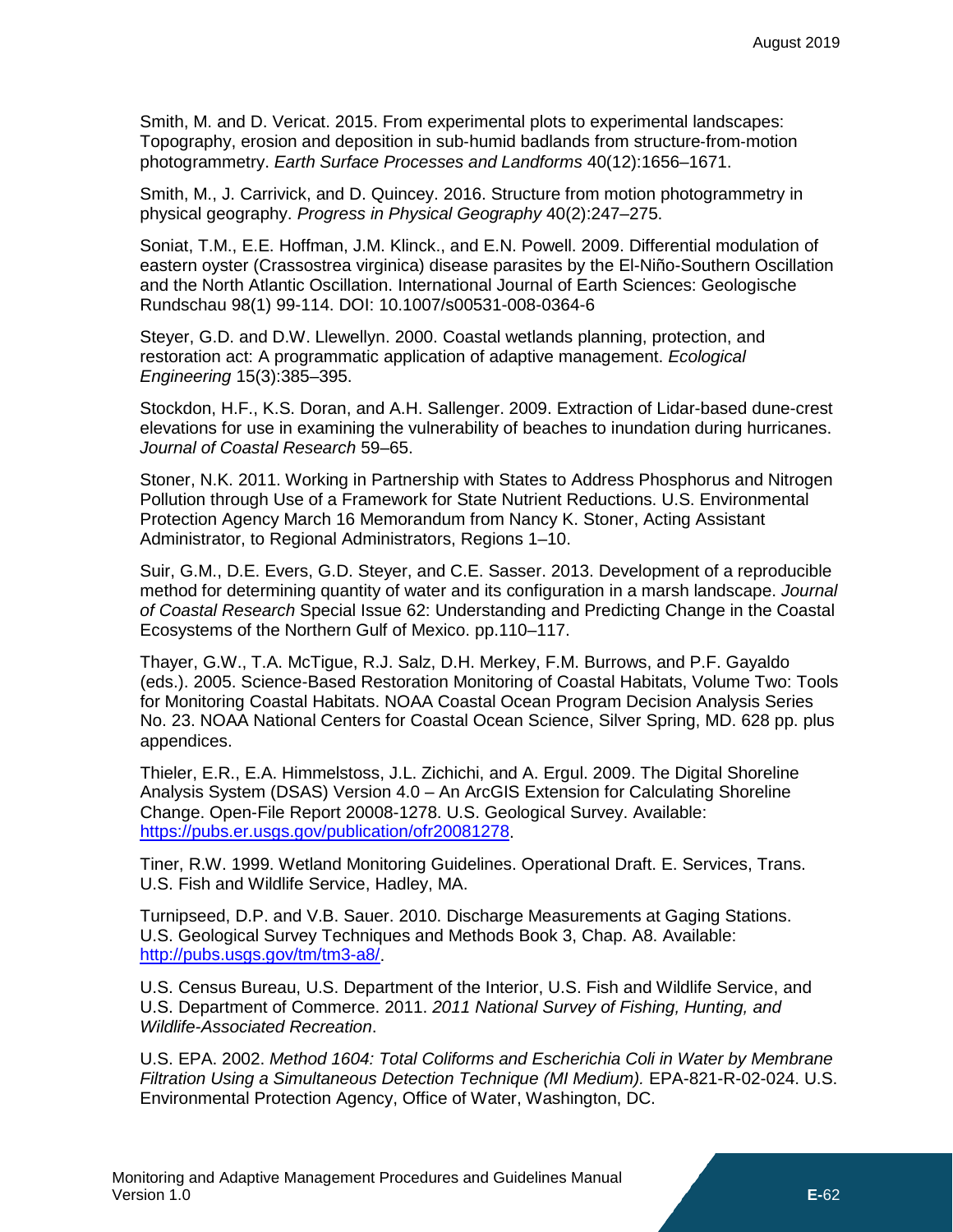Smith, M. and D. Vericat. 2015. From experimental plots to experimental landscapes: Topography, erosion and deposition in sub-humid badlands from structure-from-motion photogrammetry. *Earth Surface Processes and Landforms* 40(12):1656–1671.

Smith, M., J. Carrivick, and D. Quincey. 2016. Structure from motion photogrammetry in physical geography. *Progress in Physical Geography* 40(2):247–275.

Soniat, T.M., E.E. Hoffman, J.M. Klinck., and E.N. Powell. 2009. Differential modulation of eastern oyster (Crassostrea virginica) disease parasites by the El-Niño-Southern Oscillation and the North Atlantic Oscillation. International Journal of Earth Sciences: Geologische Rundschau 98(1) 99-114. DOI: 10.1007/s00531-008-0364-6

Steyer, G.D. and D.W. Llewellyn. 2000. Coastal wetlands planning, protection, and restoration act: A programmatic application of adaptive management. *Ecological Engineering* 15(3):385–395.

Stockdon, H.F., K.S. Doran, and A.H. Sallenger. 2009. Extraction of Lidar-based dune-crest elevations for use in examining the vulnerability of beaches to inundation during hurricanes. *Journal of Coastal Research* 59–65.

Stoner, N.K. 2011. Working in Partnership with States to Address Phosphorus and Nitrogen Pollution through Use of a Framework for State Nutrient Reductions. U.S. Environmental Protection Agency March 16 Memorandum from Nancy K. Stoner, Acting Assistant Administrator, to Regional Administrators, Regions 1–10.

Suir, G.M., D.E. Evers, G.D. Steyer, and C.E. Sasser. 2013. Development of a reproducible method for determining quantity of water and its configuration in a marsh landscape. *Journal of Coastal Research* Special Issue 62: Understanding and Predicting Change in the Coastal Ecosystems of the Northern Gulf of Mexico. pp.110–117.

Thayer, G.W., T.A. McTigue, R.J. Salz, D.H. Merkey, F.M. Burrows, and P.F. Gayaldo (eds.). 2005. Science-Based Restoration Monitoring of Coastal Habitats, Volume Two: Tools for Monitoring Coastal Habitats. NOAA Coastal Ocean Program Decision Analysis Series No. 23. NOAA National Centers for Coastal Ocean Science, Silver Spring, MD. 628 pp. plus appendices.

Thieler, E.R., E.A. Himmelstoss, J.L. Zichichi, and A. Ergul. 2009. The Digital Shoreline Analysis System (DSAS) Version 4.0 – An ArcGIS Extension for Calculating Shoreline Change. Open-File Report 20008-1278. U.S. Geological Survey. Available: https://pubs.er.usgs.gov/publication/ofr20081278.

Tiner, R.W. 1999. Wetland Monitoring Guidelines. Operational Draft. E. Services, Trans. U.S. Fish and Wildlife Service, Hadley, MA.

Turnipseed, D.P. and V.B. Sauer. 2010. Discharge Measurements at Gaging Stations. U.S. Geological Survey Techniques and Methods Book 3, Chap. A8. Available: http://pubs.usgs.gov/tm/tm3-a8/.

U.S. Census Bureau, U.S. Department of the Interior, U.S. Fish and Wildlife Service, and U.S. Department of Commerce. 2011. *2011 National Survey of Fishing, Hunting, and Wildlife-Associated Recreation*.

U.S. EPA. 2002. *Method 1604: Total Coliforms and Escherichia Coli in Water by Membrane Filtration Using a Simultaneous Detection Technique (MI Medium).* EPA-821-R-02-024. U.S. Environmental Protection Agency, Office of Water, Washington, DC.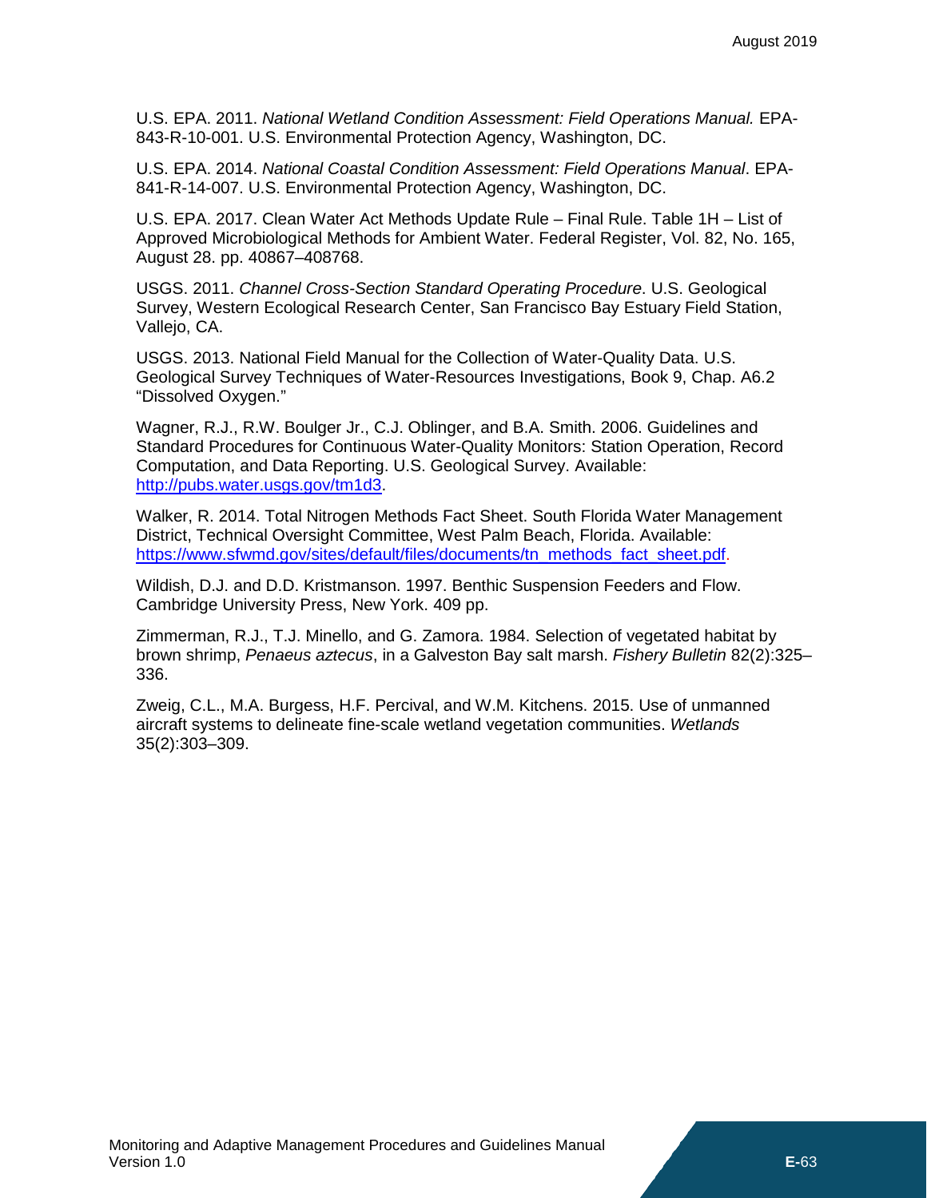U.S. EPA. 2011. *National Wetland Condition Assessment: Field Operations Manual.* EPA-843-R-10-001. U.S. Environmental Protection Agency, Washington, DC.

U.S. EPA. 2014. *National Coastal Condition Assessment: Field Operations Manual*. EPA-841-R-14-007. U.S. Environmental Protection Agency, Washington, DC.

U.S. EPA. 2017. Clean Water Act Methods Update Rule – Final Rule. Table 1H – List of Approved Microbiological Methods for Ambient Water. Federal Register, Vol. 82, No. 165, August 28. pp. 40867–408768.

USGS. 2011. *Channel Cross-Section Standard Operating Procedure*. U.S. Geological Survey, Western Ecological Research Center, San Francisco Bay Estuary Field Station, Vallejo, CA.

USGS. 2013. National Field Manual for the Collection of Water-Quality Data. U.S. Geological Survey Techniques of Water-Resources Investigations, Book 9, Chap. A6.2 "Dissolved Oxygen."

Wagner, R.J., R.W. Boulger Jr., C.J. Oblinger, and B.A. Smith. 2006. Guidelines and Standard Procedures for Continuous Water-Quality Monitors: Station Operation, Record Computation, and Data Reporting. U.S. Geological Survey. Available: http://pubs.water.usgs.gov/tm1d3.

Walker, R. 2014. Total Nitrogen Methods Fact Sheet. South Florida Water Management District, Technical Oversight Committee, West Palm Beach, Florida. Available: https://www.sfwmd.gov/sites/default/files/documents/tn_methods_fact_sheet.pdf.

Wildish, D.J. and D.D. Kristmanson. 1997. Benthic Suspension Feeders and Flow. Cambridge University Press, New York. 409 pp.

Zimmerman, R.J., T.J. Minello, and G. Zamora. 1984. Selection of vegetated habitat by brown shrimp, *Penaeus aztecus*, in a Galveston Bay salt marsh. *Fishery Bulletin* 82(2):325–336.

Zweig, C.L., M.A. Burgess, H.F. Percival, and W.M. Kitchens. 2015. Use of unmanned aircraft systems to delineate fine-scale wetland vegetation communities. *Wetlands* 35(2):303–309.